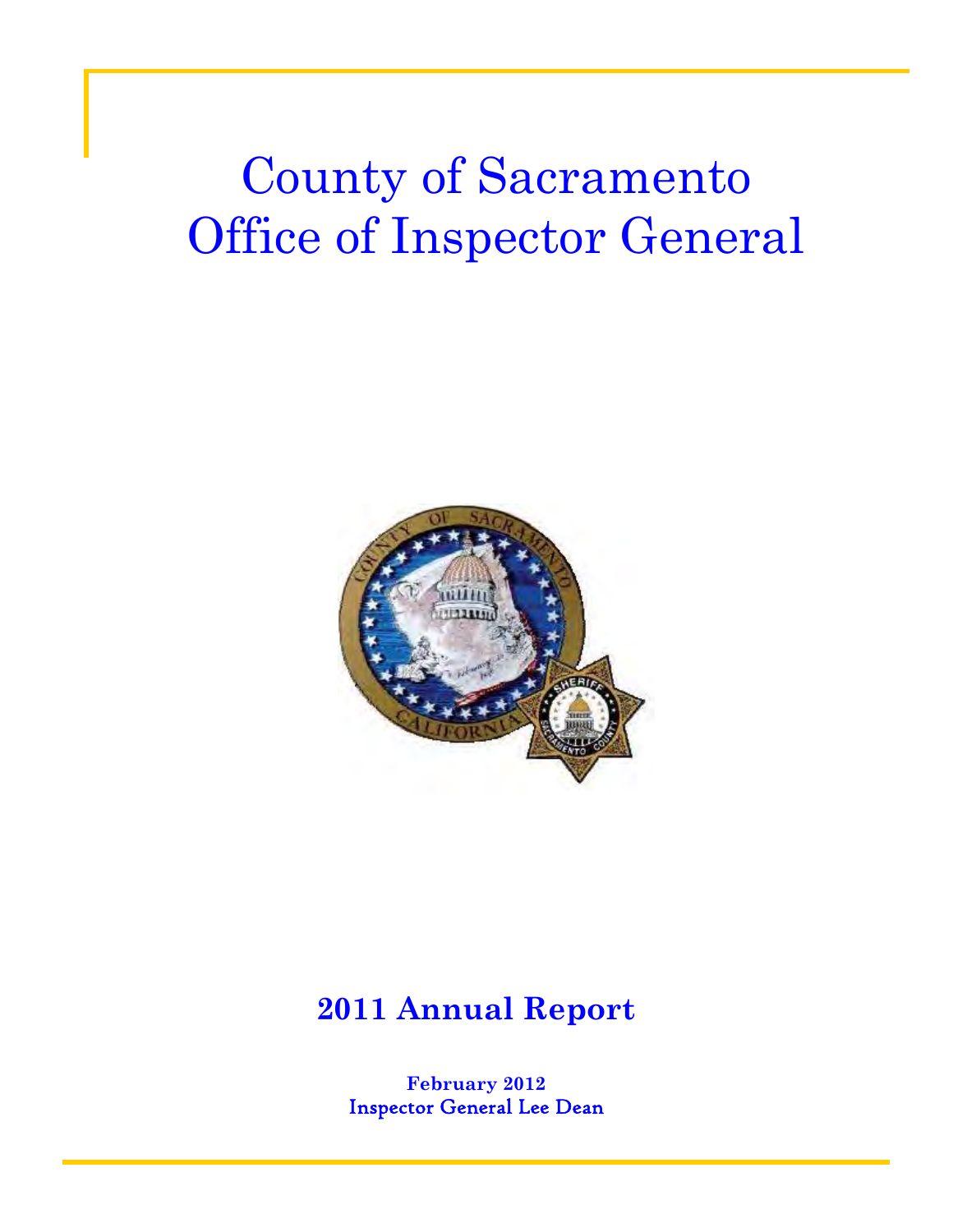# County of Sacramento
# Office of Inspector General

## 2011 Annual Report

**February 2012**
**Inspector General Lee Dean**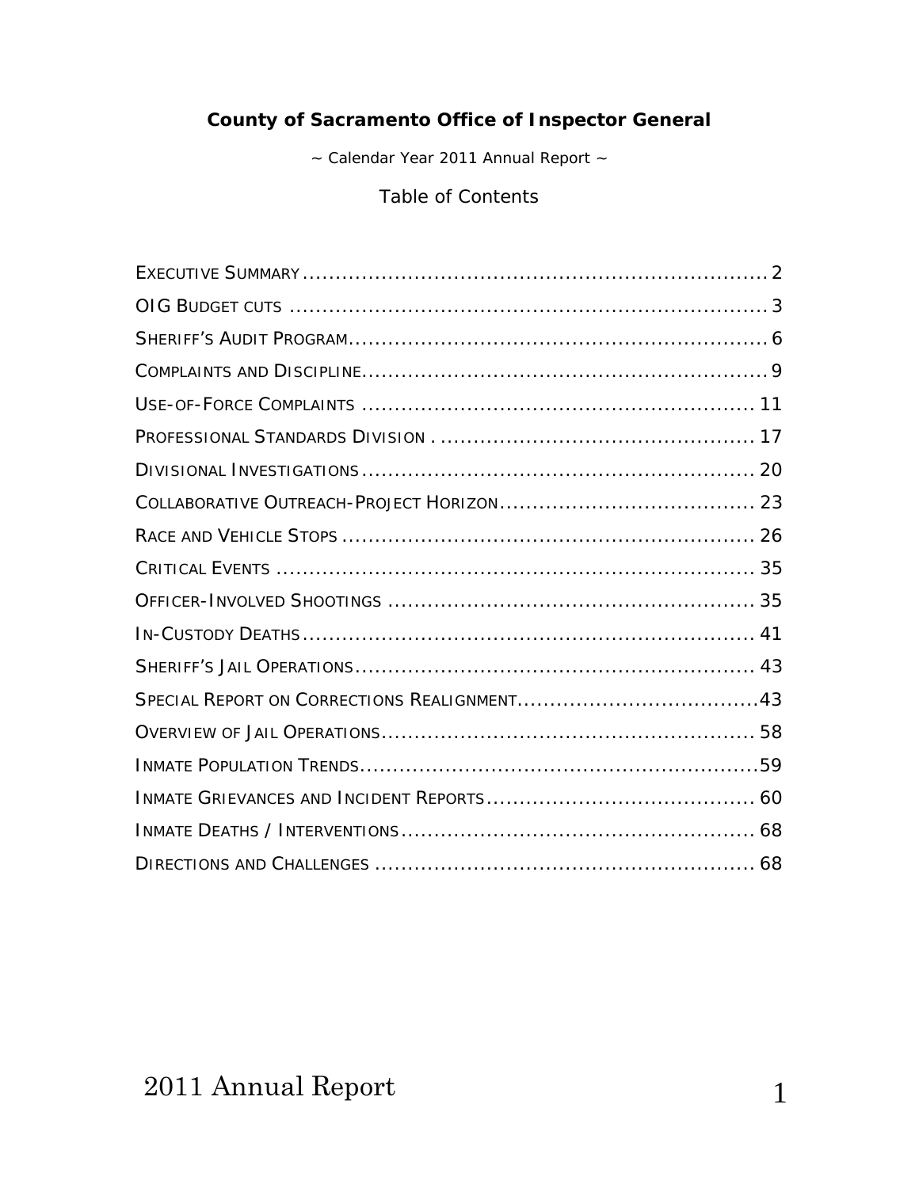**County of Sacramento Office of Inspector General**

~ Calendar Year 2011 Annual Report ~

Table of Contents

EXECUTIVE SUMMARY .......................................................................... 2
OIG BUDGET CUTS ............................................................................. 3
SHERIFF'S AUDIT PROGRAM .................................................................. 6
COMPLAINTS AND DISCIPLINE ................................................................ 9
USE-OF-FORCE COMPLAINTS ................................................................ 11
PROFESSIONAL STANDARDS DIVISION ..................................................... 17
DIVISIONAL INVESTIGATIONS ............................................................... 20
COLLABORATIVE OUTREACH-PROJECT HORIZON ........................................... 23
RACE AND VEHICLE STOPS ................................................................... 26
CRITICAL EVENTS ............................................................................. 35
OFFICER-INVOLVED SHOOTINGS ............................................................. 35
IN-CUSTODY DEATHS .......................................................................... 41
SHERIFF'S JAIL OPERATIONS ................................................................ 43
SPECIAL REPORT ON CORRECTIONS REALIGNMENT ......................................... 43
OVERVIEW OF JAIL OPERATIONS ............................................................. 58
INMATE POPULATION TRENDS ................................................................ 59
INMATE GRIEVANCES AND INCIDENT REPORTS ............................................... 60
INMATE DEATHS / INTERVENTIONS ........................................................... 68
DIRECTIONS AND CHALLENGES .............................................................. 68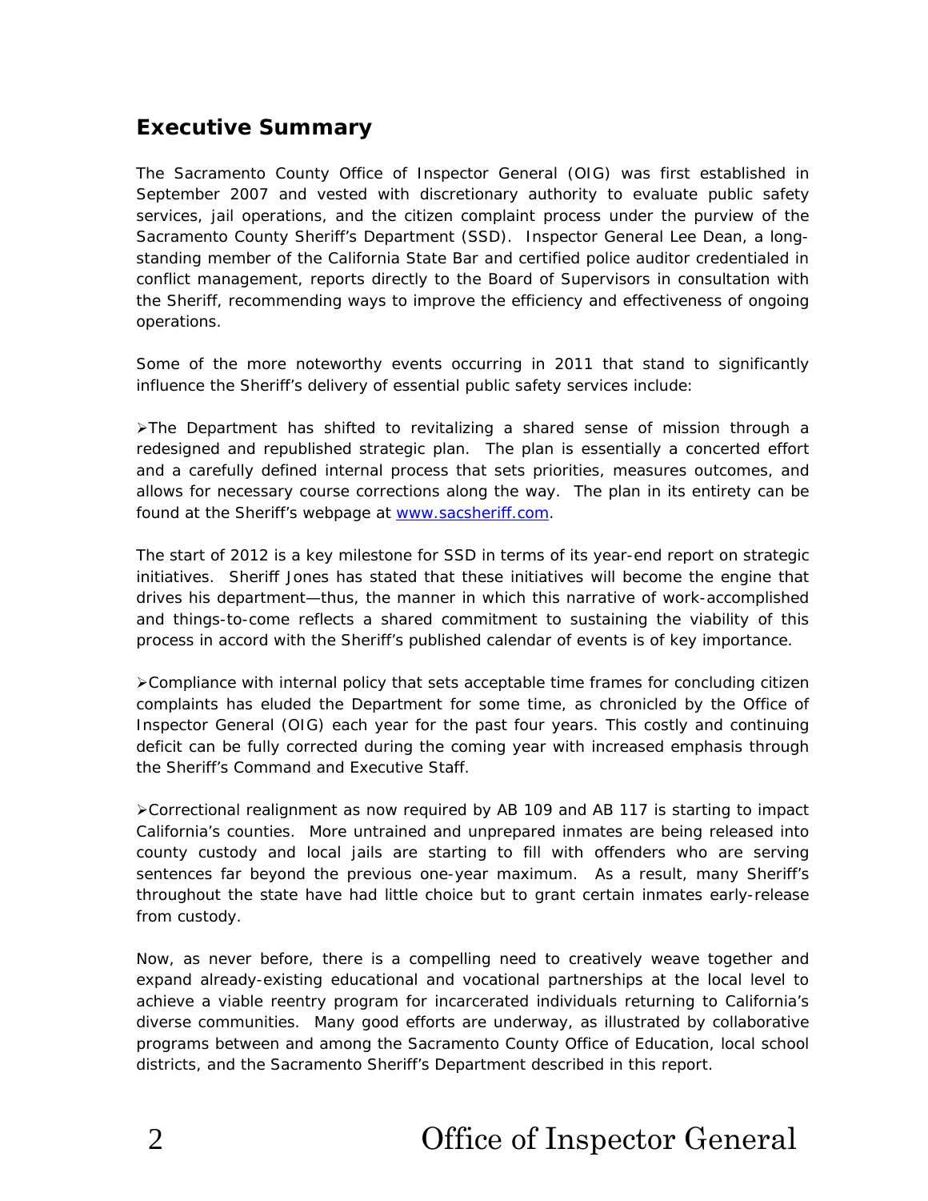## Executive Summary

The Sacramento County Office of Inspector General (OIG) was first established in September 2007 and vested with discretionary authority to evaluate public safety services, jail operations, and the citizen complaint process under the purview of the Sacramento County Sheriff's Department (SSD). Inspector General Lee Dean, a long-standing member of the California State Bar and certified police auditor credentialed in conflict management, reports directly to the Board of Supervisors in consultation with the Sheriff, recommending ways to improve the efficiency and effectiveness of ongoing operations.

Some of the more noteworthy events occurring in 2011 that stand to significantly influence the Sheriff's delivery of essential public safety services include:

➢ The Department has shifted to revitalizing a shared sense of mission through a redesigned and republished strategic plan. The plan is essentially a concerted effort and a carefully defined internal process that sets priorities, measures outcomes, and allows for necessary course corrections along the way. The plan in its entirety can be found at the Sheriff's webpage at [www.sacsheriff.com](http://www.sacsheriff.com).

The start of 2012 is a key milestone for SSD in terms of its year-end report on strategic initiatives. Sheriff Jones has stated that these initiatives will become the engine that drives his department—thus, the manner in which this narrative of work-accomplished and things-to-come reflects a shared commitment to sustaining the viability of this process in accord with the Sheriff's published calendar of events is of key importance.

➢ Compliance with internal policy that sets acceptable time frames for concluding citizen complaints has eluded the Department for some time, as chronicled by the Office of Inspector General (OIG) each year for the past four years. This costly and continuing deficit can be fully corrected during the coming year with increased emphasis through the Sheriff's Command and Executive Staff.

➢ Correctional realignment as now required by AB 109 and AB 117 is starting to impact California's counties. More untrained and unprepared inmates are being released into county custody and local jails are starting to fill with offenders who are serving sentences far beyond the previous one-year maximum. As a result, many Sheriff's throughout the state have had little choice but to grant certain inmates early-release from custody.

Now, as never before, there is a compelling need to creatively weave together and expand already-existing educational and vocational partnerships at the local level to achieve a viable reentry program for incarcerated individuals returning to California's diverse communities. Many good efforts are underway, as illustrated by collaborative programs between and among the Sacramento County Office of Education, local school districts, and the Sacramento Sheriff's Department described in this report.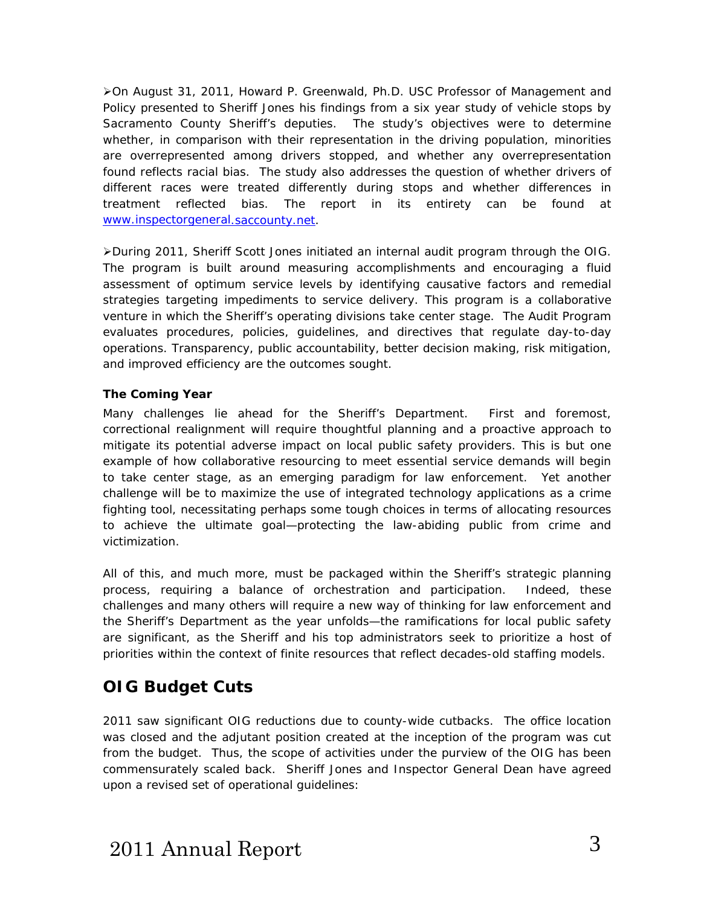- On August 31, 2011, Howard P. Greenwald, Ph.D. USC Professor of Management and Policy presented to Sheriff Jones his findings from a six year study of vehicle stops by Sacramento County Sheriff's deputies. The study's objectives were to determine whether, in comparison with their representation in the driving population, minorities are overrepresented among drivers stopped, and whether any overrepresentation found reflects racial bias. The study also addresses the question of whether drivers of different races were treated differently during stops and whether differences in treatment reflected bias. The report in its entirety can be found at www.inspectorgeneral.saccounty.net.

- During 2011, Sheriff Scott Jones initiated an internal audit program through the OIG. The program is built around measuring accomplishments and encouraging a fluid assessment of optimum service levels by identifying causative factors and remedial strategies targeting impediments to service delivery. This program is a collaborative venture in which the Sheriff's operating divisions take center stage. The Audit Program evaluates procedures, policies, guidelines, and directives that regulate day-to-day operations. Transparency, public accountability, better decision making, risk mitigation, and improved efficiency are the outcomes sought.

**The Coming Year**

Many challenges lie ahead for the Sheriff's Department. First and foremost, correctional realignment will require thoughtful planning and a proactive approach to mitigate its potential adverse impact on local public safety providers. This is but one example of how collaborative resourcing to meet essential service demands will begin to take center stage, as an emerging paradigm for law enforcement. Yet another challenge will be to maximize the use of integrated technology applications as a crime fighting tool, necessitating perhaps some tough choices in terms of allocating resources to achieve the ultimate goal—protecting the law-abiding public from crime and victimization.

All of this, and much more, must be packaged within the Sheriff's strategic planning process, requiring a balance of orchestration and participation. Indeed, these challenges and many others will require a new way of thinking for law enforcement and the Sheriff's Department as the year unfolds—the ramifications for local public safety are significant, as the Sheriff and his top administrators seek to prioritize a host of priorities within the context of finite resources that reflect decades-old staffing models.

## OIG Budget Cuts

2011 saw significant OIG reductions due to county-wide cutbacks. The office location was closed and the adjutant position created at the inception of the program was cut from the budget. Thus, the scope of activities under the purview of the OIG has been commensurately scaled back. Sheriff Jones and Inspector General Dean have agreed upon a revised set of operational guidelines: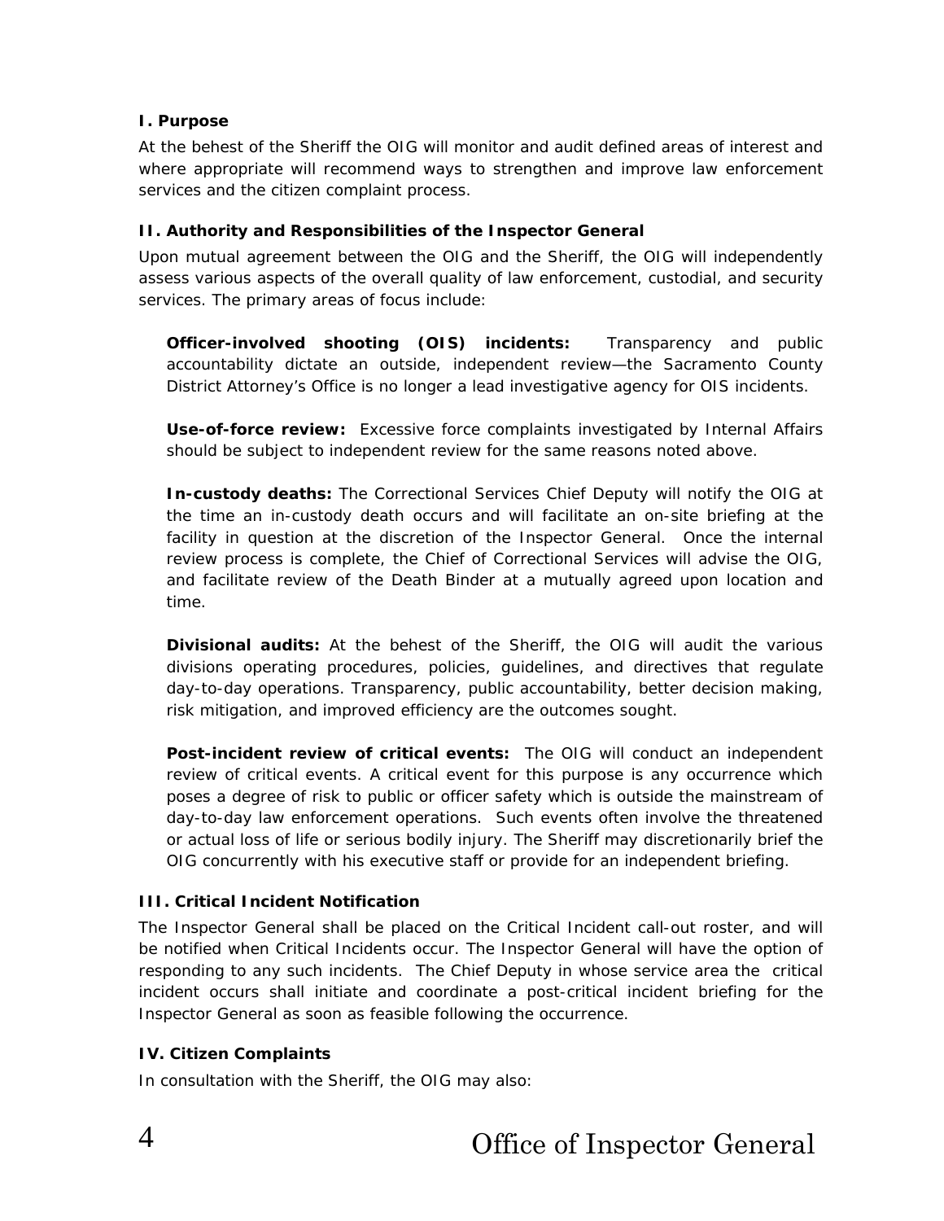**I. Purpose**

At the behest of the Sheriff the OIG will monitor and audit defined areas of interest and where appropriate will recommend ways to strengthen and improve law enforcement services and the citizen complaint process.

**II. Authority and Responsibilities of the Inspector General**

Upon mutual agreement between the OIG and the Sheriff, the OIG will independently assess various aspects of the overall quality of law enforcement, custodial, and security services. The primary areas of focus include:

**Officer-involved shooting (OIS) incidents:** Transparency and public accountability dictate an outside, independent review—the Sacramento County District Attorney's Office is no longer a lead investigative agency for OIS incidents.

**Use-of-force review:** Excessive force complaints investigated by Internal Affairs should be subject to independent review for the same reasons noted above.

**In-custody deaths:** The Correctional Services Chief Deputy will notify the OIG at the time an in-custody death occurs and will facilitate an on-site briefing at the facility in question at the discretion of the Inspector General. Once the internal review process is complete, the Chief of Correctional Services will advise the OIG, and facilitate review of the Death Binder at a mutually agreed upon location and time.

**Divisional audits:** At the behest of the Sheriff, the OIG will audit the various divisions operating procedures, policies, guidelines, and directives that regulate day-to-day operations. Transparency, public accountability, better decision making, risk mitigation, and improved efficiency are the outcomes sought.

**Post-incident review of critical events:** The OIG will conduct an independent review of critical events. A critical event for this purpose is any occurrence which poses a degree of risk to public or officer safety which is outside the mainstream of day-to-day law enforcement operations. Such events often involve the threatened or actual loss of life or serious bodily injury. The Sheriff may discretionarily brief the OIG concurrently with his executive staff or provide for an independent briefing.

**III. Critical Incident Notification**

The Inspector General shall be placed on the Critical Incident call-out roster, and will be notified when Critical Incidents occur. The Inspector General will have the option of responding to any such incidents. The Chief Deputy in whose service area the critical incident occurs shall initiate and coordinate a post-critical incident briefing for the Inspector General as soon as feasible following the occurrence.

**IV. Citizen Complaints**

In consultation with the Sheriff, the OIG may also: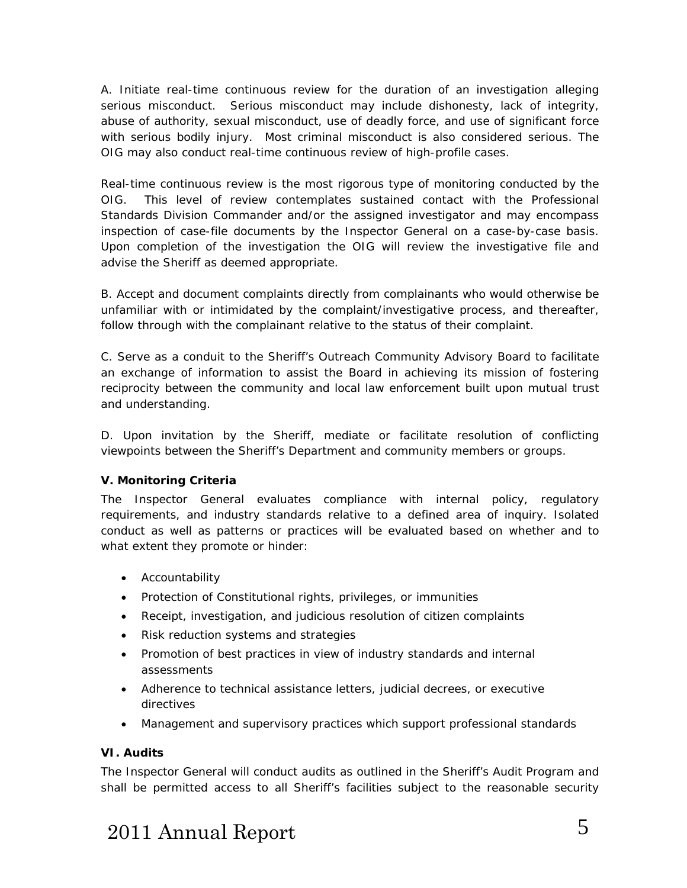A. Initiate real-time continuous review for the duration of an investigation alleging serious misconduct. Serious misconduct may include dishonesty, lack of integrity, abuse of authority, sexual misconduct, use of deadly force, and use of significant force with serious bodily injury. Most criminal misconduct is also considered serious. The OIG may also conduct real-time continuous review of high-profile cases.

Real-time continuous review is the most rigorous type of monitoring conducted by the OIG. This level of review contemplates sustained contact with the Professional Standards Division Commander and/or the assigned investigator and may encompass inspection of case-file documents by the Inspector General on a case-by-case basis. Upon completion of the investigation the OIG will review the investigative file and advise the Sheriff as deemed appropriate.

B. Accept and document complaints directly from complainants who would otherwise be unfamiliar with or intimidated by the complaint/investigative process, and thereafter, follow through with the complainant relative to the status of their complaint.

C. Serve as a conduit to the Sheriff's Outreach Community Advisory Board to facilitate an exchange of information to assist the Board in achieving its mission of fostering reciprocity between the community and local law enforcement built upon mutual trust and understanding.

D. Upon invitation by the Sheriff, mediate or facilitate resolution of conflicting viewpoints between the Sheriff's Department and community members or groups.

### V. Monitoring Criteria

The Inspector General evaluates compliance with internal policy, regulatory requirements, and industry standards relative to a defined area of inquiry. Isolated conduct as well as patterns or practices will be evaluated based on whether and to what extent they promote or hinder:

- Accountability
- Protection of Constitutional rights, privileges, or immunities
- Receipt, investigation, and judicious resolution of citizen complaints
- Risk reduction systems and strategies
- Promotion of best practices in view of industry standards and internal assessments
- Adherence to technical assistance letters, judicial decrees, or executive directives
- Management and supervisory practices which support professional standards

### VI. Audits

The Inspector General will conduct audits as outlined in the Sheriff's Audit Program and shall be permitted access to all Sheriff's facilities subject to the reasonable security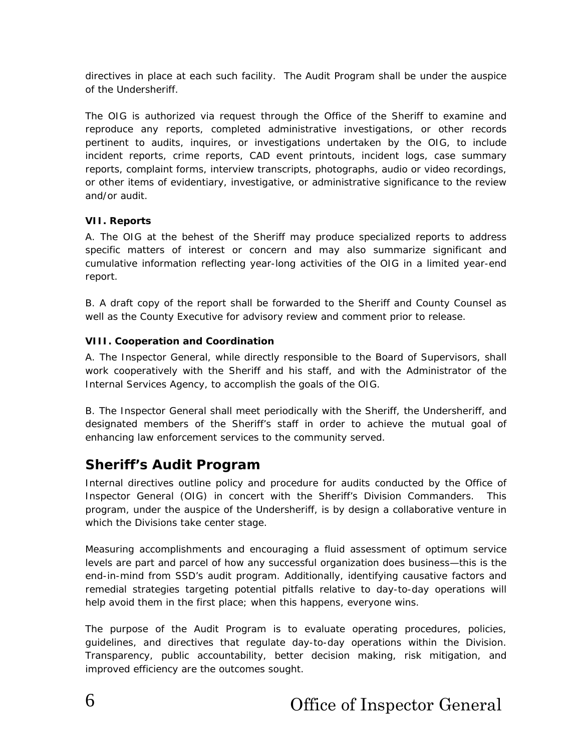directives in place at each such facility. The Audit Program shall be under the auspice of the Undersheriff.

The OIG is authorized via request through the Office of the Sheriff to examine and reproduce any reports, completed administrative investigations, or other records pertinent to audits, inquires, or investigations undertaken by the OIG, to include incident reports, crime reports, CAD event printouts, incident logs, case summary reports, complaint forms, interview transcripts, photographs, audio or video recordings, or other items of evidentiary, investigative, or administrative significance to the review and/or audit.

**VII. Reports**

A. The OIG at the behest of the Sheriff may produce specialized reports to address specific matters of interest or concern and may also summarize significant and cumulative information reflecting year-long activities of the OIG in a limited year-end report.

B. A draft copy of the report shall be forwarded to the Sheriff and County Counsel as well as the County Executive for advisory review and comment prior to release.

**VIII. Cooperation and Coordination**

A. The Inspector General, while directly responsible to the Board of Supervisors, shall work cooperatively with the Sheriff and his staff, and with the Administrator of the Internal Services Agency, to accomplish the goals of the OIG.

B. The Inspector General shall meet periodically with the Sheriff, the Undersheriff, and designated members of the Sheriff's staff in order to achieve the mutual goal of enhancing law enforcement services to the community served.

## Sheriff's Audit Program

Internal directives outline policy and procedure for audits conducted by the Office of Inspector General (OIG) in concert with the Sheriff's Division Commanders. This program, under the auspice of the Undersheriff, is by design a collaborative venture in which the Divisions take center stage.

Measuring accomplishments and encouraging a fluid assessment of optimum service levels are part and parcel of how any successful organization does business—this is the end-in-mind from SSD's audit program. Additionally, identifying causative factors and remedial strategies targeting potential pitfalls relative to day-to-day operations will help avoid them in the first place; when this happens, everyone wins.

The purpose of the Audit Program is to evaluate operating procedures, policies, guidelines, and directives that regulate day-to-day operations within the Division. Transparency, public accountability, better decision making, risk mitigation, and improved efficiency are the outcomes sought.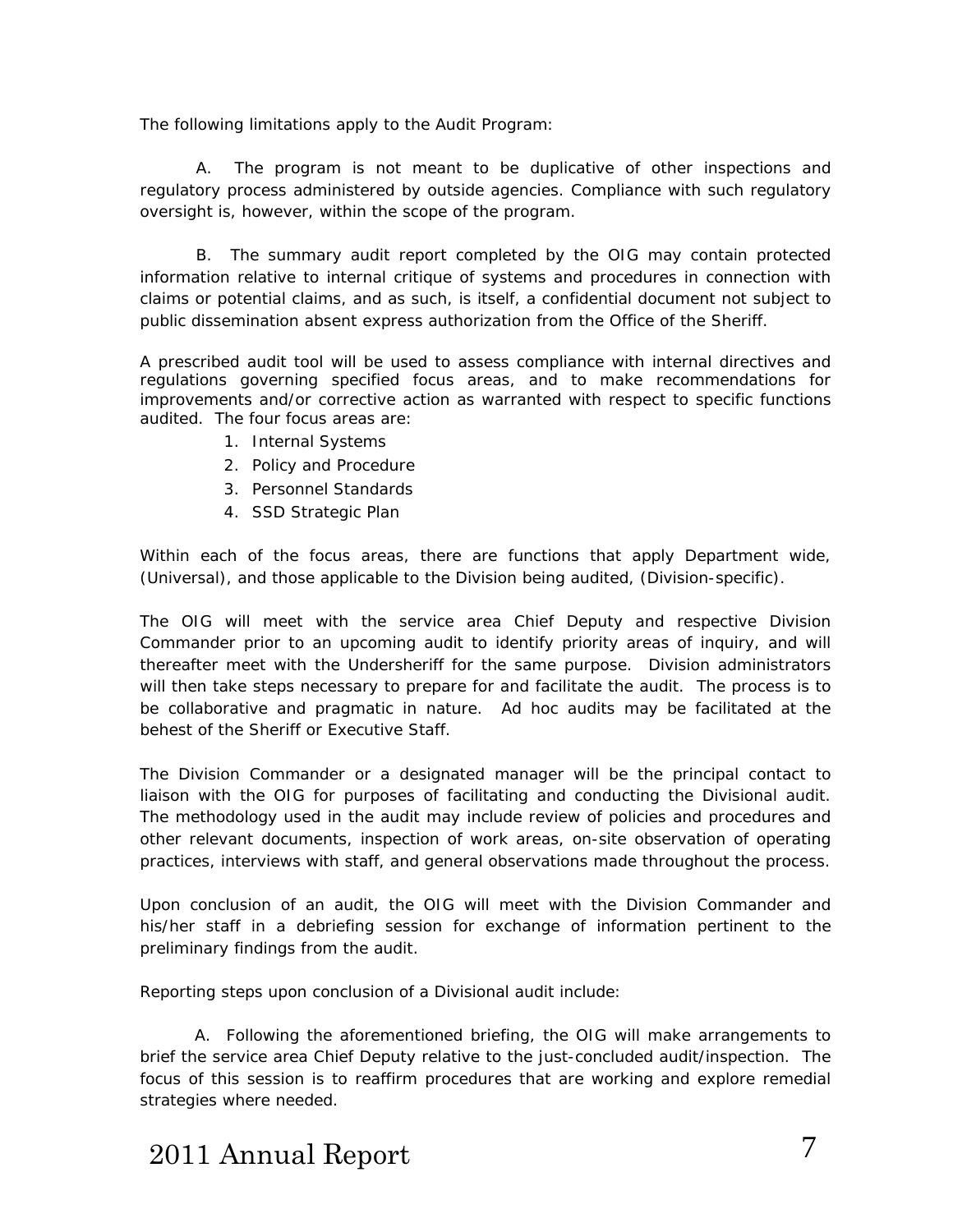The following limitations apply to the Audit Program:

A. The program is not meant to be duplicative of other inspections and regulatory process administered by outside agencies. Compliance with such regulatory oversight is, however, within the scope of the program.

B. The summary audit report completed by the OIG may contain protected information relative to internal critique of systems and procedures in connection with claims or potential claims, and as such, is itself, a confidential document not subject to public dissemination absent express authorization from the Office of the Sheriff.

A prescribed audit tool will be used to assess compliance with internal directives and regulations governing specified focus areas, and to make recommendations for improvements and/or corrective action as warranted with respect to specific functions audited. The four focus areas are:

1. Internal Systems
2. Policy and Procedure
3. Personnel Standards
4. SSD Strategic Plan

Within each of the focus areas, there are functions that apply Department wide, (Universal), and those applicable to the Division being audited, (Division-specific).

The OIG will meet with the service area Chief Deputy and respective Division Commander prior to an upcoming audit to identify priority areas of inquiry, and will thereafter meet with the Undersheriff for the same purpose. Division administrators will then take steps necessary to prepare for and facilitate the audit. The process is to be collaborative and pragmatic in nature. Ad hoc audits may be facilitated at the behest of the Sheriff or Executive Staff.

The Division Commander or a designated manager will be the principal contact to liaison with the OIG for purposes of facilitating and conducting the Divisional audit. The methodology used in the audit may include review of policies and procedures and other relevant documents, inspection of work areas, on-site observation of operating practices, interviews with staff, and general observations made throughout the process.

Upon conclusion of an audit, the OIG will meet with the Division Commander and his/her staff in a debriefing session for exchange of information pertinent to the preliminary findings from the audit.

Reporting steps upon conclusion of a Divisional audit include:

A. Following the aforementioned briefing, the OIG will make arrangements to brief the service area Chief Deputy relative to the just-concluded audit/inspection. The focus of this session is to reaffirm procedures that are working and explore remedial strategies where needed.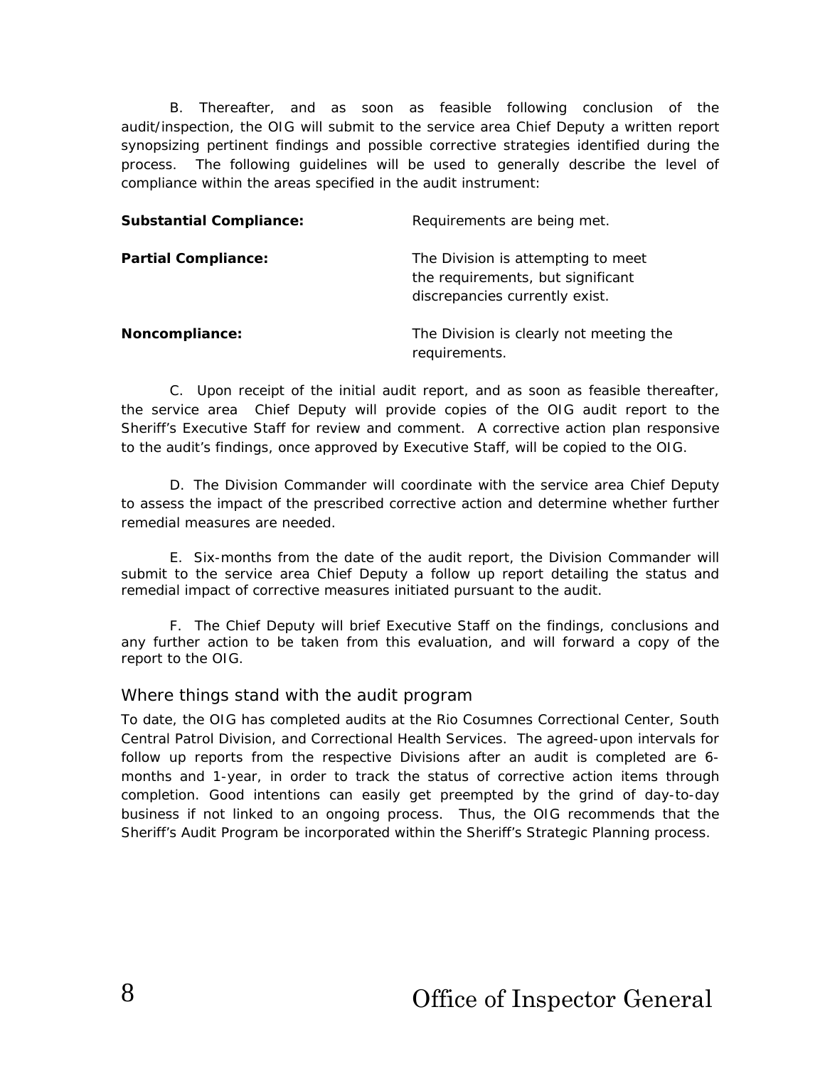B. Thereafter, and as soon as feasible following conclusion of the audit/inspection, the OIG will submit to the service area Chief Deputy a written report synopsizing pertinent findings and possible corrective strategies identified during the process. The following guidelines will be used to generally describe the level of compliance within the areas specified in the audit instrument:

| | |
|---|---|
| **Substantial Compliance:** | Requirements are being met. |
| **Partial Compliance:** | The Division is attempting to meet the requirements, but significant discrepancies currently exist. |
| **Noncompliance:** | The Division is clearly not meeting the requirements. |

C. Upon receipt of the initial audit report, and as soon as feasible thereafter, the service area Chief Deputy will provide copies of the OIG audit report to the Sheriff's Executive Staff for review and comment. A corrective action plan responsive to the audit's findings, once approved by Executive Staff, will be copied to the OIG.

D. The Division Commander will coordinate with the service area Chief Deputy to assess the impact of the prescribed corrective action and determine whether further remedial measures are needed.

E. Six-months from the date of the audit report, the Division Commander will submit to the service area Chief Deputy a follow up report detailing the status and remedial impact of corrective measures initiated pursuant to the audit.

F. The Chief Deputy will brief Executive Staff on the findings, conclusions and any further action to be taken from this evaluation, and will forward a copy of the report to the OIG.

## Where things stand with the audit program

To date, the OIG has completed audits at the Rio Cosumnes Correctional Center, South Central Patrol Division, and Correctional Health Services. The agreed-upon intervals for follow up reports from the respective Divisions after an audit is completed are 6-months and 1-year, in order to track the status of corrective action items through completion. Good intentions can easily get preempted by the grind of day-to-day business if not linked to an ongoing process. Thus, the OIG recommends that the Sheriff's Audit Program be incorporated within the Sheriff's Strategic Planning process.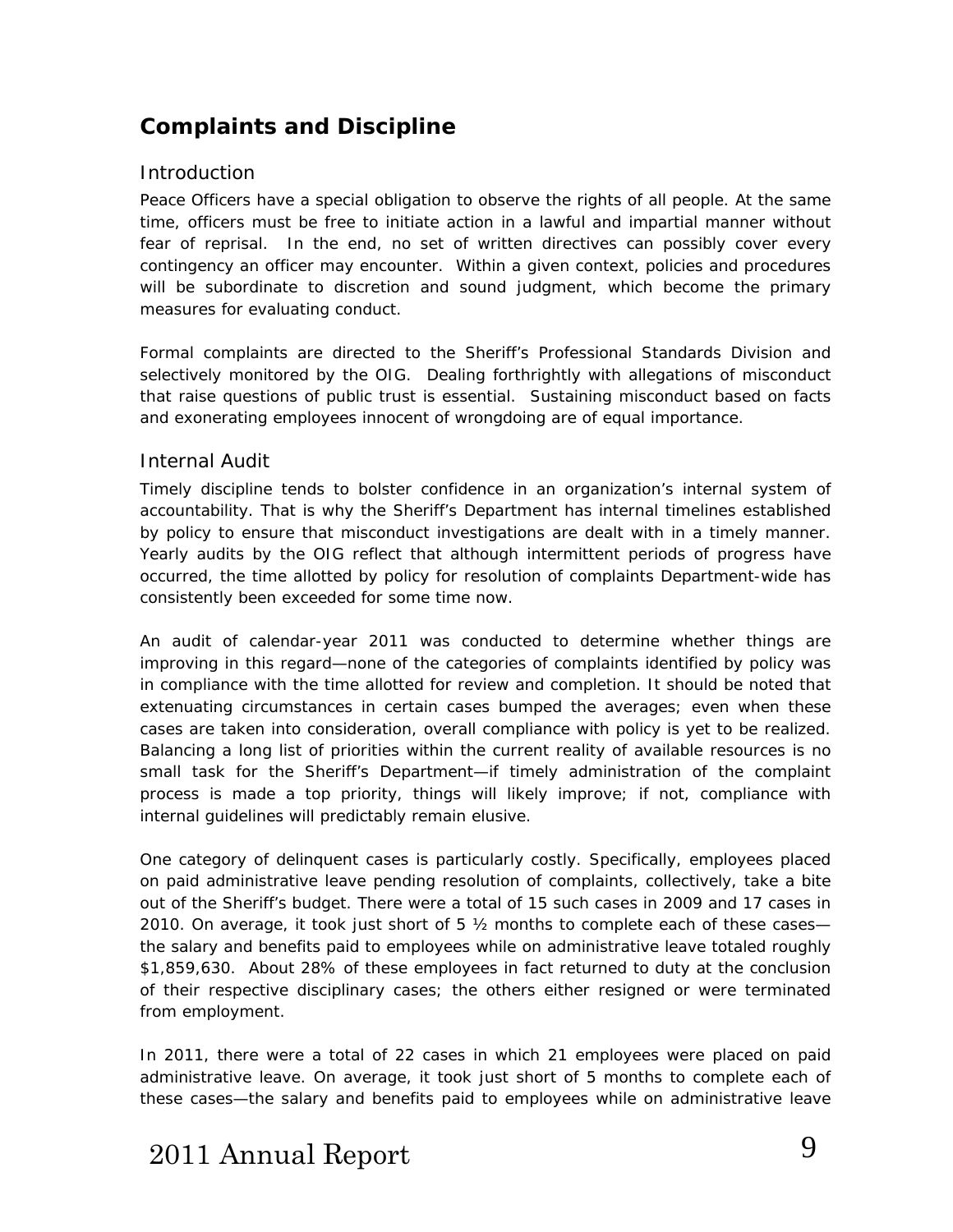## Complaints and Discipline

### Introduction

Peace Officers have a special obligation to observe the rights of all people. At the same time, officers must be free to initiate action in a lawful and impartial manner without fear of reprisal. In the end, no set of written directives can possibly cover every contingency an officer may encounter. Within a given context, policies and procedures will be subordinate to discretion and sound judgment, which become the primary measures for evaluating conduct.

Formal complaints are directed to the Sheriff's Professional Standards Division and selectively monitored by the OIG. Dealing forthrightly with allegations of misconduct that raise questions of public trust is essential. Sustaining misconduct based on facts and exonerating employees innocent of wrongdoing are of equal importance.

### Internal Audit

Timely discipline tends to bolster confidence in an organization's internal system of accountability. That is why the Sheriff's Department has internal timelines established by policy to ensure that misconduct investigations are dealt with in a timely manner. Yearly audits by the OIG reflect that although intermittent periods of progress have occurred, the time allotted by policy for resolution of complaints Department-wide has consistently been exceeded for some time now.

An audit of calendar-year 2011 was conducted to determine whether things are improving in this regard—none of the categories of complaints identified by policy was in compliance with the time allotted for review and completion. It should be noted that extenuating circumstances in certain cases bumped the averages; even when these cases are taken into consideration, overall compliance with policy is yet to be realized. Balancing a long list of priorities within the current reality of available resources is no small task for the Sheriff's Department—if timely administration of the complaint process is made a top priority, things will likely improve; if not, compliance with internal guidelines will predictably remain elusive.

One category of delinquent cases is particularly costly. Specifically, employees placed on paid administrative leave pending resolution of complaints, collectively, take a bite out of the Sheriff's budget. There were a total of 15 such cases in 2009 and 17 cases in 2010. On average, it took just short of 5 ½ months to complete each of these cases—the salary and benefits paid to employees while on administrative leave totaled roughly $1,859,630. About 28% of these employees in fact returned to duty at the conclusion of their respective disciplinary cases; the others either resigned or were terminated from employment.

In 2011, there were a total of 22 cases in which 21 employees were placed on paid administrative leave. On average, it took just short of 5 months to complete each of these cases—the salary and benefits paid to employees while on administrative leave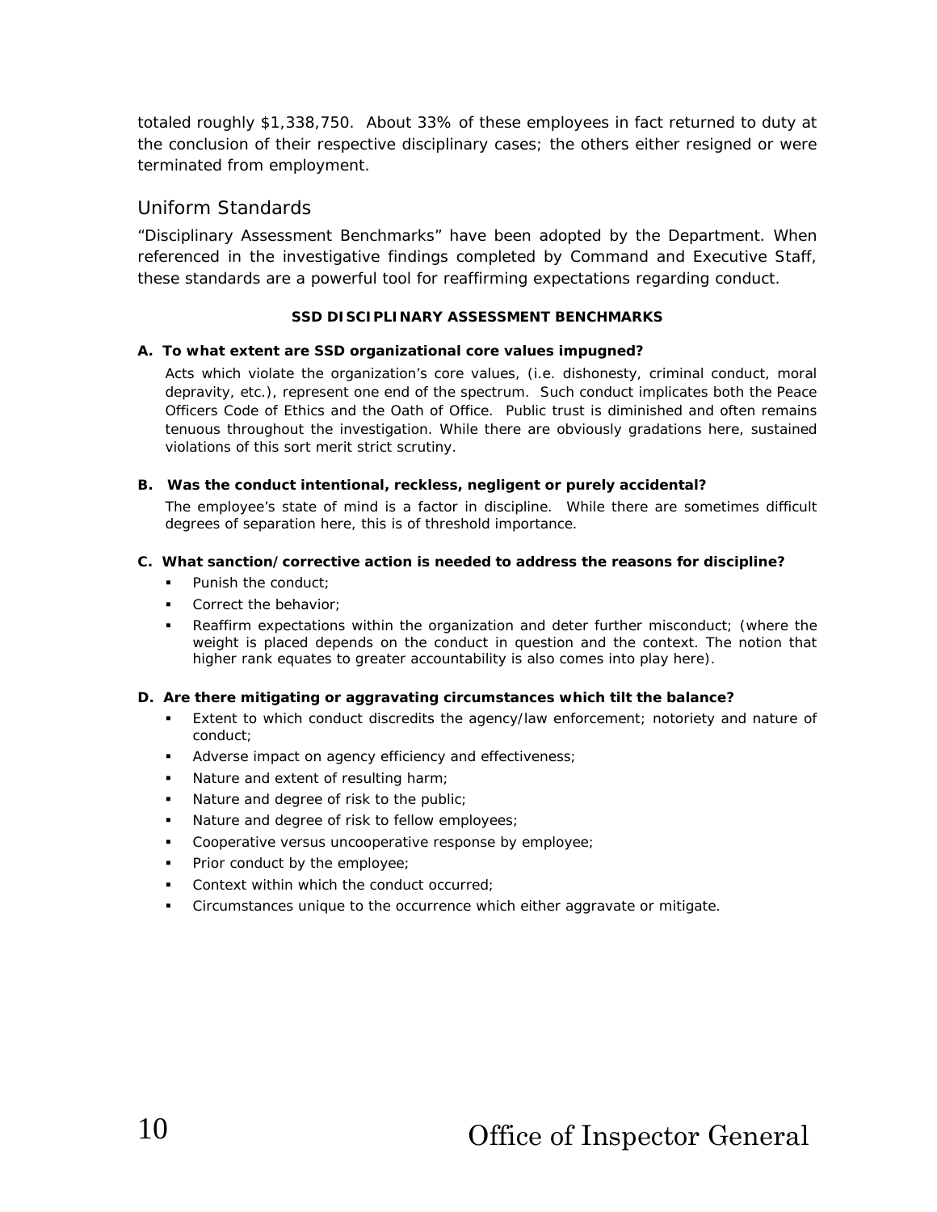totaled roughly $1,338,750. About 33% of these employees in fact returned to duty at the conclusion of their respective disciplinary cases; the others either resigned or were terminated from employment.

## Uniform Standards

"Disciplinary Assessment Benchmarks" have been adopted by the Department. When referenced in the investigative findings completed by Command and Executive Staff, these standards are a powerful tool for reaffirming expectations regarding conduct.

**SSD DISCIPLINARY ASSESSMENT BENCHMARKS**

**A. To what extent are SSD organizational core values impugned?**

Acts which violate the organization's core values, (i.e. dishonesty, criminal conduct, moral depravity, etc.), represent one end of the spectrum. Such conduct implicates both the Peace Officers Code of Ethics and the Oath of Office. Public trust is diminished and often remains tenuous throughout the investigation. While there are obviously gradations here, sustained violations of this sort merit strict scrutiny.

**B. Was the conduct intentional, reckless, negligent or purely accidental?**

The employee's state of mind is a factor in discipline. While there are sometimes difficult degrees of separation here, this is of threshold importance.

**C. What sanction/corrective action is needed to address the reasons for discipline?**

- Punish the conduct;
- Correct the behavior;
- Reaffirm expectations within the organization and deter further misconduct; (where the weight is placed depends on the conduct in question and the context. The notion that higher rank equates to greater accountability is also comes into play here).

**D. Are there mitigating or aggravating circumstances which tilt the balance?**

- Extent to which conduct discredits the agency/law enforcement; notoriety and nature of conduct;
- Adverse impact on agency efficiency and effectiveness;
- Nature and extent of resulting harm;
- Nature and degree of risk to the public;
- Nature and degree of risk to fellow employees;
- Cooperative versus uncooperative response by employee;
- Prior conduct by the employee;
- Context within which the conduct occurred;
- Circumstances unique to the occurrence which either aggravate or mitigate.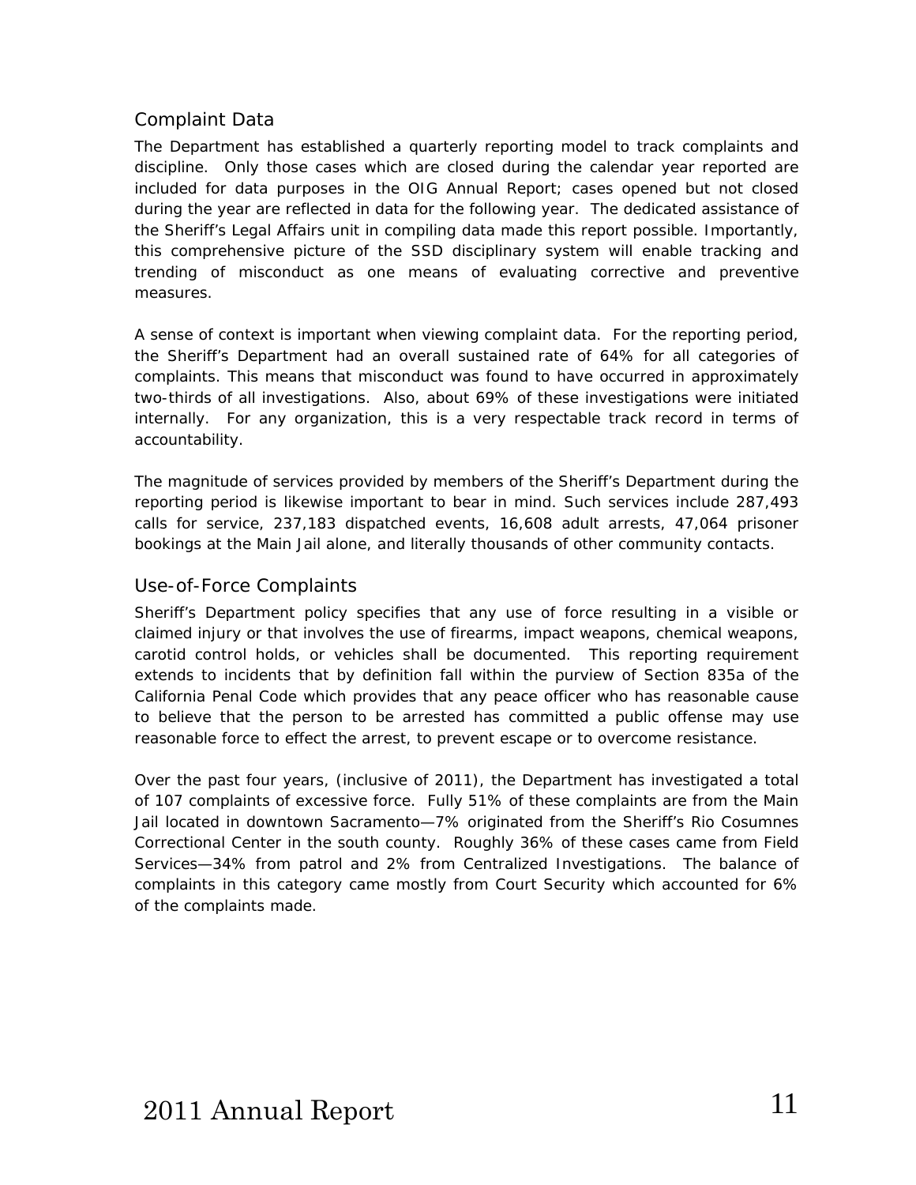## Complaint Data

The Department has established a quarterly reporting model to track complaints and discipline. Only those cases which are closed during the calendar year reported are included for data purposes in the OIG Annual Report; cases opened but not closed during the year are reflected in data for the following year. The dedicated assistance of the Sheriff's Legal Affairs unit in compiling data made this report possible. Importantly, this comprehensive picture of the SSD disciplinary system will enable tracking and trending of misconduct as one means of evaluating corrective and preventive measures.

A sense of context is important when viewing complaint data. For the reporting period, the Sheriff's Department had an overall sustained rate of 64% for all categories of complaints. This means that misconduct was found to have occurred in approximately two-thirds of all investigations. Also, about 69% of these investigations were initiated internally. For any organization, this is a very respectable track record in terms of accountability.

The magnitude of services provided by members of the Sheriff's Department during the reporting period is likewise important to bear in mind. Such services include 287,493 calls for service, 237,183 dispatched events, 16,608 adult arrests, 47,064 prisoner bookings at the Main Jail alone, and literally thousands of other community contacts.

## Use-of-Force Complaints

Sheriff's Department policy specifies that any use of force resulting in a visible or claimed injury or that involves the use of firearms, impact weapons, chemical weapons, carotid control holds, or vehicles shall be documented. This reporting requirement extends to incidents that by definition fall within the purview of Section 835a of the California Penal Code which provides that any peace officer who has reasonable cause to believe that the person to be arrested has committed a public offense may use reasonable force to effect the arrest, to prevent escape or to overcome resistance.

Over the past four years, (inclusive of 2011), the Department has investigated a total of 107 complaints of excessive force. Fully 51% of these complaints are from the Main Jail located in downtown Sacramento—7% originated from the Sheriff's Rio Cosumnes Correctional Center in the south county. Roughly 36% of these cases came from Field Services—34% from patrol and 2% from Centralized Investigations. The balance of complaints in this category came mostly from Court Security which accounted for 6% of the complaints made.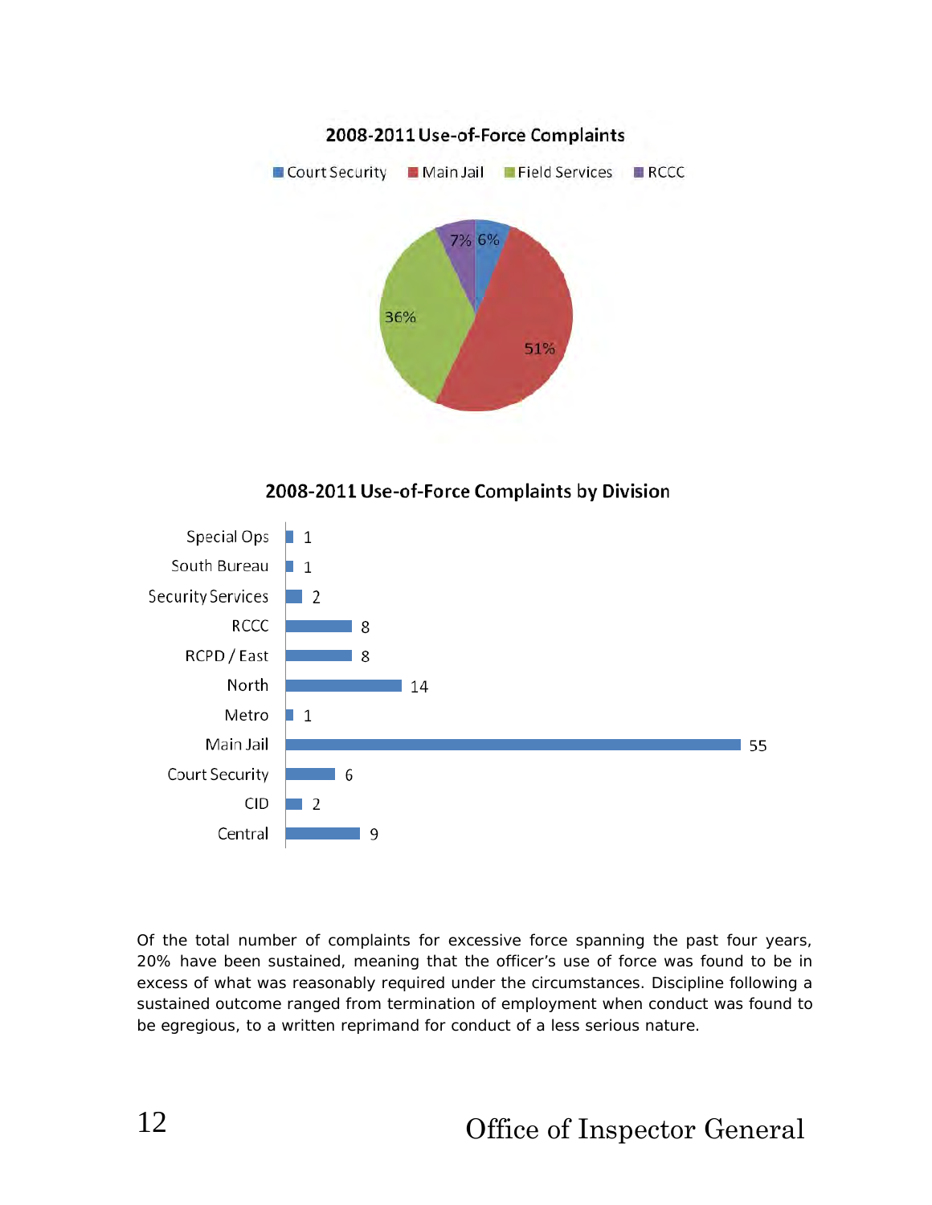## 2008-2011 Use-of-Force Complaints

| Category | Percentage |
| --- | --- |
| Court Security | 6% |
| Main Jail | 51% |
| Field Services | 36% |
| RCCC | 7% |

## 2008-2011 Use-of-Force Complaints by Division

| Division | Complaints |
| --- | --- |
| Special Ops | 1 |
| South Bureau | 1 |
| Security Services | 2 |
| RCCC | 8 |
| RCPD / East | 8 |
| North | 14 |
| Metro | 1 |
| Main Jail | 55 |
| Court Security | 6 |
| CID | 2 |
| Central | 9 |

Of the total number of complaints for excessive force spanning the past four years, 20% have been sustained, meaning that the officer's use of force was found to be in excess of what was reasonably required under the circumstances. Discipline following a sustained outcome ranged from termination of employment when conduct was found to be egregious, to a written reprimand for conduct of a less serious nature.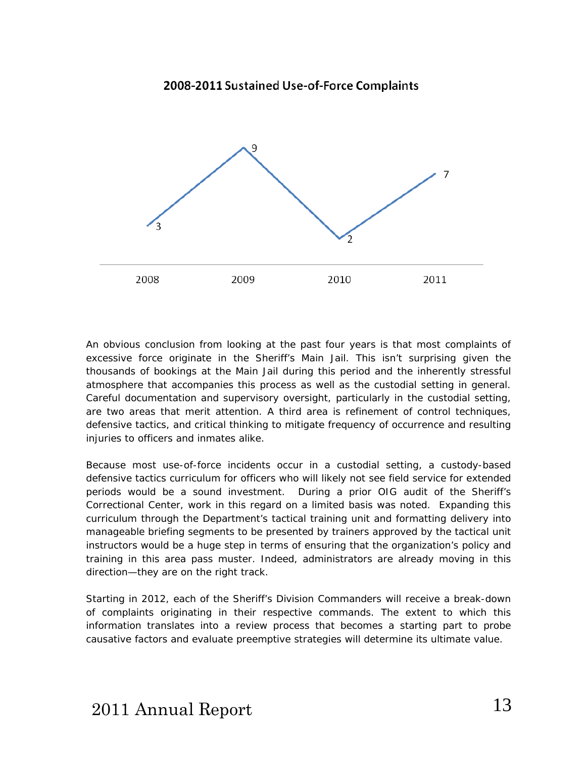**2008-2011 Sustained Use-of-Force Complaints**

| Year | Sustained Use-of-Force Complaints |
|---|---|
| 2008 | 3 |
| 2009 | 9 |
| 2010 | 2 |
| 2011 | 7 |

An obvious conclusion from looking at the past four years is that most complaints of excessive force originate in the Sheriff's Main Jail. This isn't surprising given the thousands of bookings at the Main Jail during this period and the inherently stressful atmosphere that accompanies this process as well as the custodial setting in general. Careful documentation and supervisory oversight, particularly in the custodial setting, are two areas that merit attention. A third area is refinement of control techniques, defensive tactics, and critical thinking to mitigate frequency of occurrence and resulting injuries to officers and inmates alike.

Because most use-of-force incidents occur in a custodial setting, a custody-based defensive tactics curriculum for officers who will likely not see field service for extended periods would be a sound investment. During a prior OIG audit of the Sheriff's Correctional Center, work in this regard on a limited basis was noted. Expanding this curriculum through the Department's tactical training unit and formatting delivery into manageable briefing segments to be presented by trainers approved by the tactical unit instructors would be a huge step in terms of ensuring that the organization's policy and training in this area pass muster. Indeed, administrators are already moving in this direction—they are on the right track.

Starting in 2012, each of the Sheriff's Division Commanders will receive a break-down of complaints originating in their respective commands. The extent to which this information translates into a review process that becomes a starting part to probe causative factors and evaluate preemptive strategies will determine its ultimate value.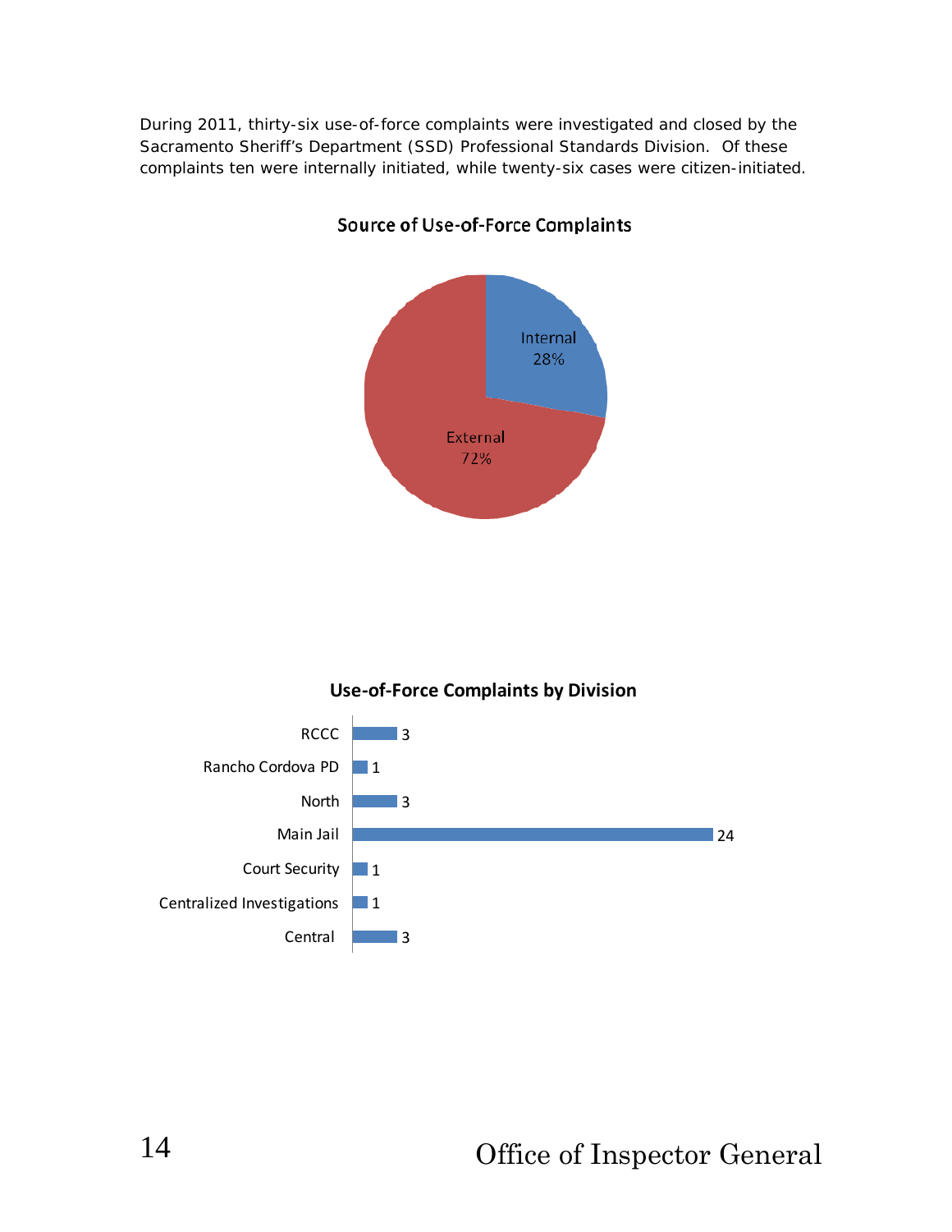During 2011, thirty-six use-of-force complaints were investigated and closed by the Sacramento Sheriff's Department (SSD) Professional Standards Division. Of these complaints ten were internally initiated, while twenty-six cases were citizen-initiated.

**Source of Use-of-Force Complaints**

| Source | Percentage |
|---|---|
| Internal | 28% |
| External | 72% |

**Use-of-Force Complaints by Division**

| Division | Complaints |
|---|---|
| RCCC | 3 |
| Rancho Cordova PD | 1 |
| North | 3 |
| Main Jail | 24 |
| Court Security | 1 |
| Centralized Investigations | 1 |
| Central | 3 |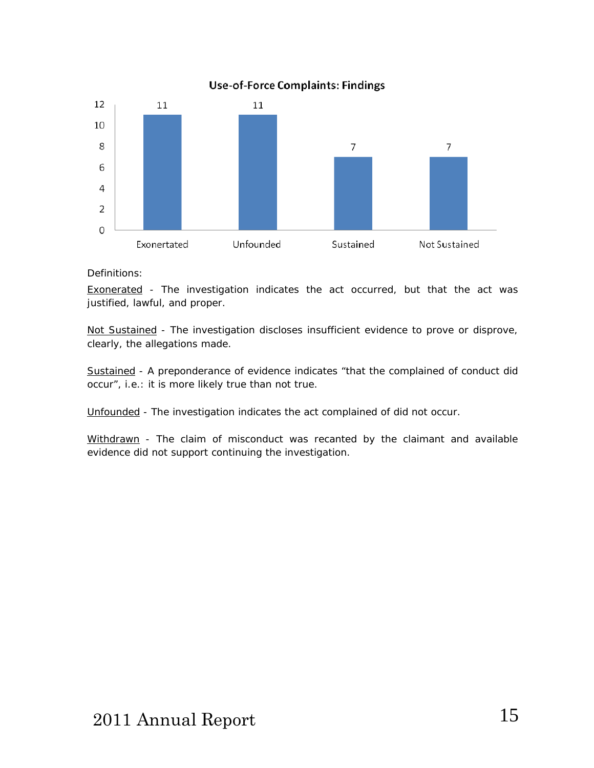**Use-of-Force Complaints: Findings**

| Finding | Count |
|---|---|
| Exonertated | 11 |
| Unfounded | 11 |
| Sustained | 7 |
| Not Sustained | 7 |

Definitions:

<u>Exonerated</u> - The investigation indicates the act occurred, but that the act was justified, lawful, and proper.

<u>Not Sustained</u> - The investigation discloses insufficient evidence to prove or disprove, clearly, the allegations made.

<u>Sustained</u> - A preponderance of evidence indicates "that the complained of conduct did occur", i.e.: it is more likely true than not true.

<u>Unfounded</u> - The investigation indicates the act complained of did not occur.

<u>Withdrawn</u> - The claim of misconduct was recanted by the claimant and available evidence did not support continuing the investigation.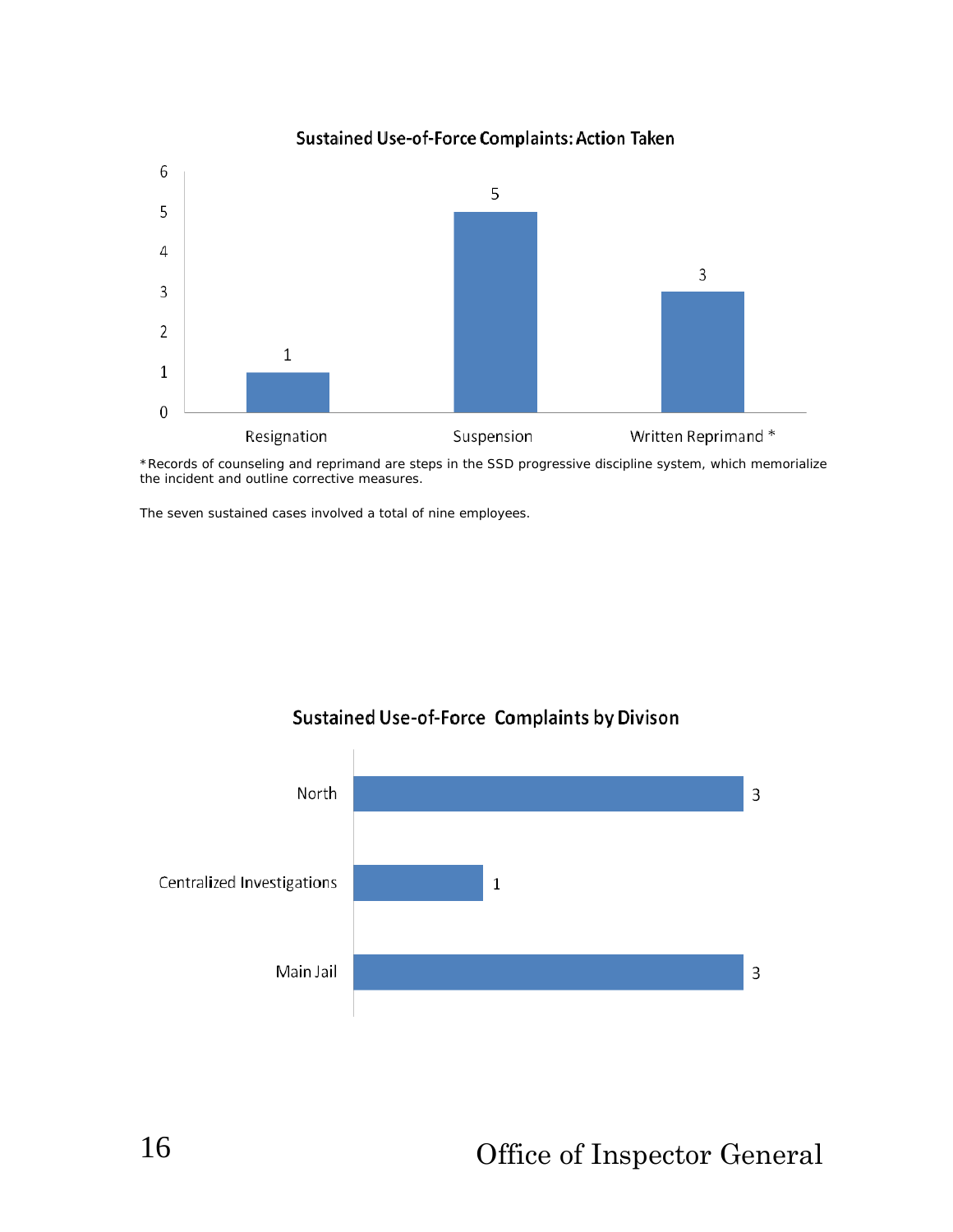## Sustained Use-of-Force Complaints: Action Taken

| Action | Count |
|---|---|
| Resignation | 1 |
| Suspension | 5 |
| Written Reprimand * | 3 |

*Records of counseling and reprimand are steps in the SSD progressive discipline system, which memorialize the incident and outline corrective measures.

The seven sustained cases involved a total of nine employees.

## Sustained Use-of-Force Complaints by Divison

| Division | Count |
|---|---|
| North | 3 |
| Centralized Investigations | 1 |
| Main Jail | 3 |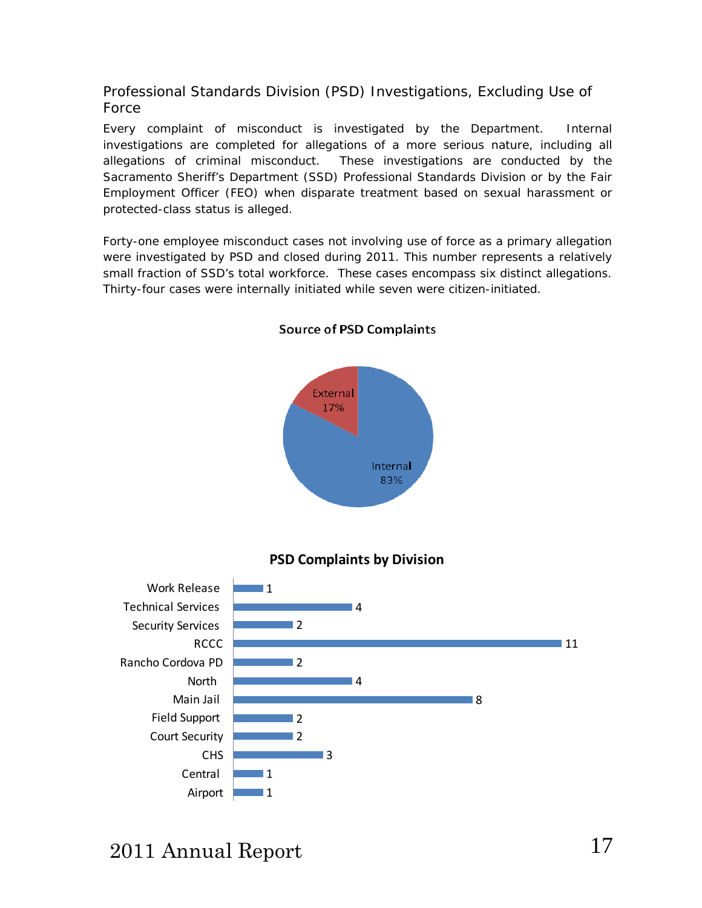## Professional Standards Division (PSD) Investigations, Excluding Use of Force

Every complaint of misconduct is investigated by the Department. Internal investigations are completed for allegations of a more serious nature, including all allegations of criminal misconduct. These investigations are conducted by the Sacramento Sheriff's Department (SSD) Professional Standards Division or by the Fair Employment Officer (FEO) when disparate treatment based on sexual harassment or protected-class status is alleged.

Forty-one employee misconduct cases not involving use of force as a primary allegation were investigated by PSD and closed during 2011. This number represents a relatively small fraction of SSD's total workforce. These cases encompass six distinct allegations. Thirty-four cases were internally initiated while seven were citizen-initiated.

**Source of PSD Complaints**

| Source | Percent |
|---|---|
| External | 17% |
| Internal | 83% |

**PSD Complaints by Division**

| Division | Complaints |
|---|---|
| Work Release | 1 |
| Technical Services | 4 |
| Security Services | 2 |
| RCCC | 11 |
| Rancho Cordova PD | 2 |
| North | 4 |
| Main Jail | 8 |
| Field Support | 2 |
| Court Security | 2 |
| CHS | 3 |
| Central | 1 |
| Airport | 1 |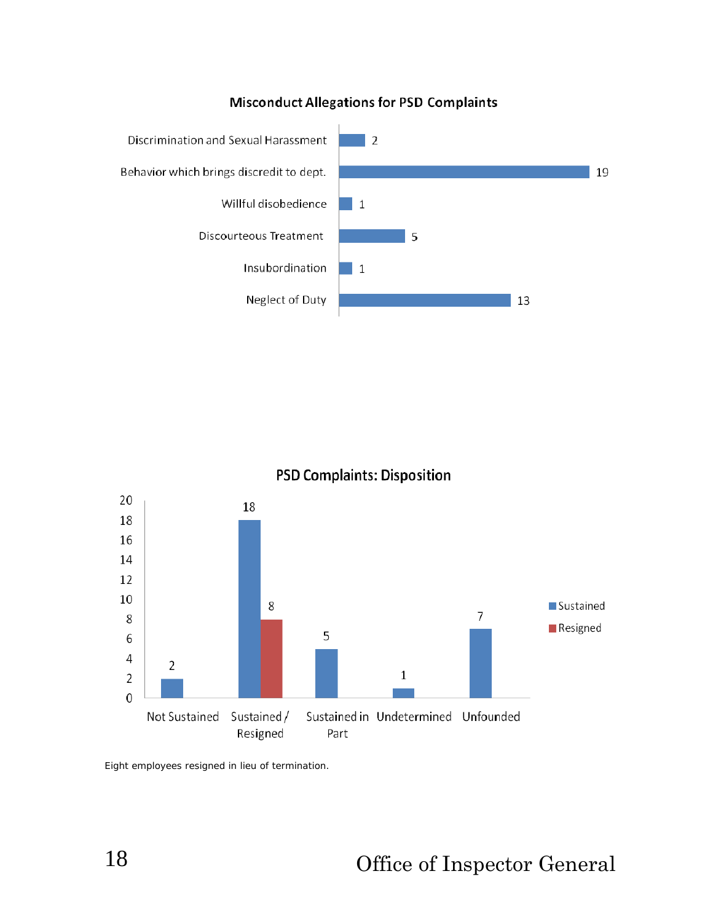**Misconduct Allegations for PSD Complaints**

| Allegation | Count |
|---|---|
| Discrimination and Sexual Harassment | 2 |
| Behavior which brings discredit to dept. | 19 |
| Willful disobedience | 1 |
| Discourteous Treatment | 5 |
| Insubordination | 1 |
| Neglect of Duty | 13 |

**PSD Complaints: Disposition**

| Disposition | Sustained | Resigned |
|---|---|---|
| Not Sustained | 2 | |
| Sustained / Resigned | 18 | 8 |
| Sustained in Part | 5 | |
| Undetermined | 1 | |
| Unfounded | 7 | |

Eight employees resigned in lieu of termination.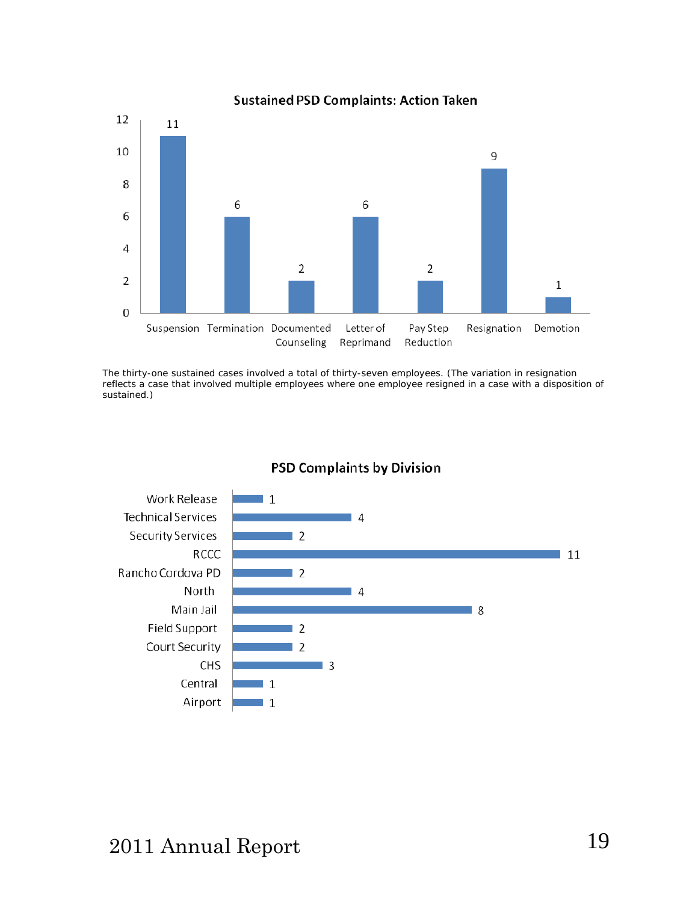## Sustained PSD Complaints: Action Taken

| Action Taken | Count |
|---|---|
| Suspension | 11 |
| Termination | 6 |
| Documented Counseling | 2 |
| Letter of Reprimand | 6 |
| Pay Step Reduction | 2 |
| Resignation | 9 |
| Demotion | 1 |

The thirty-one sustained cases involved a total of thirty-seven employees. (The variation in resignation reflects a case that involved multiple employees where one employee resigned in a case with a disposition of sustained.)

## PSD Complaints by Division

| Division | Complaints |
|---|---|
| Work Release | 1 |
| Technical Services | 4 |
| Security Services | 2 |
| RCCC | 11 |
| Rancho Cordova PD | 2 |
| North | 4 |
| Main Jail | 8 |
| Field Support | 2 |
| Court Security | 2 |
| CHS | 3 |
| Central | 1 |
| Airport | 1 |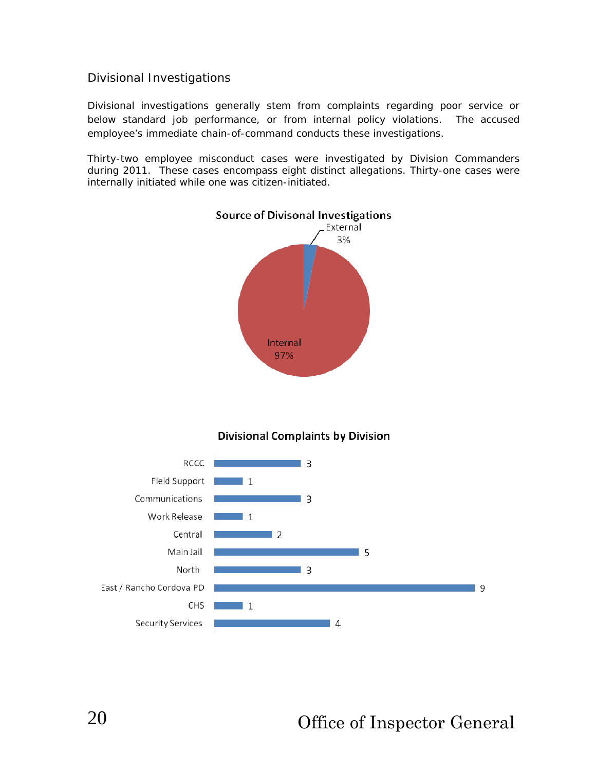## Divisional Investigations

Divisional investigations generally stem from complaints regarding poor service or below standard job performance, or from internal policy violations. The accused employee's immediate chain-of-command conducts these investigations.

Thirty-two employee misconduct cases were investigated by Division Commanders during 2011. These cases encompass eight distinct allegations. Thirty-one cases were internally initiated while one was citizen-initiated.

**Source of Divisonal Investigations**

| Source | Percentage |
|---|---|
| External | 3% |
| Internal | 97% |

**Divisional Complaints by Division**

| Division | Complaints |
|---|---|
| RCCC | 3 |
| Field Support | 1 |
| Communications | 3 |
| Work Release | 1 |
| Central | 2 |
| Main Jail | 5 |
| North | 3 |
| East / Rancho Cordova PD | 9 |
| CHS | 1 |
| Security Services | 4 |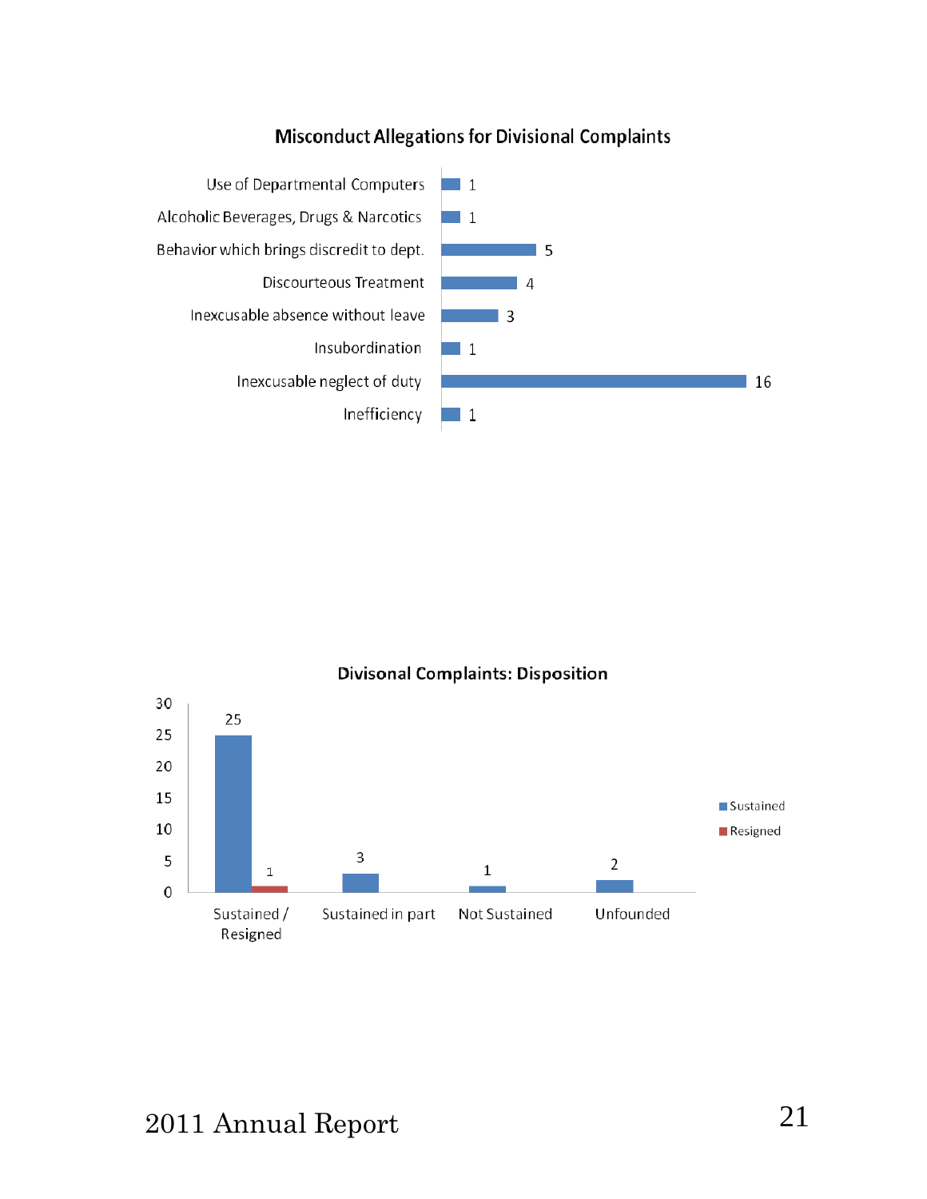## Misconduct Allegations for Divisional Complaints

| Allegation | Count |
| --- | --- |
| Use of Departmental Computers | 1 |
| Alcoholic Beverages, Drugs & Narcotics | 1 |
| Behavior which brings discredit to dept. | 5 |
| Discourteous Treatment | 4 |
| Inexcusable absence without leave | 3 |
| Insubordination | 1 |
| Inexcusable neglect of duty | 16 |
| Inefficiency | 1 |

## Divisonal Complaints: Disposition

| Disposition | Sustained | Resigned |
| --- | --- | --- |
| Sustained / Resigned | 25 | 1 |
| Sustained in part | 3 | |
| Not Sustained | 1 | |
| Unfounded | 2 | |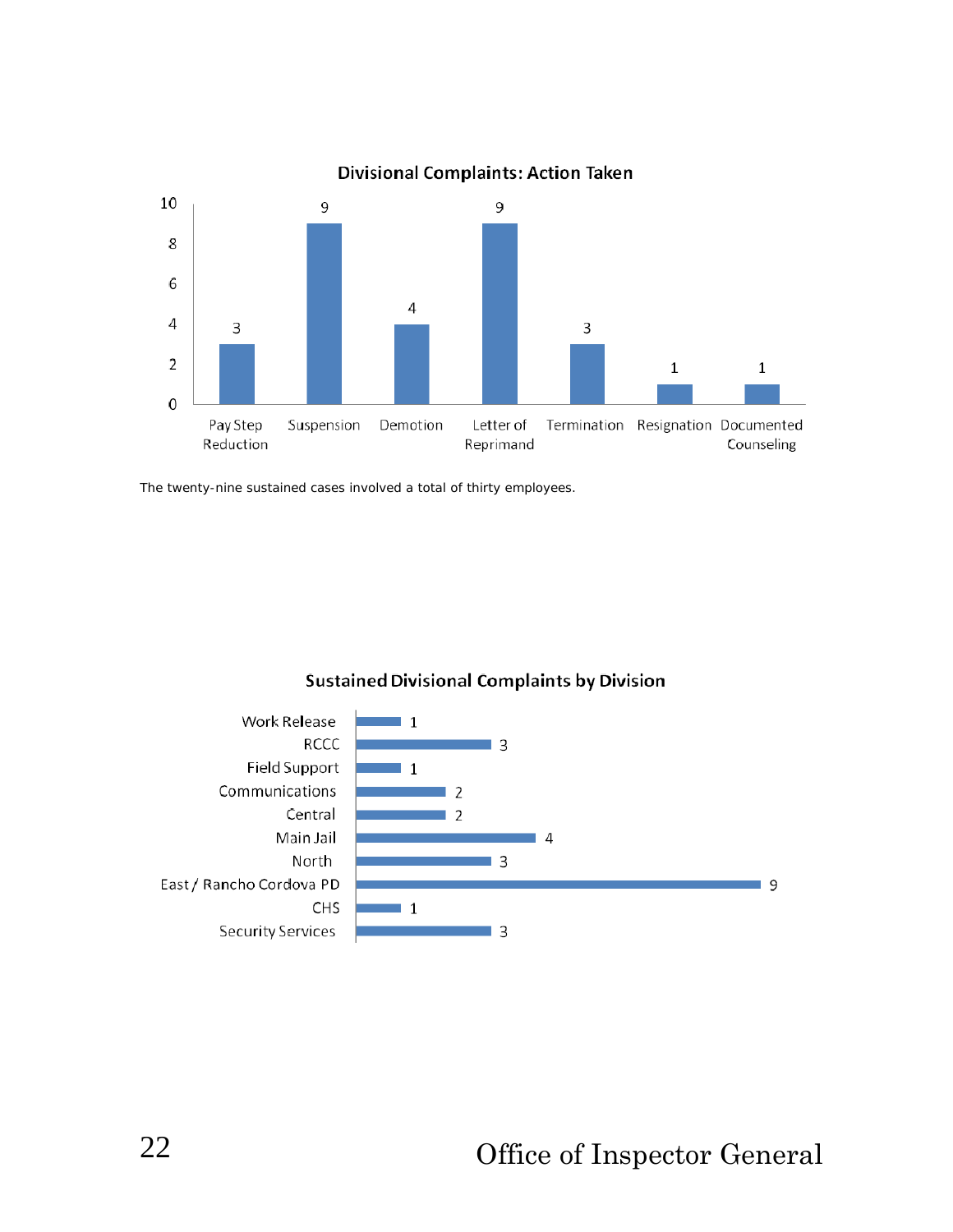**Divisional Complaints: Action Taken**

| Action Taken | Count |
|---|---|
| Pay Step Reduction | 3 |
| Suspension | 9 |
| Demotion | 4 |
| Letter of Reprimand | 9 |
| Termination | 3 |
| Resignation | 1 |
| Documented Counseling | 1 |

The twenty-nine sustained cases involved a total of thirty employees.

**Sustained Divisional Complaints by Division**

| Division | Count |
|---|---|
| Work Release | 1 |
| RCCC | 3 |
| Field Support | 1 |
| Communications | 2 |
| Central | 2 |
| Main Jail | 4 |
| North | 3 |
| East / Rancho Cordova PD | 9 |
| CHS | 1 |
| Security Services | 3 |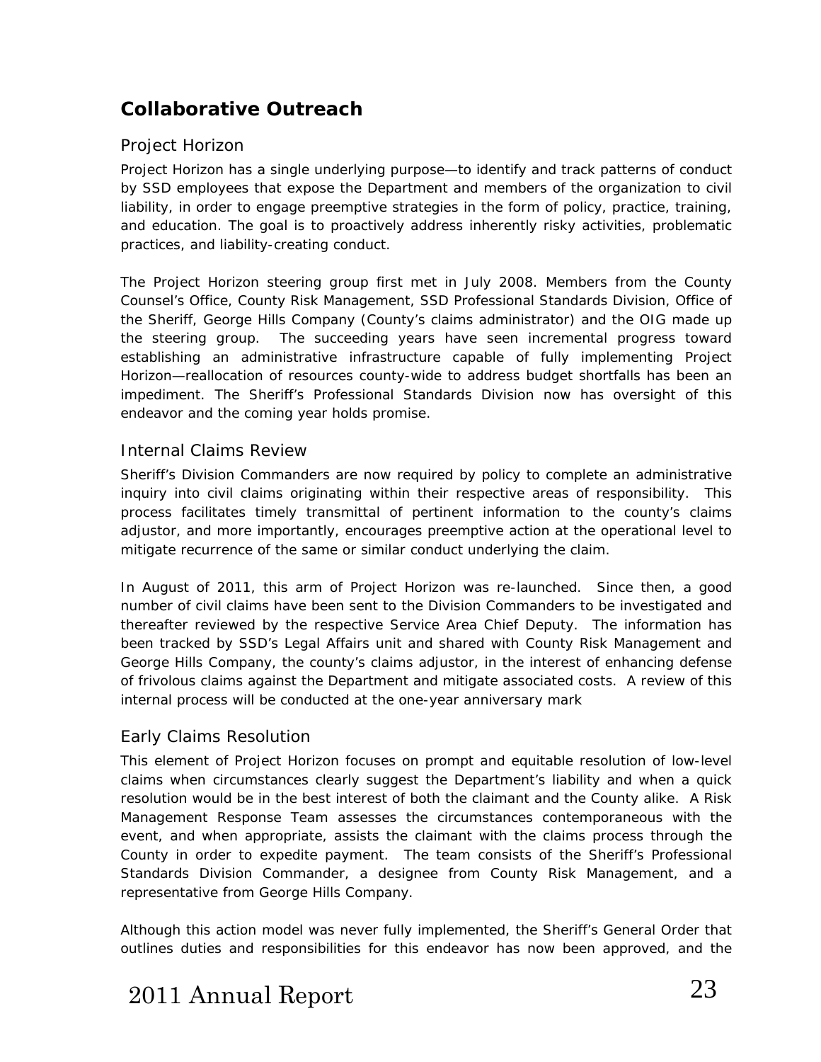## Collaborative Outreach

### Project Horizon

Project Horizon has a single underlying purpose—to identify and track patterns of conduct by SSD employees that expose the Department and members of the organization to civil liability, in order to engage preemptive strategies in the form of policy, practice, training, and education. The goal is to proactively address inherently risky activities, problematic practices, and liability-creating conduct.

The Project Horizon steering group first met in July 2008. Members from the County Counsel's Office, County Risk Management, SSD Professional Standards Division, Office of the Sheriff, George Hills Company (County's claims administrator) and the OIG made up the steering group. The succeeding years have seen incremental progress toward establishing an administrative infrastructure capable of fully implementing Project Horizon—reallocation of resources county-wide to address budget shortfalls has been an impediment. The Sheriff's Professional Standards Division now has oversight of this endeavor and the coming year holds promise.

### Internal Claims Review

Sheriff's Division Commanders are now required by policy to complete an administrative inquiry into civil claims originating within their respective areas of responsibility. This process facilitates timely transmittal of pertinent information to the county's claims adjustor, and more importantly, encourages preemptive action at the operational level to mitigate recurrence of the same or similar conduct underlying the claim.

In August of 2011, this arm of Project Horizon was re-launched. Since then, a good number of civil claims have been sent to the Division Commanders to be investigated and thereafter reviewed by the respective Service Area Chief Deputy. The information has been tracked by SSD's Legal Affairs unit and shared with County Risk Management and George Hills Company, the county's claims adjustor, in the interest of enhancing defense of frivolous claims against the Department and mitigate associated costs. A review of this internal process will be conducted at the one-year anniversary mark

### Early Claims Resolution

This element of Project Horizon focuses on prompt and equitable resolution of low-level claims when circumstances clearly suggest the Department's liability and when a quick resolution would be in the best interest of both the claimant and the County alike. A Risk Management Response Team assesses the circumstances contemporaneous with the event, and when appropriate, assists the claimant with the claims process through the County in order to expedite payment. The team consists of the Sheriff's Professional Standards Division Commander, a designee from County Risk Management, and a representative from George Hills Company.

Although this action model was never fully implemented, the Sheriff's General Order that outlines duties and responsibilities for this endeavor has now been approved, and the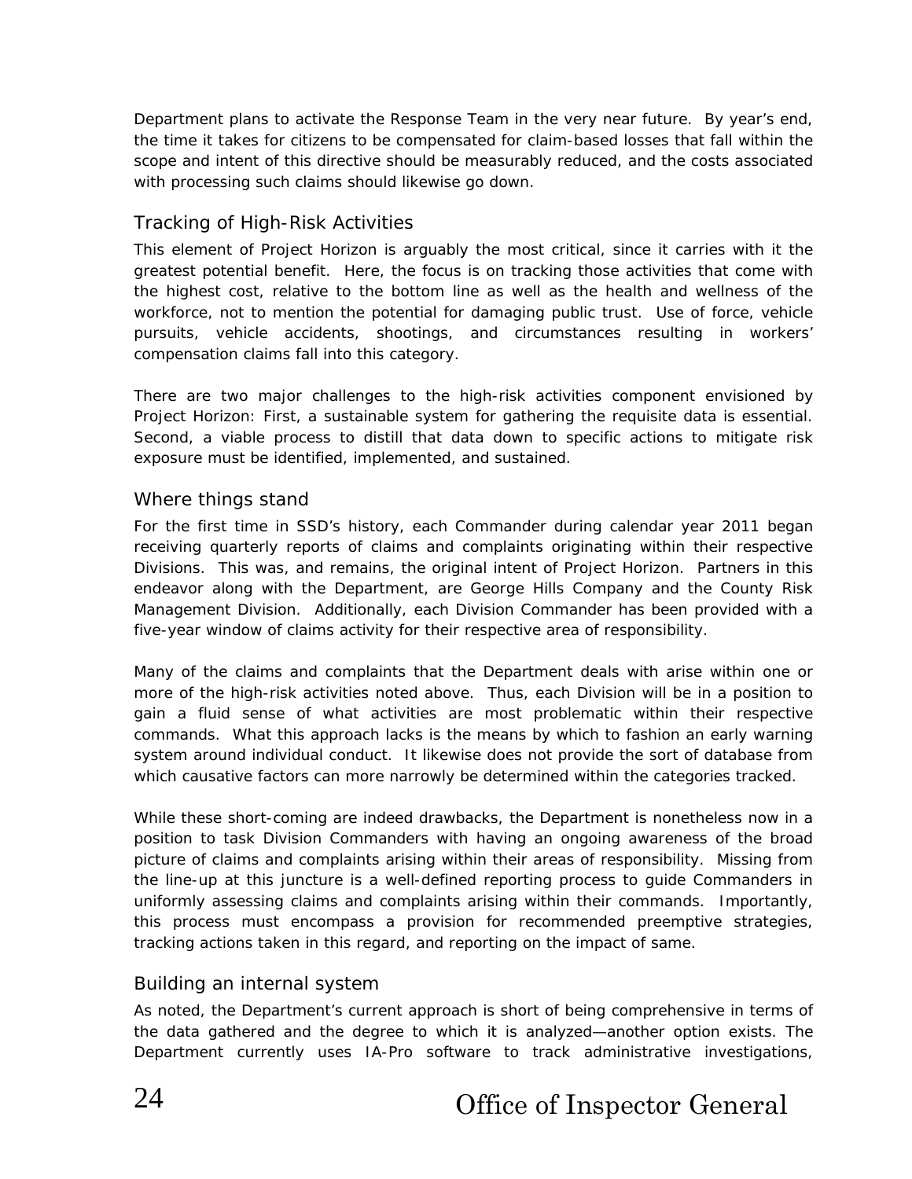Department plans to activate the Response Team in the very near future. By year's end, the time it takes for citizens to be compensated for claim-based losses that fall within the scope and intent of this directive should be measurably reduced, and the costs associated with processing such claims should likewise go down.

### Tracking of High-Risk Activities

This element of Project Horizon is arguably the most critical, since it carries with it the greatest potential benefit. Here, the focus is on tracking those activities that come with the highest cost, relative to the bottom line as well as the health and wellness of the workforce, not to mention the potential for damaging public trust. Use of force, vehicle pursuits, vehicle accidents, shootings, and circumstances resulting in workers' compensation claims fall into this category.

There are two major challenges to the high-risk activities component envisioned by Project Horizon: First, a sustainable system for gathering the requisite data is essential. Second, a viable process to distill that data down to specific actions to mitigate risk exposure must be identified, implemented, and sustained.

### Where things stand

For the first time in SSD's history, each Commander during calendar year 2011 began receiving quarterly reports of claims and complaints originating within their respective Divisions. This was, and remains, the original intent of Project Horizon. Partners in this endeavor along with the Department, are George Hills Company and the County Risk Management Division. Additionally, each Division Commander has been provided with a five-year window of claims activity for their respective area of responsibility.

Many of the claims and complaints that the Department deals with arise within one or more of the high-risk activities noted above. Thus, each Division will be in a position to gain a fluid sense of what activities are most problematic within their respective commands. What this approach lacks is the means by which to fashion an early warning system around individual conduct. It likewise does not provide the sort of database from which causative factors can more narrowly be determined within the categories tracked.

While these short-coming are indeed drawbacks, the Department is nonetheless now in a position to task Division Commanders with having an ongoing awareness of the broad picture of claims and complaints arising within their areas of responsibility. Missing from the line-up at this juncture is a well-defined reporting process to guide Commanders in uniformly assessing claims and complaints arising within their commands. Importantly, this process must encompass a provision for recommended preemptive strategies, tracking actions taken in this regard, and reporting on the impact of same.

### Building an internal system

As noted, the Department's current approach is short of being comprehensive in terms of the data gathered and the degree to which it is analyzed—another option exists. The Department currently uses IA-Pro software to track administrative investigations,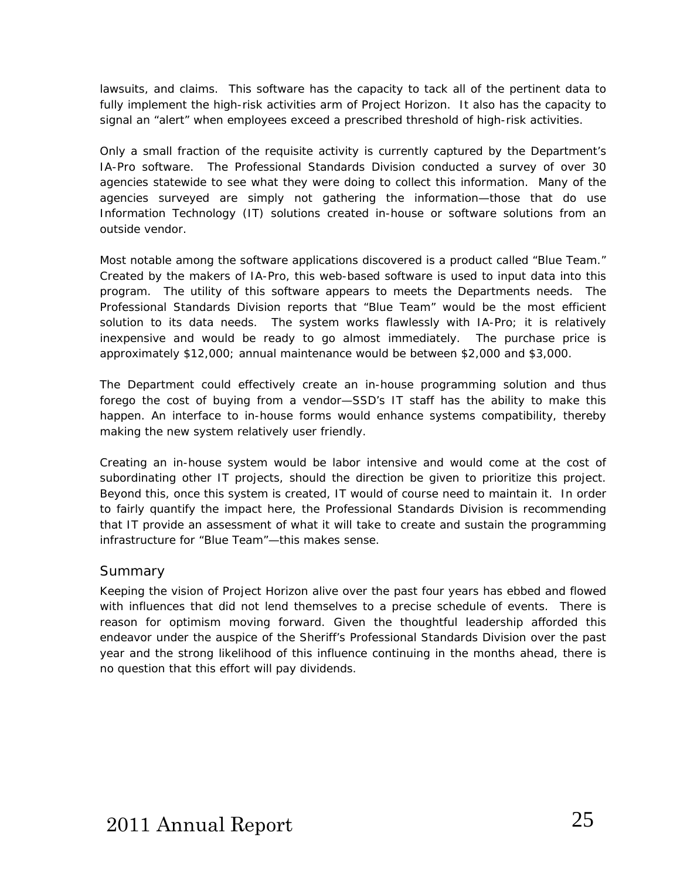lawsuits, and claims. This software has the capacity to tack all of the pertinent data to fully implement the high-risk activities arm of Project Horizon. It also has the capacity to signal an "alert" when employees exceed a prescribed threshold of high-risk activities.

Only a small fraction of the requisite activity is currently captured by the Department's IA-Pro software. The Professional Standards Division conducted a survey of over 30 agencies statewide to see what they were doing to collect this information. Many of the agencies surveyed are simply not gathering the information—those that do use Information Technology (IT) solutions created in-house or software solutions from an outside vendor.

Most notable among the software applications discovered is a product called "Blue Team." Created by the makers of IA-Pro, this web-based software is used to input data into this program. The utility of this software appears to meets the Departments needs. The Professional Standards Division reports that "Blue Team" would be the most efficient solution to its data needs. The system works flawlessly with IA-Pro; it is relatively inexpensive and would be ready to go almost immediately. The purchase price is approximately $12,000; annual maintenance would be between $2,000 and $3,000.

The Department could effectively create an in-house programming solution and thus forego the cost of buying from a vendor—SSD's IT staff has the ability to make this happen. An interface to in-house forms would enhance systems compatibility, thereby making the new system relatively user friendly.

Creating an in-house system would be labor intensive and would come at the cost of subordinating other IT projects, should the direction be given to prioritize this project. Beyond this, once this system is created, IT would of course need to maintain it. In order to fairly quantify the impact here, the Professional Standards Division is recommending that IT provide an assessment of what it will take to create and sustain the programming infrastructure for "Blue Team"—this makes sense.

## Summary

Keeping the vision of Project Horizon alive over the past four years has ebbed and flowed with influences that did not lend themselves to a precise schedule of events. There is reason for optimism moving forward. Given the thoughtful leadership afforded this endeavor under the auspice of the Sheriff's Professional Standards Division over the past year and the strong likelihood of this influence continuing in the months ahead, there is no question that this effort will pay dividends.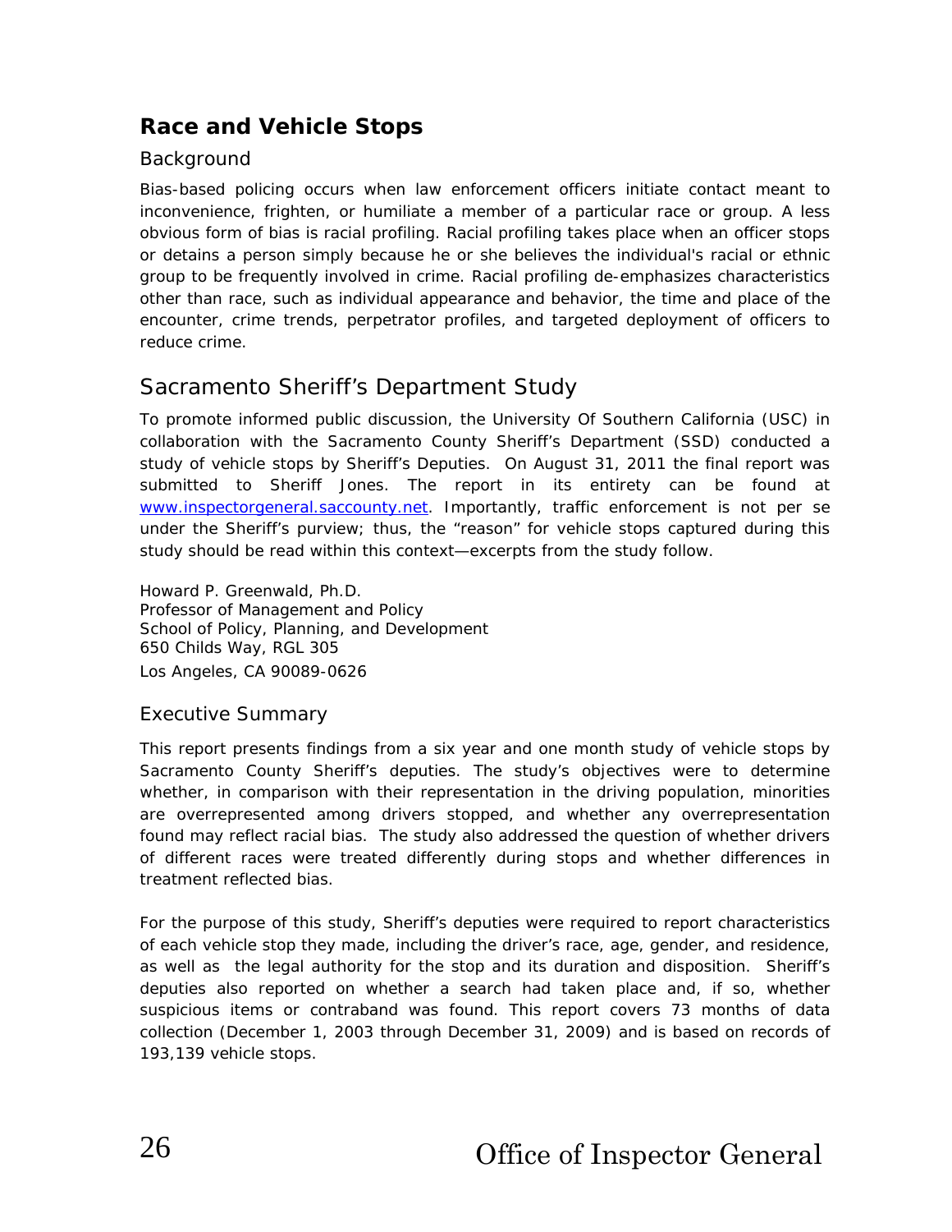## Race and Vehicle Stops

### Background

Bias-based policing occurs when law enforcement officers initiate contact meant to inconvenience, frighten, or humiliate a member of a particular race or group. A less obvious form of bias is racial profiling. Racial profiling takes place when an officer stops or detains a person simply because he or she believes the individual's racial or ethnic group to be frequently involved in crime. Racial profiling de-emphasizes characteristics other than race, such as individual appearance and behavior, the time and place of the encounter, crime trends, perpetrator profiles, and targeted deployment of officers to reduce crime.

## Sacramento Sheriff's Department Study

To promote informed public discussion, the University Of Southern California (USC) in collaboration with the Sacramento County Sheriff's Department (SSD) conducted a study of vehicle stops by Sheriff's Deputies. On August 31, 2011 the final report was submitted to Sheriff Jones. The report in its entirety can be found at www.inspectorgeneral.saccounty.net. Importantly, traffic enforcement is not per se under the Sheriff's purview; thus, the "reason" for vehicle stops captured during this study should be read within this context—excerpts from the study follow.

Howard P. Greenwald, Ph.D.
Professor of Management and Policy
School of Policy, Planning, and Development
650 Childs Way, RGL 305
Los Angeles, CA 90089-0626

### Executive Summary

This report presents findings from a six year and one month study of vehicle stops by Sacramento County Sheriff's deputies. The study's objectives were to determine whether, in comparison with their representation in the driving population, minorities are overrepresented among drivers stopped, and whether any overrepresentation found may reflect racial bias. The study also addressed the question of whether drivers of different races were treated differently during stops and whether differences in treatment reflected bias.

For the purpose of this study, Sheriff's deputies were required to report characteristics of each vehicle stop they made, including the driver's race, age, gender, and residence, as well as the legal authority for the stop and its duration and disposition. Sheriff's deputies also reported on whether a search had taken place and, if so, whether suspicious items or contraband was found. This report covers 73 months of data collection (December 1, 2003 through December 31, 2009) and is based on records of 193,139 vehicle stops.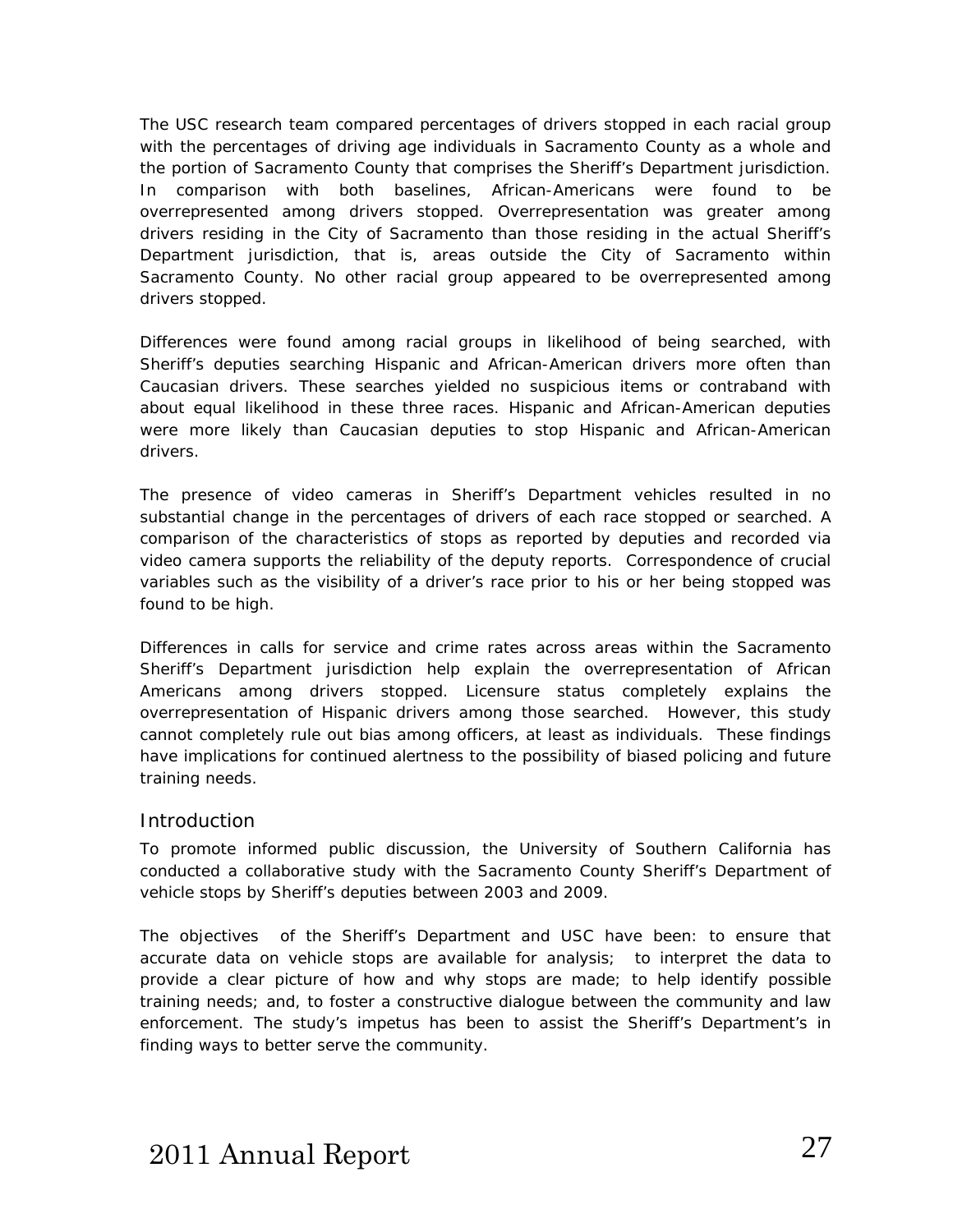The USC research team compared percentages of drivers stopped in each racial group with the percentages of driving age individuals in Sacramento County as a whole and the portion of Sacramento County that comprises the Sheriff's Department jurisdiction. In comparison with both baselines, African-Americans were found to be overrepresented among drivers stopped. Overrepresentation was greater among drivers residing in the City of Sacramento than those residing in the actual Sheriff's Department jurisdiction, that is, areas outside the City of Sacramento within Sacramento County. No other racial group appeared to be overrepresented among drivers stopped.

Differences were found among racial groups in likelihood of being searched, with Sheriff's deputies searching Hispanic and African-American drivers more often than Caucasian drivers. These searches yielded no suspicious items or contraband with about equal likelihood in these three races. Hispanic and African-American deputies were more likely than Caucasian deputies to stop Hispanic and African-American drivers.

The presence of video cameras in Sheriff's Department vehicles resulted in no substantial change in the percentages of drivers of each race stopped or searched. A comparison of the characteristics of stops as reported by deputies and recorded via video camera supports the reliability of the deputy reports. Correspondence of crucial variables such as the visibility of a driver's race prior to his or her being stopped was found to be high.

Differences in calls for service and crime rates across areas within the Sacramento Sheriff's Department jurisdiction help explain the overrepresentation of African Americans among drivers stopped. Licensure status completely explains the overrepresentation of Hispanic drivers among those searched. However, this study cannot completely rule out bias among officers, at least as individuals. These findings have implications for continued alertness to the possibility of biased policing and future training needs.

## Introduction

To promote informed public discussion, the University of Southern California has conducted a collaborative study with the Sacramento County Sheriff's Department of vehicle stops by Sheriff's deputies between 2003 and 2009.

The objectives of the Sheriff's Department and USC have been: to ensure that accurate data on vehicle stops are available for analysis; to interpret the data to provide a clear picture of how and why stops are made; to help identify possible training needs; and, to foster a constructive dialogue between the community and law enforcement. The study's impetus has been to assist the Sheriff's Department's in finding ways to better serve the community.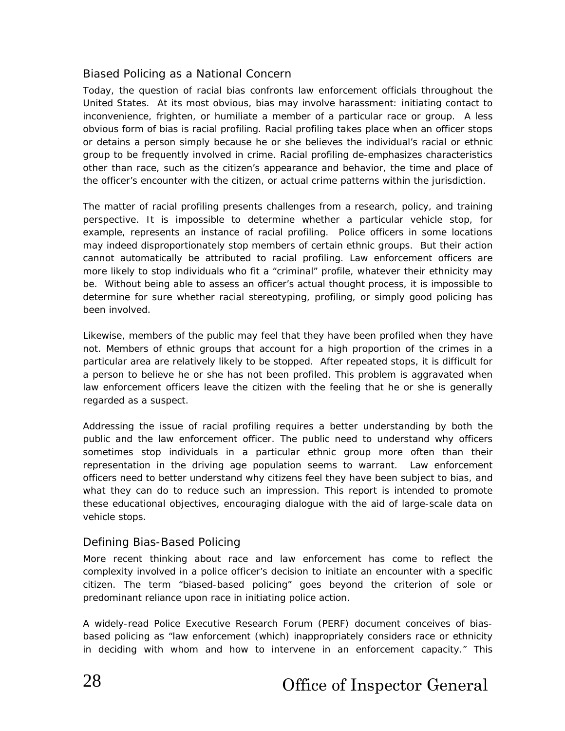## Biased Policing as a National Concern

Today, the question of racial bias confronts law enforcement officials throughout the United States. At its most obvious, bias may involve harassment: initiating contact to inconvenience, frighten, or humiliate a member of a particular race or group. A less obvious form of bias is racial profiling. Racial profiling takes place when an officer stops or detains a person simply because he or she believes the individual's racial or ethnic group to be frequently involved in crime. Racial profiling de-emphasizes characteristics other than race, such as the citizen's appearance and behavior, the time and place of the officer's encounter with the citizen, or actual crime patterns within the jurisdiction.

The matter of racial profiling presents challenges from a research, policy, and training perspective. It is impossible to determine whether a particular vehicle stop, for example, represents an instance of racial profiling. Police officers in some locations may indeed disproportionately stop members of certain ethnic groups. But their action cannot automatically be attributed to racial profiling. Law enforcement officers are more likely to stop individuals who fit a "criminal" profile, whatever their ethnicity may be. Without being able to assess an officer's actual thought process, it is impossible to determine for sure whether racial stereotyping, profiling, or simply good policing has been involved.

Likewise, members of the public may feel that they have been profiled when they have not. Members of ethnic groups that account for a high proportion of the crimes in a particular area are relatively likely to be stopped. After repeated stops, it is difficult for a person to believe he or she has not been profiled. This problem is aggravated when law enforcement officers leave the citizen with the feeling that he or she is generally regarded as a suspect.

Addressing the issue of racial profiling requires a better understanding by both the public and the law enforcement officer. The public need to understand why officers sometimes stop individuals in a particular ethnic group more often than their representation in the driving age population seems to warrant. Law enforcement officers need to better understand why citizens feel they have been subject to bias, and what they can do to reduce such an impression. This report is intended to promote these educational objectives, encouraging dialogue with the aid of large-scale data on vehicle stops.

## Defining Bias-Based Policing

More recent thinking about race and law enforcement has come to reflect the complexity involved in a police officer's decision to initiate an encounter with a specific citizen. The term "biased-based policing" goes beyond the criterion of sole or predominant reliance upon race in initiating police action.

A widely-read Police Executive Research Forum (PERF) document conceives of bias-based policing as "law enforcement (which) inappropriately considers race or ethnicity in deciding with whom and how to intervene in an enforcement capacity." This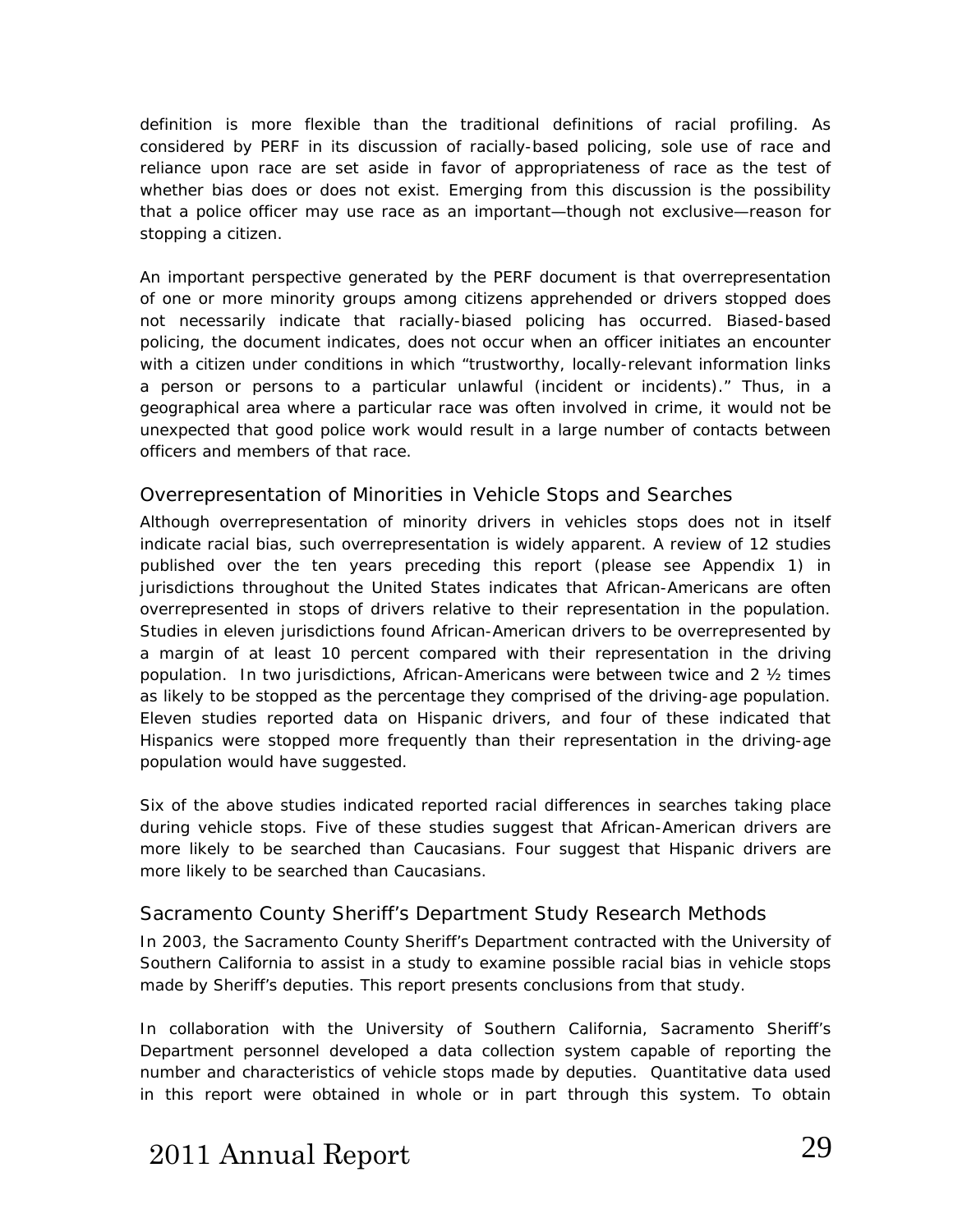definition is more flexible than the traditional definitions of racial profiling. As considered by PERF in its discussion of racially-based policing, sole use of race and reliance upon race are set aside in favor of appropriateness of race as the test of whether bias does or does not exist. Emerging from this discussion is the possibility that a police officer may use race as an important—though not exclusive—reason for stopping a citizen.

An important perspective generated by the PERF document is that overrepresentation of one or more minority groups among citizens apprehended or drivers stopped does not necessarily indicate that racially-biased policing has occurred. Biased-based policing, the document indicates, does not occur when an officer initiates an encounter with a citizen under conditions in which "trustworthy, locally-relevant information links a person or persons to a particular unlawful (incident or incidents)." Thus, in a geographical area where a particular race was often involved in crime, it would not be unexpected that good police work would result in a large number of contacts between officers and members of that race.

## Overrepresentation of Minorities in Vehicle Stops and Searches

Although overrepresentation of minority drivers in vehicles stops does not in itself indicate racial bias, such overrepresentation is widely apparent. A review of 12 studies published over the ten years preceding this report (please see Appendix 1) in jurisdictions throughout the United States indicates that African-Americans are often overrepresented in stops of drivers relative to their representation in the population. Studies in eleven jurisdictions found African-American drivers to be overrepresented by a margin of at least 10 percent compared with their representation in the driving population. In two jurisdictions, African-Americans were between twice and 2 ½ times as likely to be stopped as the percentage they comprised of the driving-age population. Eleven studies reported data on Hispanic drivers, and four of these indicated that Hispanics were stopped more frequently than their representation in the driving-age population would have suggested.

Six of the above studies indicated reported racial differences in searches taking place during vehicle stops. Five of these studies suggest that African-American drivers are more likely to be searched than Caucasians. Four suggest that Hispanic drivers are more likely to be searched than Caucasians.

## Sacramento County Sheriff's Department Study Research Methods

In 2003, the Sacramento County Sheriff's Department contracted with the University of Southern California to assist in a study to examine possible racial bias in vehicle stops made by Sheriff's deputies. This report presents conclusions from that study.

In collaboration with the University of Southern California, Sacramento Sheriff's Department personnel developed a data collection system capable of reporting the number and characteristics of vehicle stops made by deputies. Quantitative data used in this report were obtained in whole or in part through this system. To obtain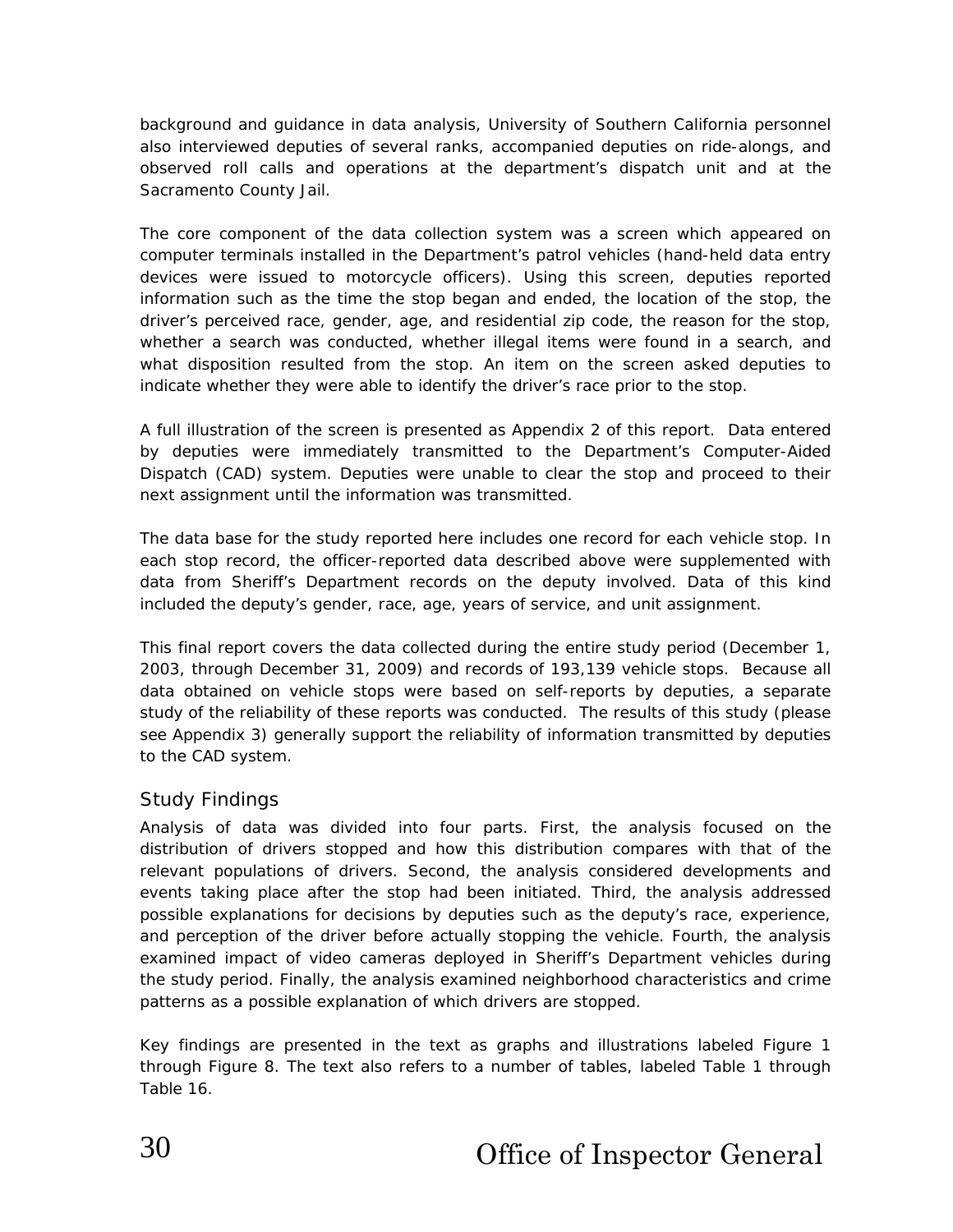background and guidance in data analysis, University of Southern California personnel also interviewed deputies of several ranks, accompanied deputies on ride-alongs, and observed roll calls and operations at the department's dispatch unit and at the Sacramento County Jail.

The core component of the data collection system was a screen which appeared on computer terminals installed in the Department's patrol vehicles (hand-held data entry devices were issued to motorcycle officers). Using this screen, deputies reported information such as the time the stop began and ended, the location of the stop, the driver's perceived race, gender, age, and residential zip code, the reason for the stop, whether a search was conducted, whether illegal items were found in a search, and what disposition resulted from the stop. An item on the screen asked deputies to indicate whether they were able to identify the driver's race prior to the stop.

A full illustration of the screen is presented as Appendix 2 of this report. Data entered by deputies were immediately transmitted to the Department's Computer-Aided Dispatch (CAD) system. Deputies were unable to clear the stop and proceed to their next assignment until the information was transmitted.

The data base for the study reported here includes one record for each vehicle stop. In each stop record, the officer-reported data described above were supplemented with data from Sheriff's Department records on the deputy involved. Data of this kind included the deputy's gender, race, age, years of service, and unit assignment.

This final report covers the data collected during the entire study period (December 1, 2003, through December 31, 2009) and records of 193,139 vehicle stops. Because all data obtained on vehicle stops were based on self-reports by deputies, a separate study of the reliability of these reports was conducted. The results of this study (please see Appendix 3) generally support the reliability of information transmitted by deputies to the CAD system.

## Study Findings

Analysis of data was divided into four parts. First, the analysis focused on the distribution of drivers stopped and how this distribution compares with that of the relevant populations of drivers. Second, the analysis considered developments and events taking place after the stop had been initiated. Third, the analysis addressed possible explanations for decisions by deputies such as the deputy's race, experience, and perception of the driver before actually stopping the vehicle. Fourth, the analysis examined impact of video cameras deployed in Sheriff's Department vehicles during the study period. Finally, the analysis examined neighborhood characteristics and crime patterns as a possible explanation of which drivers are stopped.

Key findings are presented in the text as graphs and illustrations labeled Figure 1 through Figure 8. The text also refers to a number of tables, labeled Table 1 through Table 16.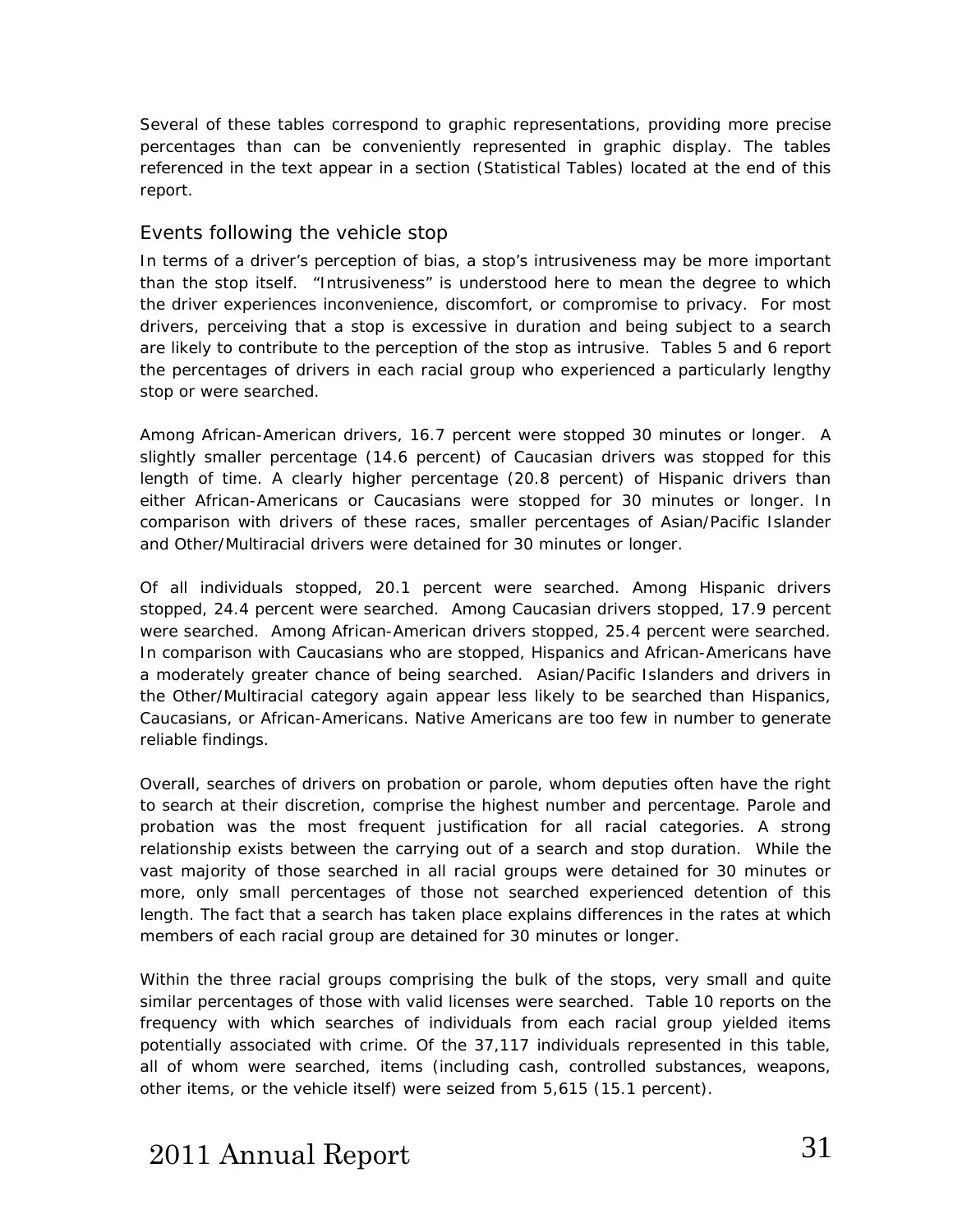Several of these tables correspond to graphic representations, providing more precise percentages than can be conveniently represented in graphic display. The tables referenced in the text appear in a section (Statistical Tables) located at the end of this report.

## Events following the vehicle stop

In terms of a driver's perception of bias, a stop's intrusiveness may be more important than the stop itself. "Intrusiveness" is understood here to mean the degree to which the driver experiences inconvenience, discomfort, or compromise to privacy. For most drivers, perceiving that a stop is excessive in duration and being subject to a search are likely to contribute to the perception of the stop as intrusive. Tables 5 and 6 report the percentages of drivers in each racial group who experienced a particularly lengthy stop or were searched.

Among African-American drivers, 16.7 percent were stopped 30 minutes or longer. A slightly smaller percentage (14.6 percent) of Caucasian drivers was stopped for this length of time. A clearly higher percentage (20.8 percent) of Hispanic drivers than either African-Americans or Caucasians were stopped for 30 minutes or longer. In comparison with drivers of these races, smaller percentages of Asian/Pacific Islander and Other/Multiracial drivers were detained for 30 minutes or longer.

Of all individuals stopped, 20.1 percent were searched. Among Hispanic drivers stopped, 24.4 percent were searched. Among Caucasian drivers stopped, 17.9 percent were searched. Among African-American drivers stopped, 25.4 percent were searched. In comparison with Caucasians who are stopped, Hispanics and African-Americans have a moderately greater chance of being searched. Asian/Pacific Islanders and drivers in the Other/Multiracial category again appear less likely to be searched than Hispanics, Caucasians, or African-Americans. Native Americans are too few in number to generate reliable findings.

Overall, searches of drivers on probation or parole, whom deputies often have the right to search at their discretion, comprise the highest number and percentage. Parole and probation was the most frequent justification for all racial categories. A strong relationship exists between the carrying out of a search and stop duration. While the vast majority of those searched in all racial groups were detained for 30 minutes or more, only small percentages of those not searched experienced detention of this length. The fact that a search has taken place explains differences in the rates at which members of each racial group are detained for 30 minutes or longer.

Within the three racial groups comprising the bulk of the stops, very small and quite similar percentages of those with valid licenses were searched. Table 10 reports on the frequency with which searches of individuals from each racial group yielded items potentially associated with crime. Of the 37,117 individuals represented in this table, all of whom were searched, items (including cash, controlled substances, weapons, other items, or the vehicle itself) were seized from 5,615 (15.1 percent).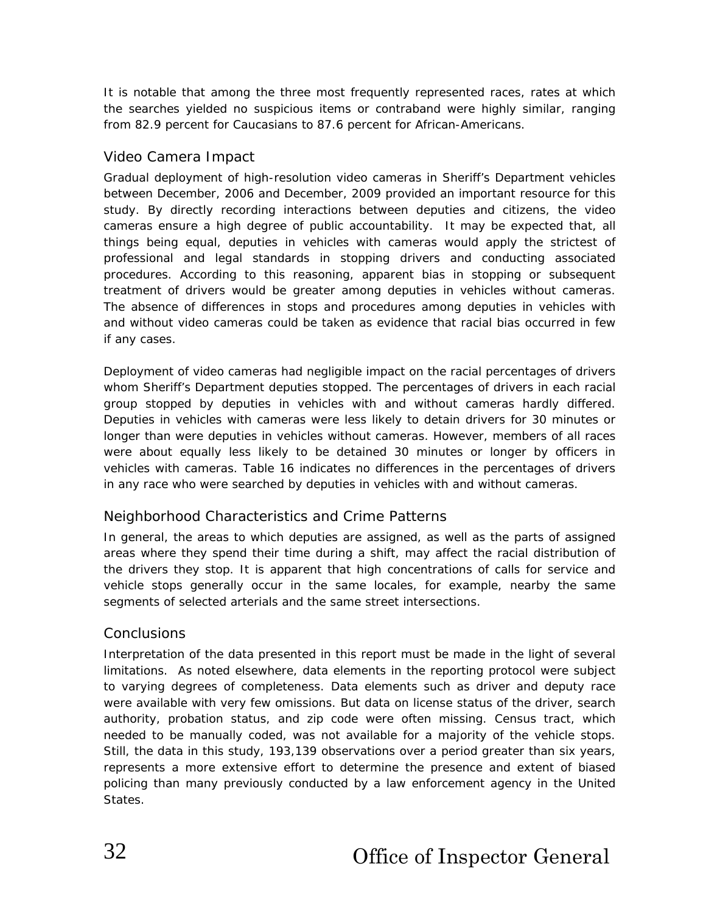It is notable that among the three most frequently represented races, rates at which the searches yielded no suspicious items or contraband were highly similar, ranging from 82.9 percent for Caucasians to 87.6 percent for African-Americans.

## Video Camera Impact

Gradual deployment of high-resolution video cameras in Sheriff's Department vehicles between December, 2006 and December, 2009 provided an important resource for this study. By directly recording interactions between deputies and citizens, the video cameras ensure a high degree of public accountability. It may be expected that, all things being equal, deputies in vehicles with cameras would apply the strictest of professional and legal standards in stopping drivers and conducting associated procedures. According to this reasoning, apparent bias in stopping or subsequent treatment of drivers would be greater among deputies in vehicles without cameras. The absence of differences in stops and procedures among deputies in vehicles with and without video cameras could be taken as evidence that racial bias occurred in few if any cases.

Deployment of video cameras had negligible impact on the racial percentages of drivers whom Sheriff's Department deputies stopped. The percentages of drivers in each racial group stopped by deputies in vehicles with and without cameras hardly differed. Deputies in vehicles with cameras were less likely to detain drivers for 30 minutes or longer than were deputies in vehicles without cameras. However, members of all races were about equally less likely to be detained 30 minutes or longer by officers in vehicles with cameras. Table 16 indicates no differences in the percentages of drivers in any race who were searched by deputies in vehicles with and without cameras.

## Neighborhood Characteristics and Crime Patterns

In general, the areas to which deputies are assigned, as well as the parts of assigned areas where they spend their time during a shift, may affect the racial distribution of the drivers they stop. It is apparent that high concentrations of calls for service and vehicle stops generally occur in the same locales, for example, nearby the same segments of selected arterials and the same street intersections.

## Conclusions

Interpretation of the data presented in this report must be made in the light of several limitations. As noted elsewhere, data elements in the reporting protocol were subject to varying degrees of completeness. Data elements such as driver and deputy race were available with very few omissions. But data on license status of the driver, search authority, probation status, and zip code were often missing. Census tract, which needed to be manually coded, was not available for a majority of the vehicle stops. Still, the data in this study, 193,139 observations over a period greater than six years, represents a more extensive effort to determine the presence and extent of biased policing than many previously conducted by a law enforcement agency in the United States.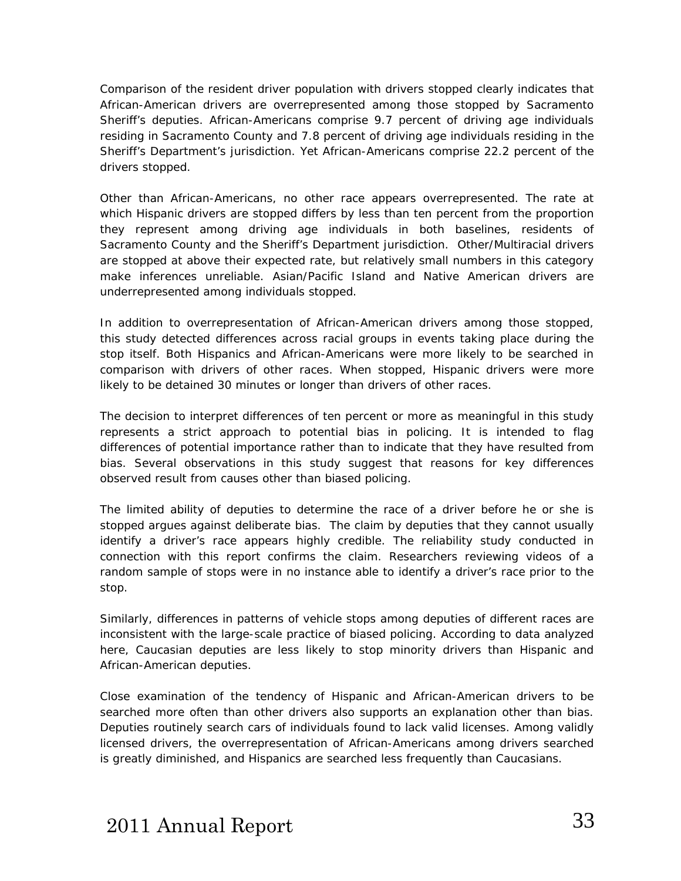Comparison of the resident driver population with drivers stopped clearly indicates that African-American drivers are overrepresented among those stopped by Sacramento Sheriff's deputies. African-Americans comprise 9.7 percent of driving age individuals residing in Sacramento County and 7.8 percent of driving age individuals residing in the Sheriff's Department's jurisdiction. Yet African-Americans comprise 22.2 percent of the drivers stopped.

Other than African-Americans, no other race appears overrepresented. The rate at which Hispanic drivers are stopped differs by less than ten percent from the proportion they represent among driving age individuals in both baselines, residents of Sacramento County and the Sheriff's Department jurisdiction. Other/Multiracial drivers are stopped at above their expected rate, but relatively small numbers in this category make inferences unreliable. Asian/Pacific Island and Native American drivers are underrepresented among individuals stopped.

In addition to overrepresentation of African-American drivers among those stopped, this study detected differences across racial groups in events taking place during the stop itself. Both Hispanics and African-Americans were more likely to be searched in comparison with drivers of other races. When stopped, Hispanic drivers were more likely to be detained 30 minutes or longer than drivers of other races.

The decision to interpret differences of ten percent or more as meaningful in this study represents a strict approach to potential bias in policing. It is intended to flag differences of potential importance rather than to indicate that they have resulted from bias. Several observations in this study suggest that reasons for key differences observed result from causes other than biased policing.

The limited ability of deputies to determine the race of a driver before he or she is stopped argues against deliberate bias. The claim by deputies that they cannot usually identify a driver's race appears highly credible. The reliability study conducted in connection with this report confirms the claim. Researchers reviewing videos of a random sample of stops were in no instance able to identify a driver's race prior to the stop.

Similarly, differences in patterns of vehicle stops among deputies of different races are inconsistent with the large-scale practice of biased policing. According to data analyzed here, Caucasian deputies are less likely to stop minority drivers than Hispanic and African-American deputies.

Close examination of the tendency of Hispanic and African-American drivers to be searched more often than other drivers also supports an explanation other than bias. Deputies routinely search cars of individuals found to lack valid licenses. Among validly licensed drivers, the overrepresentation of African-Americans among drivers searched is greatly diminished, and Hispanics are searched less frequently than Caucasians.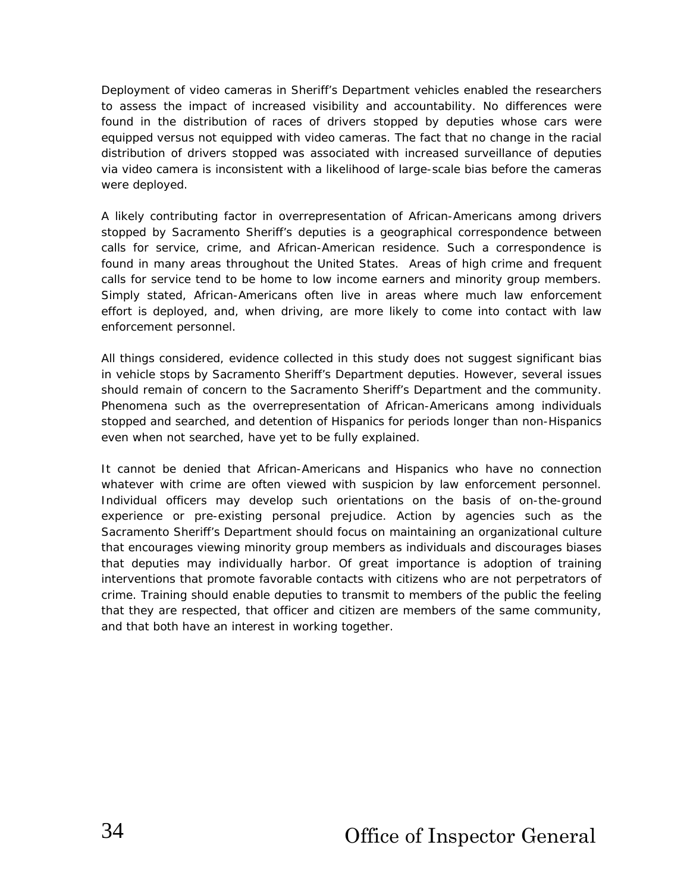Deployment of video cameras in Sheriff's Department vehicles enabled the researchers to assess the impact of increased visibility and accountability. No differences were found in the distribution of races of drivers stopped by deputies whose cars were equipped versus not equipped with video cameras. The fact that no change in the racial distribution of drivers stopped was associated with increased surveillance of deputies via video camera is inconsistent with a likelihood of large-scale bias before the cameras were deployed.

A likely contributing factor in overrepresentation of African-Americans among drivers stopped by Sacramento Sheriff's deputies is a geographical correspondence between calls for service, crime, and African-American residence. Such a correspondence is found in many areas throughout the United States. Areas of high crime and frequent calls for service tend to be home to low income earners and minority group members. Simply stated, African-Americans often live in areas where much law enforcement effort is deployed, and, when driving, are more likely to come into contact with law enforcement personnel.

All things considered, evidence collected in this study does not suggest significant bias in vehicle stops by Sacramento Sheriff's Department deputies. However, several issues should remain of concern to the Sacramento Sheriff's Department and the community. Phenomena such as the overrepresentation of African-Americans among individuals stopped and searched, and detention of Hispanics for periods longer than non-Hispanics even when not searched, have yet to be fully explained.

It cannot be denied that African-Americans and Hispanics who have no connection whatever with crime are often viewed with suspicion by law enforcement personnel. Individual officers may develop such orientations on the basis of on-the-ground experience or pre-existing personal prejudice. Action by agencies such as the Sacramento Sheriff's Department should focus on maintaining an organizational culture that encourages viewing minority group members as individuals and discourages biases that deputies may individually harbor. Of great importance is adoption of training interventions that promote favorable contacts with citizens who are not perpetrators of crime. Training should enable deputies to transmit to members of the public the feeling that they are respected, that officer and citizen are members of the same community, and that both have an interest in working together.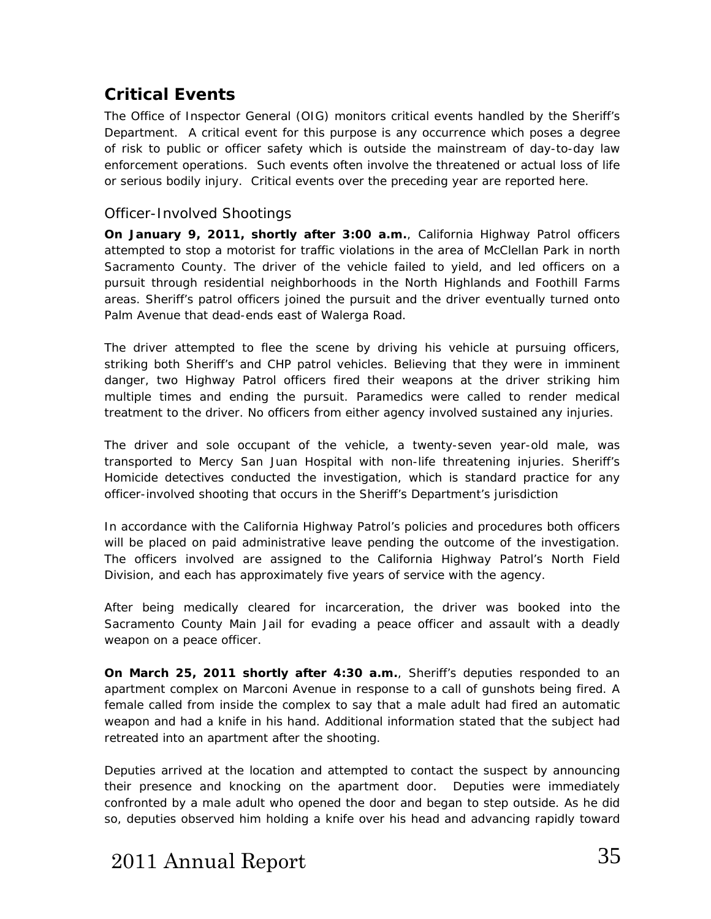## Critical Events

The Office of Inspector General (OIG) monitors critical events handled by the Sheriff's Department. A critical event for this purpose is any occurrence which poses a degree of risk to public or officer safety which is outside the mainstream of day-to-day law enforcement operations. Such events often involve the threatened or actual loss of life or serious bodily injury. Critical events over the preceding year are reported here.

### Officer-Involved Shootings

**On January 9, 2011, shortly after 3:00 a.m.**, California Highway Patrol officers attempted to stop a motorist for traffic violations in the area of McClellan Park in north Sacramento County. The driver of the vehicle failed to yield, and led officers on a pursuit through residential neighborhoods in the North Highlands and Foothill Farms areas. Sheriff's patrol officers joined the pursuit and the driver eventually turned onto Palm Avenue that dead-ends east of Walerga Road.

The driver attempted to flee the scene by driving his vehicle at pursuing officers, striking both Sheriff's and CHP patrol vehicles. Believing that they were in imminent danger, two Highway Patrol officers fired their weapons at the driver striking him multiple times and ending the pursuit. Paramedics were called to render medical treatment to the driver. No officers from either agency involved sustained any injuries.

The driver and sole occupant of the vehicle, a twenty-seven year-old male, was transported to Mercy San Juan Hospital with non-life threatening injuries. Sheriff's Homicide detectives conducted the investigation, which is standard practice for any officer-involved shooting that occurs in the Sheriff's Department's jurisdiction

In accordance with the California Highway Patrol's policies and procedures both officers will be placed on paid administrative leave pending the outcome of the investigation. The officers involved are assigned to the California Highway Patrol's North Field Division, and each has approximately five years of service with the agency.

After being medically cleared for incarceration, the driver was booked into the Sacramento County Main Jail for evading a peace officer and assault with a deadly weapon on a peace officer.

**On March 25, 2011 shortly after 4:30 a.m.**, Sheriff's deputies responded to an apartment complex on Marconi Avenue in response to a call of gunshots being fired. A female called from inside the complex to say that a male adult had fired an automatic weapon and had a knife in his hand. Additional information stated that the subject had retreated into an apartment after the shooting.

Deputies arrived at the location and attempted to contact the suspect by announcing their presence and knocking on the apartment door. Deputies were immediately confronted by a male adult who opened the door and began to step outside. As he did so, deputies observed him holding a knife over his head and advancing rapidly toward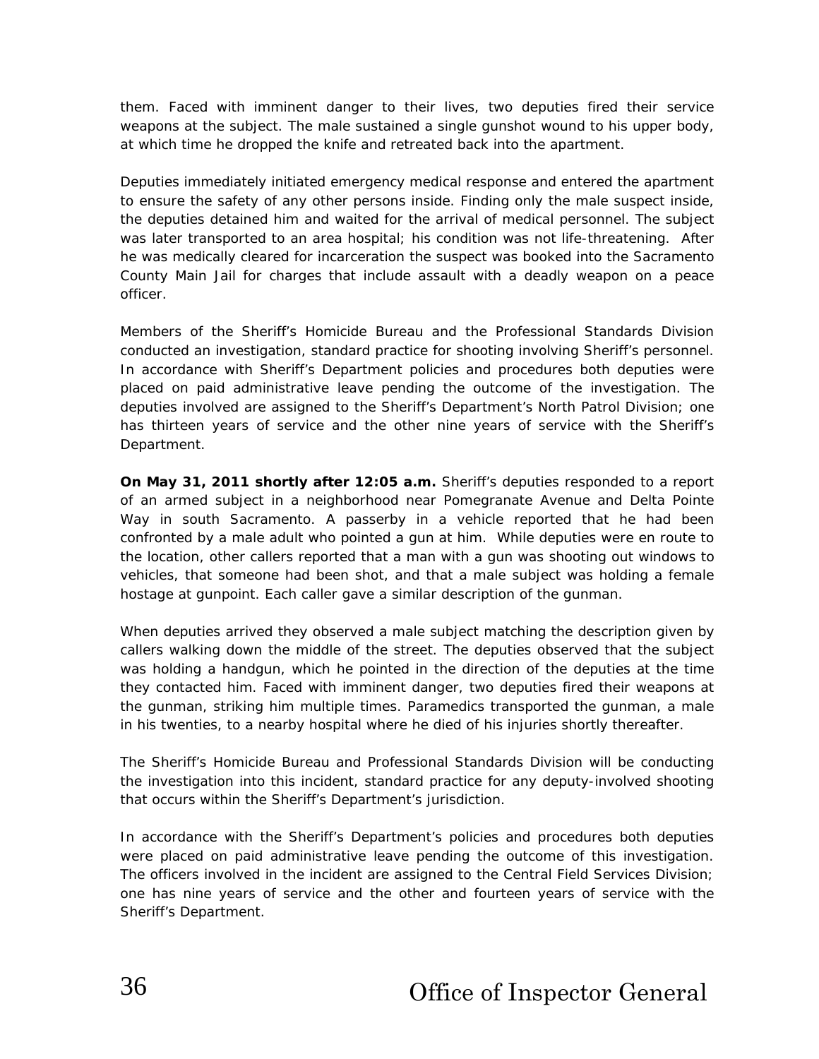them. Faced with imminent danger to their lives, two deputies fired their service weapons at the subject. The male sustained a single gunshot wound to his upper body, at which time he dropped the knife and retreated back into the apartment.

Deputies immediately initiated emergency medical response and entered the apartment to ensure the safety of any other persons inside. Finding only the male suspect inside, the deputies detained him and waited for the arrival of medical personnel. The subject was later transported to an area hospital; his condition was not life-threatening. After he was medically cleared for incarceration the suspect was booked into the Sacramento County Main Jail for charges that include assault with a deadly weapon on a peace officer.

Members of the Sheriff's Homicide Bureau and the Professional Standards Division conducted an investigation, standard practice for shooting involving Sheriff's personnel. In accordance with Sheriff's Department policies and procedures both deputies were placed on paid administrative leave pending the outcome of the investigation. The deputies involved are assigned to the Sheriff's Department's North Patrol Division; one has thirteen years of service and the other nine years of service with the Sheriff's Department.

**On May 31, 2011 shortly after 12:05 a.m.** Sheriff's deputies responded to a report of an armed subject in a neighborhood near Pomegranate Avenue and Delta Pointe Way in south Sacramento. A passerby in a vehicle reported that he had been confronted by a male adult who pointed a gun at him. While deputies were en route to the location, other callers reported that a man with a gun was shooting out windows to vehicles, that someone had been shot, and that a male subject was holding a female hostage at gunpoint. Each caller gave a similar description of the gunman.

When deputies arrived they observed a male subject matching the description given by callers walking down the middle of the street. The deputies observed that the subject was holding a handgun, which he pointed in the direction of the deputies at the time they contacted him. Faced with imminent danger, two deputies fired their weapons at the gunman, striking him multiple times. Paramedics transported the gunman, a male in his twenties, to a nearby hospital where he died of his injuries shortly thereafter.

The Sheriff's Homicide Bureau and Professional Standards Division will be conducting the investigation into this incident, standard practice for any deputy-involved shooting that occurs within the Sheriff's Department's jurisdiction.

In accordance with the Sheriff's Department's policies and procedures both deputies were placed on paid administrative leave pending the outcome of this investigation. The officers involved in the incident are assigned to the Central Field Services Division; one has nine years of service and the other and fourteen years of service with the Sheriff's Department.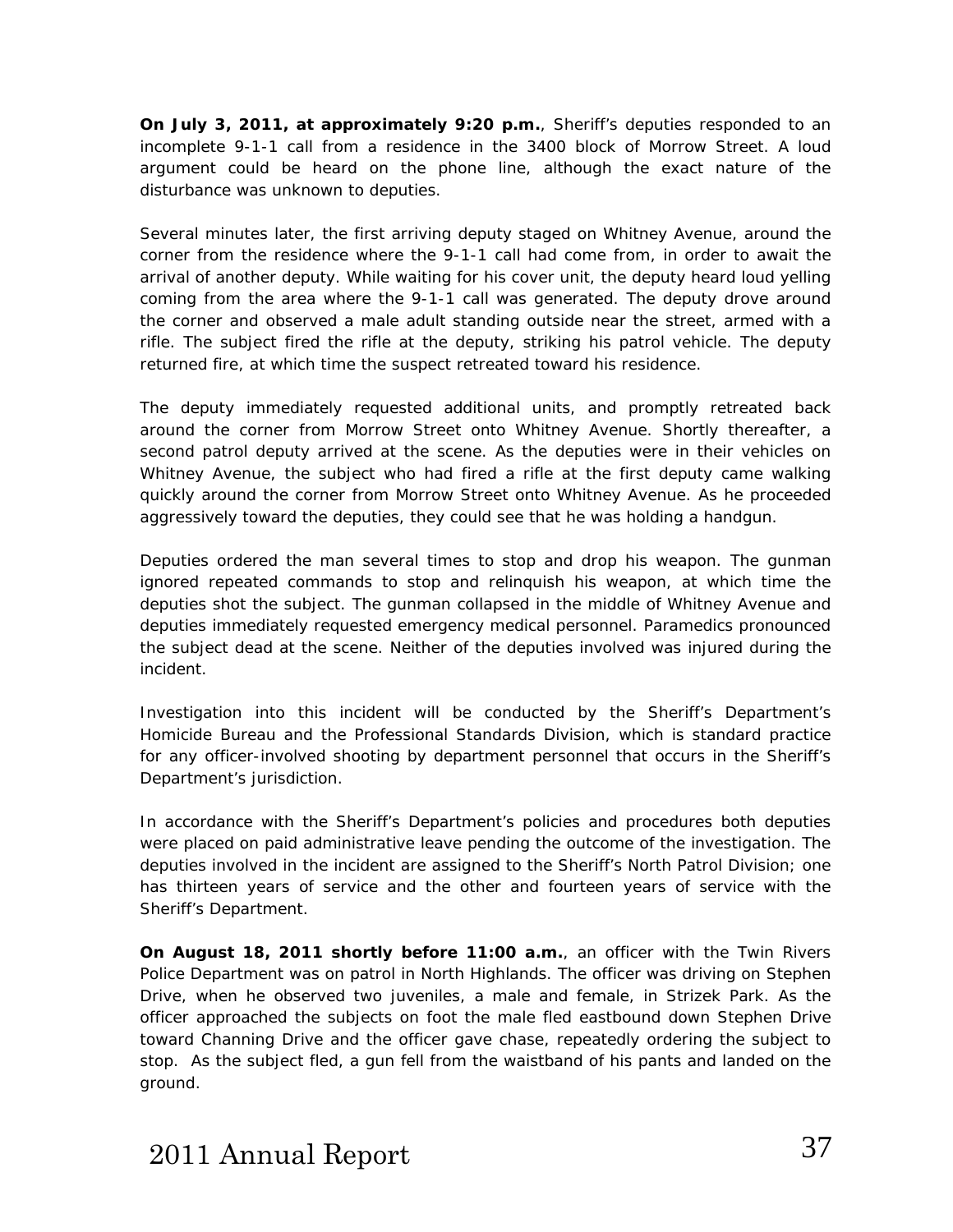**On July 3, 2011, at approximately 9:20 p.m.**, Sheriff's deputies responded to an incomplete 9-1-1 call from a residence in the 3400 block of Morrow Street. A loud argument could be heard on the phone line, although the exact nature of the disturbance was unknown to deputies.

Several minutes later, the first arriving deputy staged on Whitney Avenue, around the corner from the residence where the 9-1-1 call had come from, in order to await the arrival of another deputy. While waiting for his cover unit, the deputy heard loud yelling coming from the area where the 9-1-1 call was generated. The deputy drove around the corner and observed a male adult standing outside near the street, armed with a rifle. The subject fired the rifle at the deputy, striking his patrol vehicle. The deputy returned fire, at which time the suspect retreated toward his residence.

The deputy immediately requested additional units, and promptly retreated back around the corner from Morrow Street onto Whitney Avenue. Shortly thereafter, a second patrol deputy arrived at the scene. As the deputies were in their vehicles on Whitney Avenue, the subject who had fired a rifle at the first deputy came walking quickly around the corner from Morrow Street onto Whitney Avenue. As he proceeded aggressively toward the deputies, they could see that he was holding a handgun.

Deputies ordered the man several times to stop and drop his weapon. The gunman ignored repeated commands to stop and relinquish his weapon, at which time the deputies shot the subject. The gunman collapsed in the middle of Whitney Avenue and deputies immediately requested emergency medical personnel. Paramedics pronounced the subject dead at the scene. Neither of the deputies involved was injured during the incident.

Investigation into this incident will be conducted by the Sheriff's Department's Homicide Bureau and the Professional Standards Division, which is standard practice for any officer-involved shooting by department personnel that occurs in the Sheriff's Department's jurisdiction.

In accordance with the Sheriff's Department's policies and procedures both deputies were placed on paid administrative leave pending the outcome of the investigation. The deputies involved in the incident are assigned to the Sheriff's North Patrol Division; one has thirteen years of service and the other and fourteen years of service with the Sheriff's Department.

**On August 18, 2011 shortly before 11:00 a.m.**, an officer with the Twin Rivers Police Department was on patrol in North Highlands. The officer was driving on Stephen Drive, when he observed two juveniles, a male and female, in Strizek Park. As the officer approached the subjects on foot the male fled eastbound down Stephen Drive toward Channing Drive and the officer gave chase, repeatedly ordering the subject to stop. As the subject fled, a gun fell from the waistband of his pants and landed on the ground.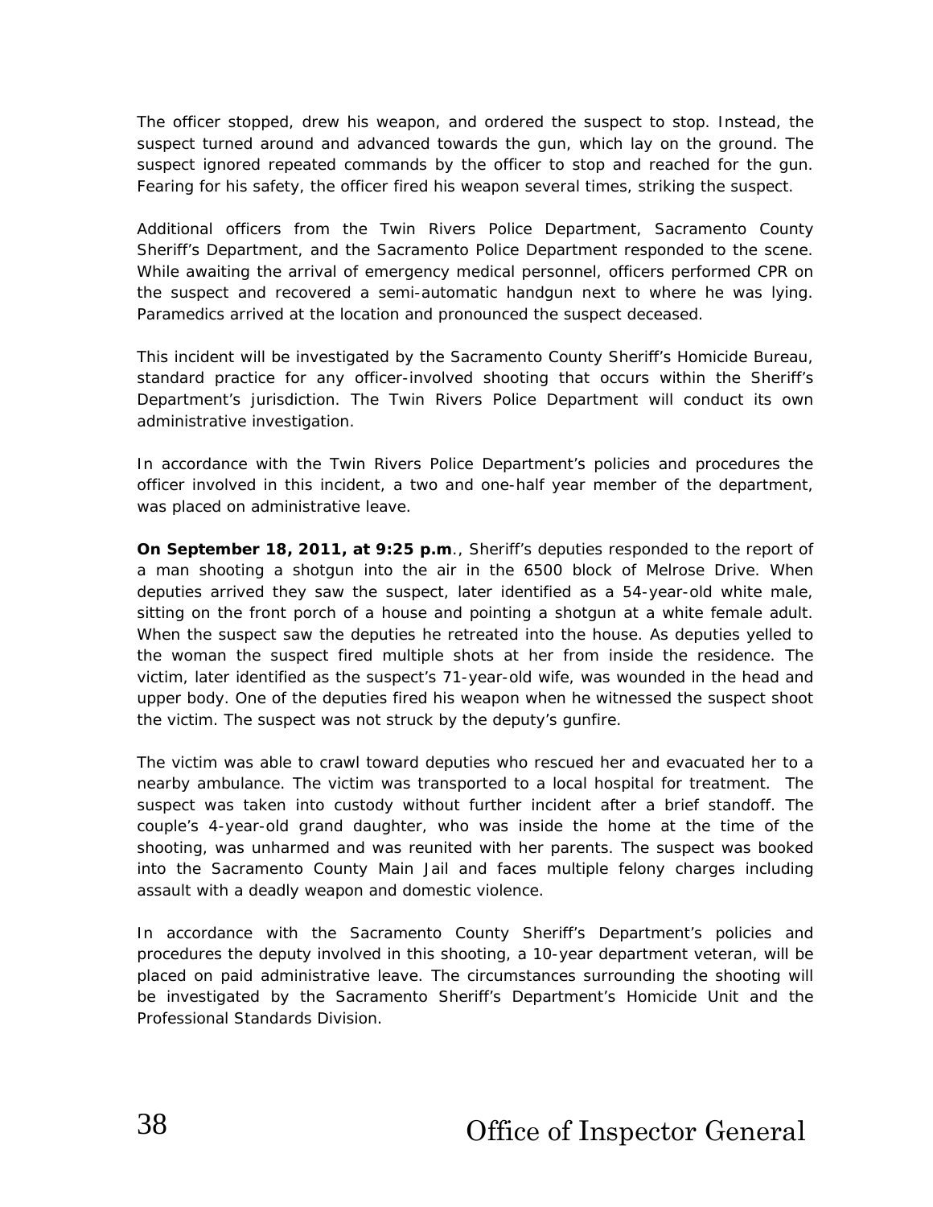The officer stopped, drew his weapon, and ordered the suspect to stop. Instead, the suspect turned around and advanced towards the gun, which lay on the ground. The suspect ignored repeated commands by the officer to stop and reached for the gun. Fearing for his safety, the officer fired his weapon several times, striking the suspect.

Additional officers from the Twin Rivers Police Department, Sacramento County Sheriff's Department, and the Sacramento Police Department responded to the scene. While awaiting the arrival of emergency medical personnel, officers performed CPR on the suspect and recovered a semi-automatic handgun next to where he was lying. Paramedics arrived at the location and pronounced the suspect deceased.

This incident will be investigated by the Sacramento County Sheriff's Homicide Bureau, standard practice for any officer-involved shooting that occurs within the Sheriff's Department's jurisdiction. The Twin Rivers Police Department will conduct its own administrative investigation.

In accordance with the Twin Rivers Police Department's policies and procedures the officer involved in this incident, a two and one-half year member of the department, was placed on administrative leave.

**On September 18, 2011, at 9:25 p.m**., Sheriff's deputies responded to the report of a man shooting a shotgun into the air in the 6500 block of Melrose Drive. When deputies arrived they saw the suspect, later identified as a 54-year-old white male, sitting on the front porch of a house and pointing a shotgun at a white female adult. When the suspect saw the deputies he retreated into the house. As deputies yelled to the woman the suspect fired multiple shots at her from inside the residence. The victim, later identified as the suspect's 71-year-old wife, was wounded in the head and upper body. One of the deputies fired his weapon when he witnessed the suspect shoot the victim. The suspect was not struck by the deputy's gunfire.

The victim was able to crawl toward deputies who rescued her and evacuated her to a nearby ambulance. The victim was transported to a local hospital for treatment. The suspect was taken into custody without further incident after a brief standoff. The couple's 4-year-old grand daughter, who was inside the home at the time of the shooting, was unharmed and was reunited with her parents. The suspect was booked into the Sacramento County Main Jail and faces multiple felony charges including assault with a deadly weapon and domestic violence.

In accordance with the Sacramento County Sheriff's Department's policies and procedures the deputy involved in this shooting, a 10-year department veteran, will be placed on paid administrative leave. The circumstances surrounding the shooting will be investigated by the Sacramento Sheriff's Department's Homicide Unit and the Professional Standards Division.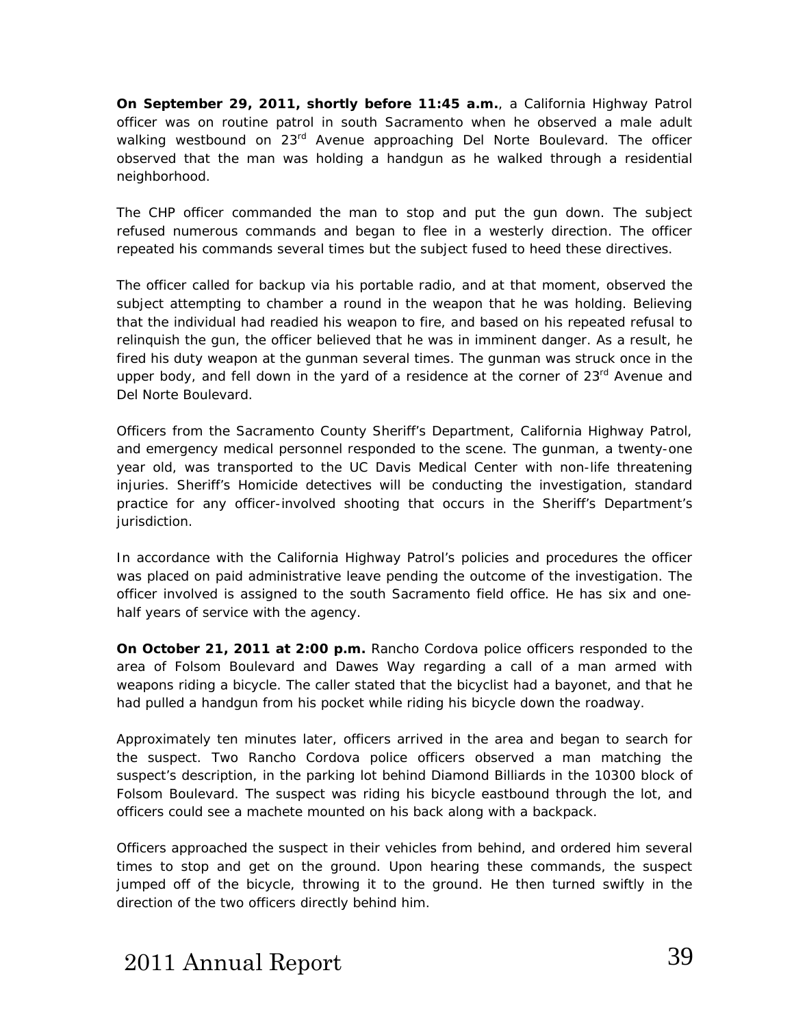**On September 29, 2011, shortly before 11:45 a.m.**, a California Highway Patrol officer was on routine patrol in south Sacramento when he observed a male adult walking westbound on 23rd Avenue approaching Del Norte Boulevard. The officer observed that the man was holding a handgun as he walked through a residential neighborhood.

The CHP officer commanded the man to stop and put the gun down. The subject refused numerous commands and began to flee in a westerly direction. The officer repeated his commands several times but the subject fused to heed these directives.

The officer called for backup via his portable radio, and at that moment, observed the subject attempting to chamber a round in the weapon that he was holding. Believing that the individual had readied his weapon to fire, and based on his repeated refusal to relinquish the gun, the officer believed that he was in imminent danger. As a result, he fired his duty weapon at the gunman several times. The gunman was struck once in the upper body, and fell down in the yard of a residence at the corner of 23rd Avenue and Del Norte Boulevard.

Officers from the Sacramento County Sheriff's Department, California Highway Patrol, and emergency medical personnel responded to the scene. The gunman, a twenty-one year old, was transported to the UC Davis Medical Center with non-life threatening injuries. Sheriff's Homicide detectives will be conducting the investigation, standard practice for any officer-involved shooting that occurs in the Sheriff's Department's jurisdiction.

In accordance with the California Highway Patrol's policies and procedures the officer was placed on paid administrative leave pending the outcome of the investigation. The officer involved is assigned to the south Sacramento field office. He has six and one-half years of service with the agency.

**On October 21, 2011 at 2:00 p.m.** Rancho Cordova police officers responded to the area of Folsom Boulevard and Dawes Way regarding a call of a man armed with weapons riding a bicycle. The caller stated that the bicyclist had a bayonet, and that he had pulled a handgun from his pocket while riding his bicycle down the roadway.

Approximately ten minutes later, officers arrived in the area and began to search for the suspect. Two Rancho Cordova police officers observed a man matching the suspect's description, in the parking lot behind Diamond Billiards in the 10300 block of Folsom Boulevard. The suspect was riding his bicycle eastbound through the lot, and officers could see a machete mounted on his back along with a backpack.

Officers approached the suspect in their vehicles from behind, and ordered him several times to stop and get on the ground. Upon hearing these commands, the suspect jumped off of the bicycle, throwing it to the ground. He then turned swiftly in the direction of the two officers directly behind him.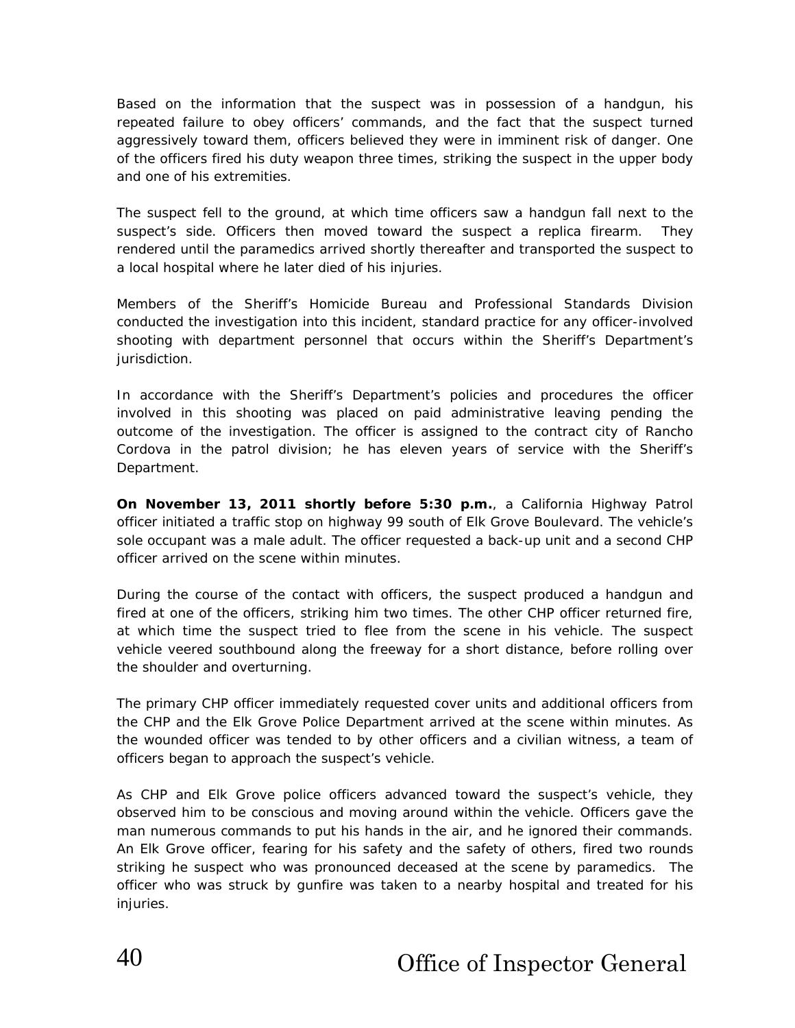Based on the information that the suspect was in possession of a handgun, his repeated failure to obey officers' commands, and the fact that the suspect turned aggressively toward them, officers believed they were in imminent risk of danger. One of the officers fired his duty weapon three times, striking the suspect in the upper body and one of his extremities.

The suspect fell to the ground, at which time officers saw a handgun fall next to the suspect's side. Officers then moved toward the suspect a replica firearm. They rendered until the paramedics arrived shortly thereafter and transported the suspect to a local hospital where he later died of his injuries.

Members of the Sheriff's Homicide Bureau and Professional Standards Division conducted the investigation into this incident, standard practice for any officer-involved shooting with department personnel that occurs within the Sheriff's Department's jurisdiction.

In accordance with the Sheriff's Department's policies and procedures the officer involved in this shooting was placed on paid administrative leaving pending the outcome of the investigation. The officer is assigned to the contract city of Rancho Cordova in the patrol division; he has eleven years of service with the Sheriff's Department.

**On November 13, 2011 shortly before 5:30 p.m.**, a California Highway Patrol officer initiated a traffic stop on highway 99 south of Elk Grove Boulevard. The vehicle's sole occupant was a male adult. The officer requested a back-up unit and a second CHP officer arrived on the scene within minutes.

During the course of the contact with officers, the suspect produced a handgun and fired at one of the officers, striking him two times. The other CHP officer returned fire, at which time the suspect tried to flee from the scene in his vehicle. The suspect vehicle veered southbound along the freeway for a short distance, before rolling over the shoulder and overturning.

The primary CHP officer immediately requested cover units and additional officers from the CHP and the Elk Grove Police Department arrived at the scene within minutes. As the wounded officer was tended to by other officers and a civilian witness, a team of officers began to approach the suspect's vehicle.

As CHP and Elk Grove police officers advanced toward the suspect's vehicle, they observed him to be conscious and moving around within the vehicle. Officers gave the man numerous commands to put his hands in the air, and he ignored their commands. An Elk Grove officer, fearing for his safety and the safety of others, fired two rounds striking he suspect who was pronounced deceased at the scene by paramedics. The officer who was struck by gunfire was taken to a nearby hospital and treated for his injuries.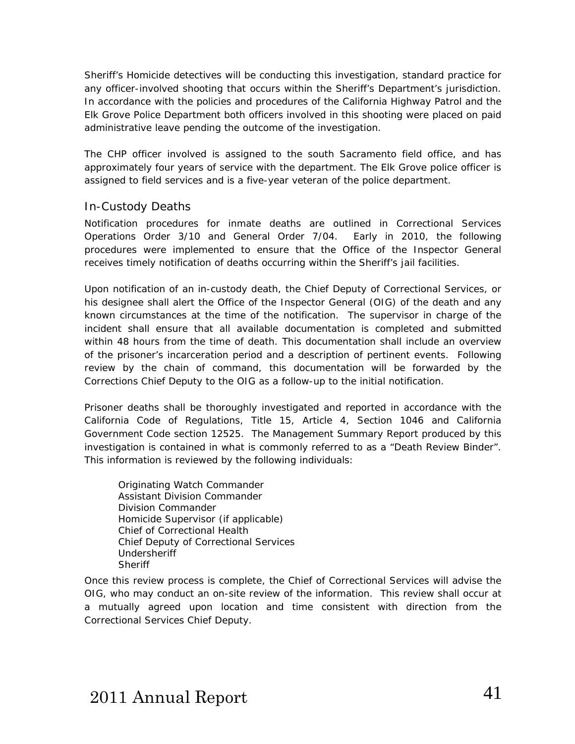Sheriff's Homicide detectives will be conducting this investigation, standard practice for any officer-involved shooting that occurs within the Sheriff's Department's jurisdiction. In accordance with the policies and procedures of the California Highway Patrol and the Elk Grove Police Department both officers involved in this shooting were placed on paid administrative leave pending the outcome of the investigation.

The CHP officer involved is assigned to the south Sacramento field office, and has approximately four years of service with the department. The Elk Grove police officer is assigned to field services and is a five-year veteran of the police department.

## In-Custody Deaths

Notification procedures for inmate deaths are outlined in Correctional Services Operations Order 3/10 and General Order 7/04. Early in 2010, the following procedures were implemented to ensure that the Office of the Inspector General receives timely notification of deaths occurring within the Sheriff's jail facilities.

Upon notification of an in-custody death, the Chief Deputy of Correctional Services, or his designee shall alert the Office of the Inspector General (OIG) of the death and any known circumstances at the time of the notification. The supervisor in charge of the incident shall ensure that all available documentation is completed and submitted within 48 hours from the time of death. This documentation shall include an overview of the prisoner's incarceration period and a description of pertinent events. Following review by the chain of command, this documentation will be forwarded by the Corrections Chief Deputy to the OIG as a follow-up to the initial notification.

Prisoner deaths shall be thoroughly investigated and reported in accordance with the California Code of Regulations, Title 15, Article 4, Section 1046 and California Government Code section 12525. The Management Summary Report produced by this investigation is contained in what is commonly referred to as a "Death Review Binder". This information is reviewed by the following individuals:

- Originating Watch Commander
- Assistant Division Commander
- Division Commander
- Homicide Supervisor (if applicable)
- Chief of Correctional Health
- Chief Deputy of Correctional Services
- Undersheriff
- Sheriff

Once this review process is complete, the Chief of Correctional Services will advise the OIG, who may conduct an on-site review of the information. This review shall occur at a mutually agreed upon location and time consistent with direction from the Correctional Services Chief Deputy.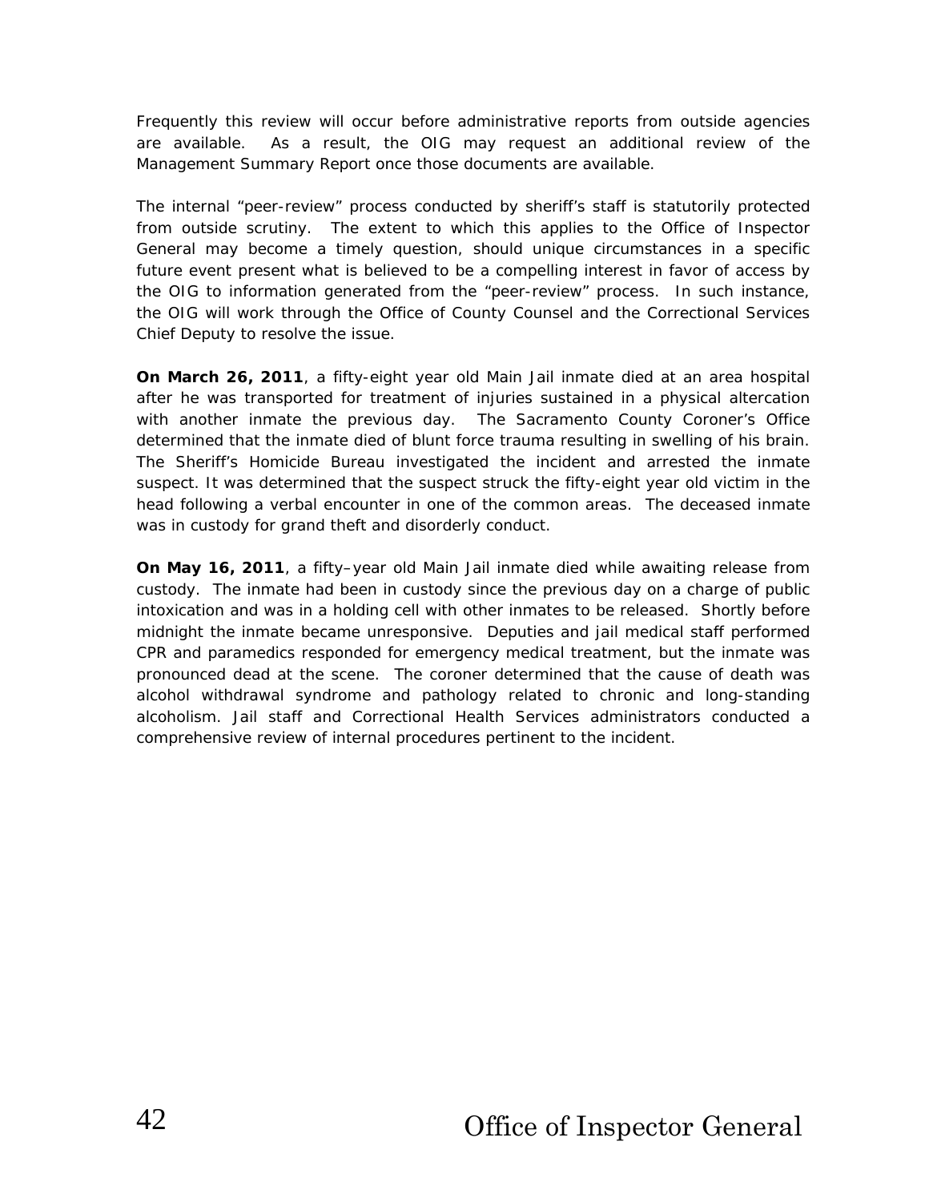Frequently this review will occur before administrative reports from outside agencies are available. As a result, the OIG may request an additional review of the Management Summary Report once those documents are available.

The internal "peer-review" process conducted by sheriff's staff is statutorily protected from outside scrutiny. The extent to which this applies to the Office of Inspector General may become a timely question, should unique circumstances in a specific future event present what is believed to be a compelling interest in favor of access by the OIG to information generated from the "peer-review" process. In such instance, the OIG will work through the Office of County Counsel and the Correctional Services Chief Deputy to resolve the issue.

**On March 26, 2011**, a fifty-eight year old Main Jail inmate died at an area hospital after he was transported for treatment of injuries sustained in a physical altercation with another inmate the previous day. The Sacramento County Coroner's Office determined that the inmate died of blunt force trauma resulting in swelling of his brain. The Sheriff's Homicide Bureau investigated the incident and arrested the inmate suspect. It was determined that the suspect struck the fifty-eight year old victim in the head following a verbal encounter in one of the common areas. The deceased inmate was in custody for grand theft and disorderly conduct.

**On May 16, 2011**, a fifty–year old Main Jail inmate died while awaiting release from custody. The inmate had been in custody since the previous day on a charge of public intoxication and was in a holding cell with other inmates to be released. Shortly before midnight the inmate became unresponsive. Deputies and jail medical staff performed CPR and paramedics responded for emergency medical treatment, but the inmate was pronounced dead at the scene. The coroner determined that the cause of death was alcohol withdrawal syndrome and pathology related to chronic and long-standing alcoholism. Jail staff and Correctional Health Services administrators conducted a comprehensive review of internal procedures pertinent to the incident.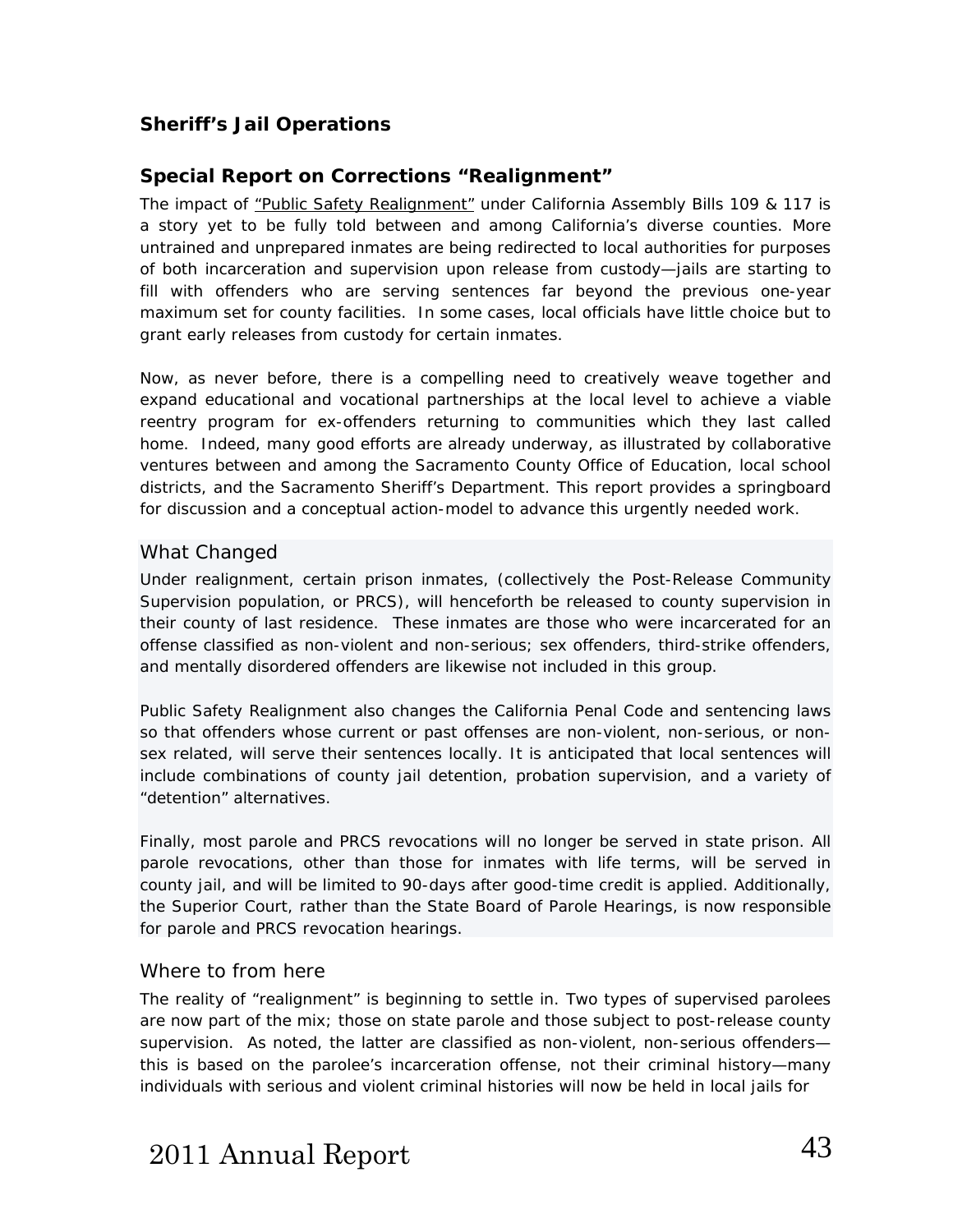## Sheriff's Jail Operations

### Special Report on Corrections "Realignment"

The impact of "Public Safety Realignment" under California Assembly Bills 109 & 117 is a story yet to be fully told between and among California's diverse counties. More untrained and unprepared inmates are being redirected to local authorities for purposes of both incarceration and supervision upon release from custody—jails are starting to fill with offenders who are serving sentences far beyond the previous one-year maximum set for county facilities. In some cases, local officials have little choice but to grant early releases from custody for certain inmates.

Now, as never before, there is a compelling need to creatively weave together and expand educational and vocational partnerships at the local level to achieve a viable reentry program for ex-offenders returning to communities which they last called home. Indeed, many good efforts are already underway, as illustrated by collaborative ventures between and among the Sacramento County Office of Education, local school districts, and the Sacramento Sheriff's Department. This report provides a springboard for discussion and a conceptual action-model to advance this urgently needed work.

#### What Changed

Under realignment, certain prison inmates, (collectively the Post-Release Community Supervision population, or PRCS), will henceforth be released to county supervision in their county of last residence. These inmates are those who were incarcerated for an offense classified as non-violent and non-serious; sex offenders, third-strike offenders, and mentally disordered offenders are likewise not included in this group.

Public Safety Realignment also changes the California Penal Code and sentencing laws so that offenders whose current or past offenses are non-violent, non-serious, or non-sex related, will serve their sentences locally. It is anticipated that local sentences will include combinations of county jail detention, probation supervision, and a variety of "detention" alternatives.

Finally, most parole and PRCS revocations will no longer be served in state prison. All parole revocations, other than those for inmates with life terms, will be served in county jail, and will be limited to 90-days after good-time credit is applied. Additionally, the Superior Court, rather than the State Board of Parole Hearings, is now responsible for parole and PRCS revocation hearings.

#### Where to from here

The reality of "realignment" is beginning to settle in. Two types of supervised parolees are now part of the mix; those on state parole and those subject to post-release county supervision. As noted, the latter are classified as non-violent, non-serious offenders—this is based on the parolee's incarceration offense, not their criminal history—many individuals with serious and violent criminal histories will now be held in local jails for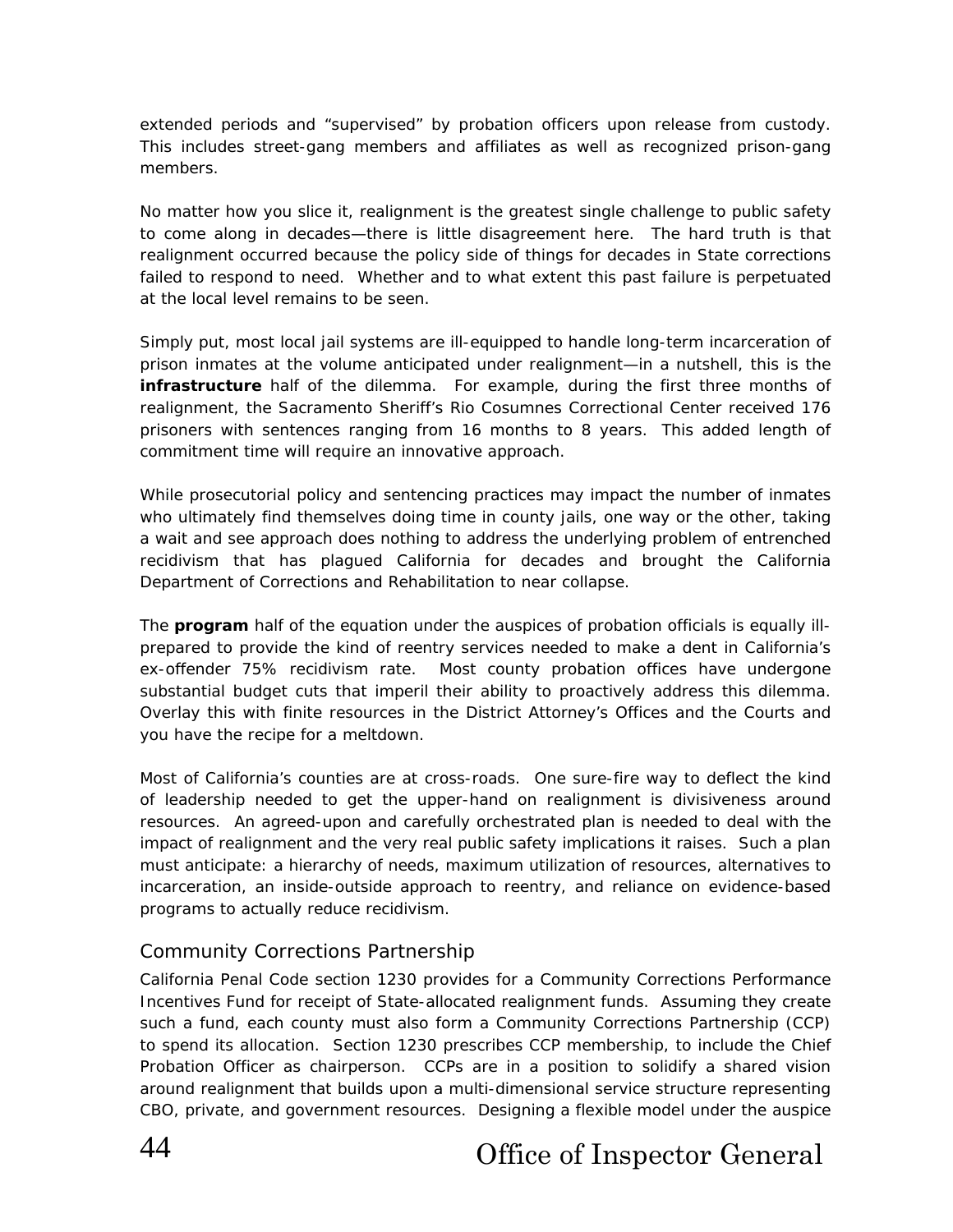extended periods and "supervised" by probation officers upon release from custody. This includes street-gang members and affiliates as well as recognized prison-gang members.

No matter how you slice it, realignment is the greatest single challenge to public safety to come along in decades—there is little disagreement here. The hard truth is that realignment occurred because the policy side of things for decades in State corrections failed to respond to need. Whether and to what extent this past failure is perpetuated at the local level remains to be seen.

Simply put, most local jail systems are ill-equipped to handle long-term incarceration of prison inmates at the volume anticipated under realignment—in a nutshell, this is the **infrastructure** half of the dilemma. For example, during the first three months of realignment, the Sacramento Sheriff's Rio Cosumnes Correctional Center received 176 prisoners with sentences ranging from 16 months to 8 years. This added length of commitment time will require an innovative approach.

While prosecutorial policy and sentencing practices may impact the number of inmates who ultimately find themselves doing time in county jails, one way or the other, taking a wait and see approach does nothing to address the underlying problem of entrenched recidivism that has plagued California for decades and brought the California Department of Corrections and Rehabilitation to near collapse.

The **program** half of the equation under the auspices of probation officials is equally ill-prepared to provide the kind of reentry services needed to make a dent in California's ex-offender 75% recidivism rate. Most county probation offices have undergone substantial budget cuts that imperil their ability to proactively address this dilemma. Overlay this with finite resources in the District Attorney's Offices and the Courts and you have the recipe for a meltdown.

Most of California's counties are at cross-roads. One sure-fire way to deflect the kind of leadership needed to get the upper-hand on realignment is divisiveness around resources. An agreed-upon and carefully orchestrated plan is needed to deal with the impact of realignment and the very real public safety implications it raises. Such a plan must anticipate: a hierarchy of needs, maximum utilization of resources, alternatives to incarceration, an inside-outside approach to reentry, and reliance on evidence-based programs to actually reduce recidivism.

## Community Corrections Partnership

California Penal Code section 1230 provides for a Community Corrections Performance Incentives Fund for receipt of State-allocated realignment funds. Assuming they create such a fund, each county must also form a Community Corrections Partnership (CCP) to spend its allocation. Section 1230 prescribes CCP membership, to include the Chief Probation Officer as chairperson. CCPs are in a position to solidify a shared vision around realignment that builds upon a multi-dimensional service structure representing CBO, private, and government resources. Designing a flexible model under the auspice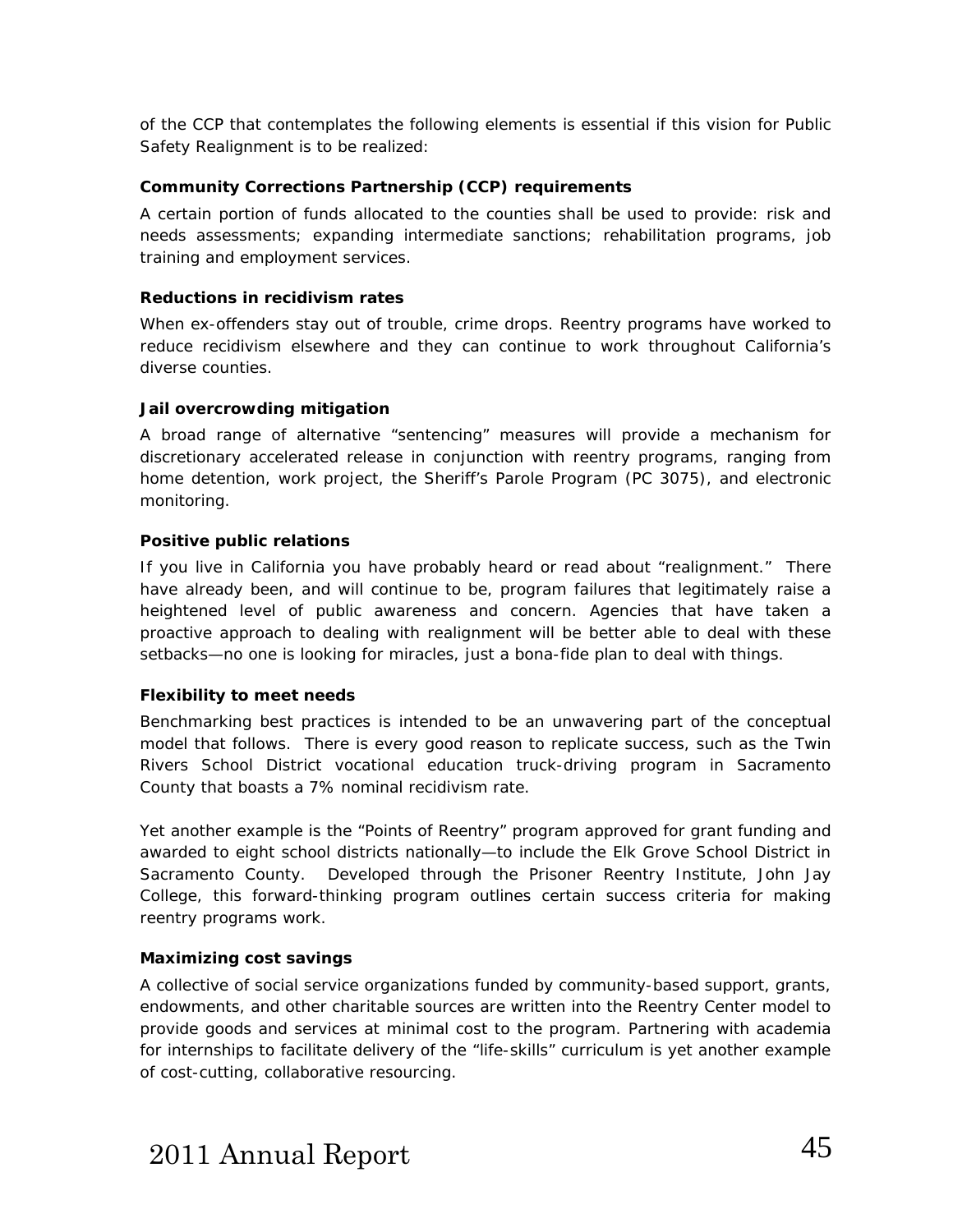of the CCP that contemplates the following elements is essential if this vision for Public Safety Realignment is to be realized:

**Community Corrections Partnership (CCP) requirements**

A certain portion of funds allocated to the counties shall be used to provide: risk and needs assessments; expanding intermediate sanctions; rehabilitation programs, job training and employment services.

**Reductions in recidivism rates**

When ex-offenders stay out of trouble, crime drops. Reentry programs have worked to reduce recidivism elsewhere and they can continue to work throughout California's diverse counties.

**Jail overcrowding mitigation**

A broad range of alternative "sentencing" measures will provide a mechanism for discretionary accelerated release in conjunction with reentry programs, ranging from home detention, work project, the Sheriff's Parole Program (PC 3075), and electronic monitoring.

**Positive public relations**

If you live in California you have probably heard or read about "realignment." There have already been, and will continue to be, program failures that legitimately raise a heightened level of public awareness and concern. Agencies that have taken a proactive approach to dealing with realignment will be better able to deal with these setbacks—no one is looking for miracles, just a bona-fide plan to deal with things.

**Flexibility to meet needs**

Benchmarking best practices is intended to be an unwavering part of the conceptual model that follows. There is every good reason to replicate success, such as the Twin Rivers School District vocational education truck-driving program in Sacramento County that boasts a 7% nominal recidivism rate.

Yet another example is the "Points of Reentry" program approved for grant funding and awarded to eight school districts nationally—to include the Elk Grove School District in Sacramento County. Developed through the Prisoner Reentry Institute, John Jay College, this forward-thinking program outlines certain success criteria for making reentry programs work.

**Maximizing cost savings**

A collective of social service organizations funded by community-based support, grants, endowments, and other charitable sources are written into the Reentry Center model to provide goods and services at minimal cost to the program. Partnering with academia for internships to facilitate delivery of the "life-skills" curriculum is yet another example of cost-cutting, collaborative resourcing.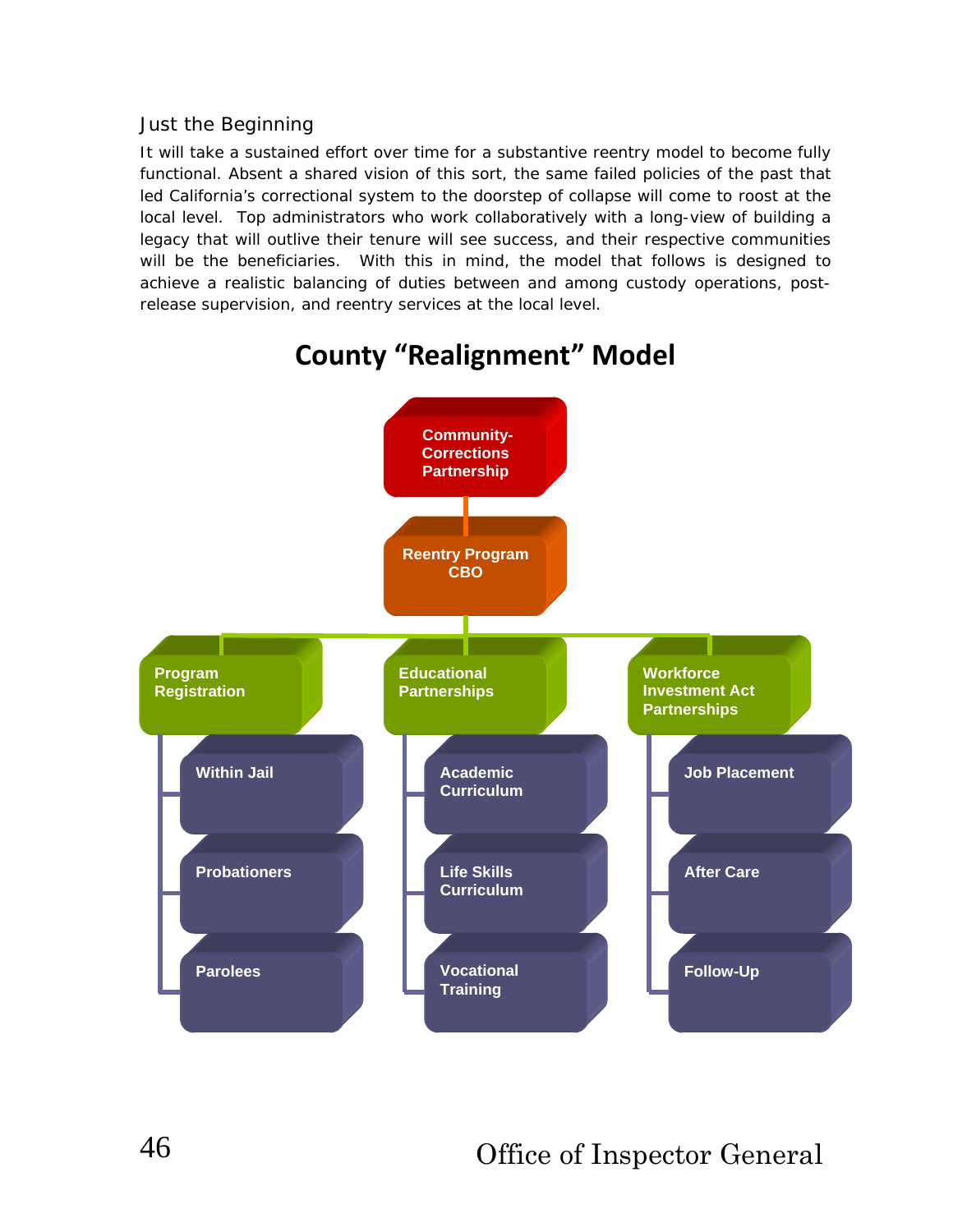### Just the Beginning

It will take a sustained effort over time for a substantive reentry model to become fully functional. Absent a shared vision of this sort, the same failed policies of the past that led California's correctional system to the doorstep of collapse will come to roost at the local level. Top administrators who work collaboratively with a long-view of building a legacy that will outlive their tenure will see success, and their respective communities will be the beneficiaries. With this in mind, the model that follows is designed to achieve a realistic balancing of duties between and among custody operations, post-release supervision, and reentry services at the local level.

## County "Realignment" Model

- **Community-Corrections Partnership**
  - **Reentry Program CBO**
    - **Program Registration**
      - Within Jail
      - Probationers
      - Parolees
    - **Educational Partnerships**
      - Academic Curriculum
      - Life Skills Curriculum
      - Vocational Training
    - **Workforce Investment Act Partnerships**
      - Job Placement
      - After Care
      - Follow-Up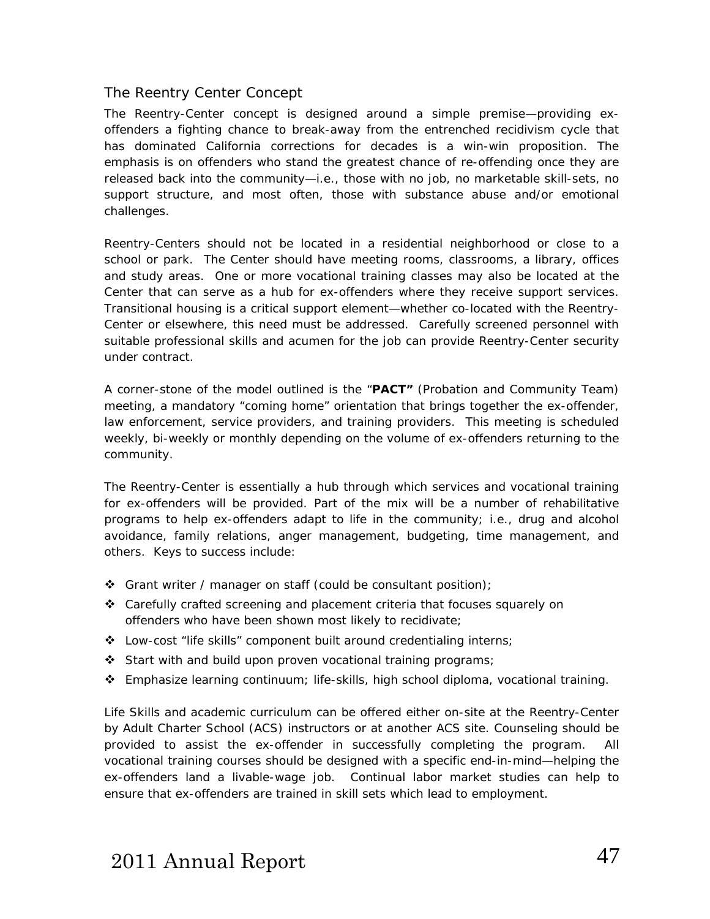## The Reentry Center Concept

The Reentry-Center concept is designed around a simple premise—providing ex-offenders a fighting chance to break-away from the entrenched recidivism cycle that has dominated California corrections for decades is a win-win proposition. The emphasis is on offenders who stand the greatest chance of re-offending once they are released back into the community—i.e., those with no job, no marketable skill-sets, no support structure, and most often, those with substance abuse and/or emotional challenges.

Reentry-Centers should not be located in a residential neighborhood or close to a school or park. The Center should have meeting rooms, classrooms, a library, offices and study areas. One or more vocational training classes may also be located at the Center that can serve as a hub for ex-offenders where they receive support services. Transitional housing is a critical support element—whether co-located with the Reentry-Center or elsewhere, this need must be addressed. Carefully screened personnel with suitable professional skills and acumen for the job can provide Reentry-Center security under contract.

A corner-stone of the model outlined is the "**PACT"** (Probation and Community Team) meeting, a mandatory "coming home" orientation that brings together the ex-offender, law enforcement, service providers, and training providers. This meeting is scheduled weekly, bi-weekly or monthly depending on the volume of ex-offenders returning to the community.

The Reentry-Center is essentially a hub through which services and vocational training for ex-offenders will be provided. Part of the mix will be a number of rehabilitative programs to help ex-offenders adapt to life in the community; i.e., drug and alcohol avoidance, family relations, anger management, budgeting, time management, and others. Keys to success include:

- Grant writer / manager on staff (could be consultant position);
- Carefully crafted screening and placement criteria that focuses squarely on offenders who have been shown most likely to recidivate;
- Low-cost "life skills" component built around credentialing interns;
- Start with and build upon proven vocational training programs;
- Emphasize learning continuum; life-skills, high school diploma, vocational training.

Life Skills and academic curriculum can be offered either on-site at the Reentry-Center by Adult Charter School (ACS) instructors or at another ACS site. Counseling should be provided to assist the ex-offender in successfully completing the program. All vocational training courses should be designed with a specific end-in-mind—helping the ex-offenders land a livable-wage job. Continual labor market studies can help to ensure that ex-offenders are trained in skill sets which lead to employment.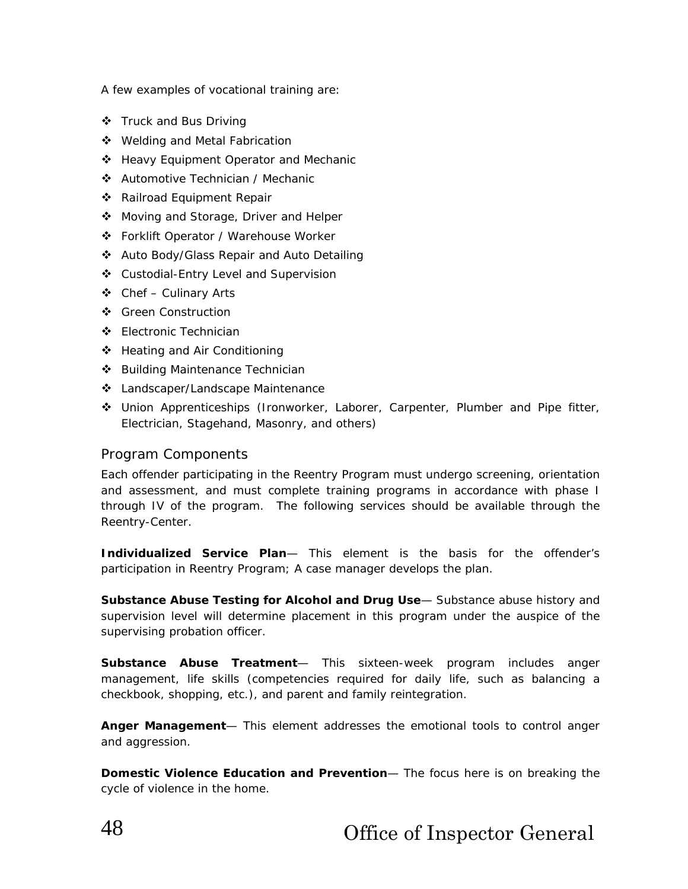A few examples of vocational training are:

- Truck and Bus Driving
- Welding and Metal Fabrication
- Heavy Equipment Operator and Mechanic
- Automotive Technician / Mechanic
- Railroad Equipment Repair
- Moving and Storage, Driver and Helper
- Forklift Operator / Warehouse Worker
- Auto Body/Glass Repair and Auto Detailing
- Custodial-Entry Level and Supervision
- Chef – Culinary Arts
- Green Construction
- Electronic Technician
- Heating and Air Conditioning
- Building Maintenance Technician
- Landscaper/Landscape Maintenance
- Union Apprenticeships (Ironworker, Laborer, Carpenter, Plumber and Pipe fitter, Electrician, Stagehand, Masonry, and others)

## Program Components

Each offender participating in the Reentry Program must undergo screening, orientation and assessment, and must complete training programs in accordance with phase I through IV of the program. The following services should be available through the Reentry-Center.

**Individualized Service Plan**— This element is the basis for the offender's participation in Reentry Program; A case manager develops the plan.

**Substance Abuse Testing for Alcohol and Drug Use**— Substance abuse history and supervision level will determine placement in this program under the auspice of the supervising probation officer.

**Substance Abuse Treatment**— This sixteen-week program includes anger management, life skills (competencies required for daily life, such as balancing a checkbook, shopping, etc.), and parent and family reintegration.

**Anger Management**— This element addresses the emotional tools to control anger and aggression.

**Domestic Violence Education and Prevention**— The focus here is on breaking the cycle of violence in the home.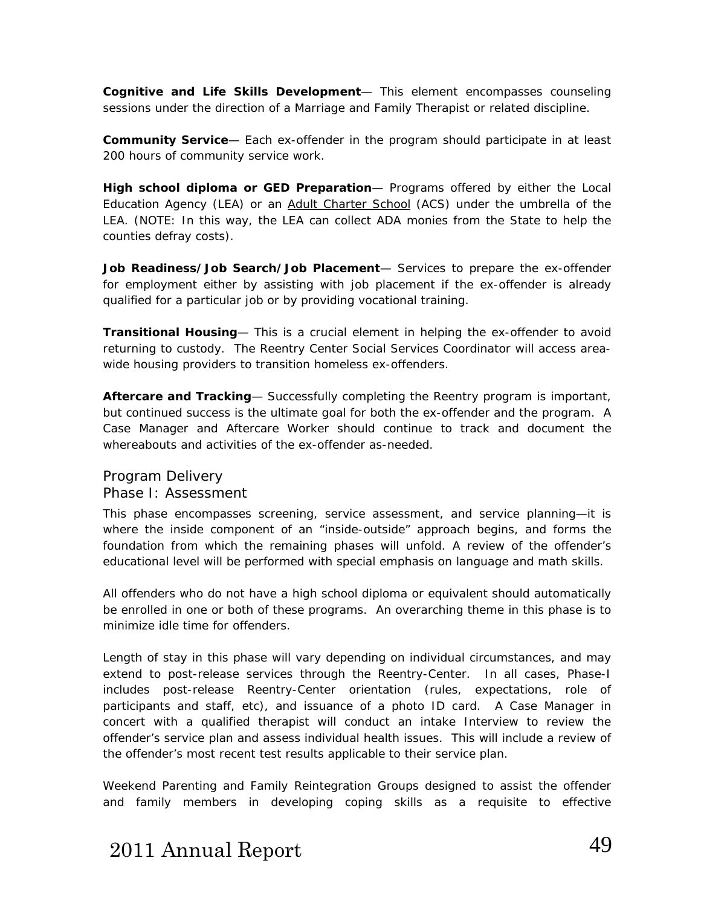**Cognitive and Life Skills Development**— This element encompasses counseling sessions under the direction of a Marriage and Family Therapist or related discipline.

**Community Service**— Each ex-offender in the program should participate in at least 200 hours of community service work.

**High school diploma or GED Preparation**— Programs offered by either the Local Education Agency (LEA) or an Adult Charter School (ACS) under the umbrella of the LEA. (NOTE: In this way, the LEA can collect ADA monies from the State to help the counties defray costs).

**Job Readiness/Job Search/Job Placement**— Services to prepare the ex-offender for employment either by assisting with job placement if the ex-offender is already qualified for a particular job or by providing vocational training.

**Transitional Housing**— This is a crucial element in helping the ex-offender to avoid returning to custody. The Reentry Center Social Services Coordinator will access area-wide housing providers to transition homeless ex-offenders.

**Aftercare and Tracking**— Successfully completing the Reentry program is important, but continued success is the ultimate goal for both the ex-offender and the program. A Case Manager and Aftercare Worker should continue to track and document the whereabouts and activities of the ex-offender as-needed.

## Program Delivery

### Phase I: Assessment

This phase encompasses screening, service assessment, and service planning—it is where the inside component of an "inside-outside" approach begins, and forms the foundation from which the remaining phases will unfold. A review of the offender's educational level will be performed with special emphasis on language and math skills.

All offenders who do not have a high school diploma or equivalent should automatically be enrolled in one or both of these programs. An overarching theme in this phase is to minimize idle time for offenders.

Length of stay in this phase will vary depending on individual circumstances, and may extend to post-release services through the Reentry-Center. In all cases, Phase-I includes post-release Reentry-Center orientation (rules, expectations, role of participants and staff, etc), and issuance of a photo ID card. A Case Manager in concert with a qualified therapist will conduct an intake Interview to review the offender's service plan and assess individual health issues. This will include a review of the offender's most recent test results applicable to their service plan.

Weekend Parenting and Family Reintegration Groups designed to assist the offender and family members in developing coping skills as a requisite to effective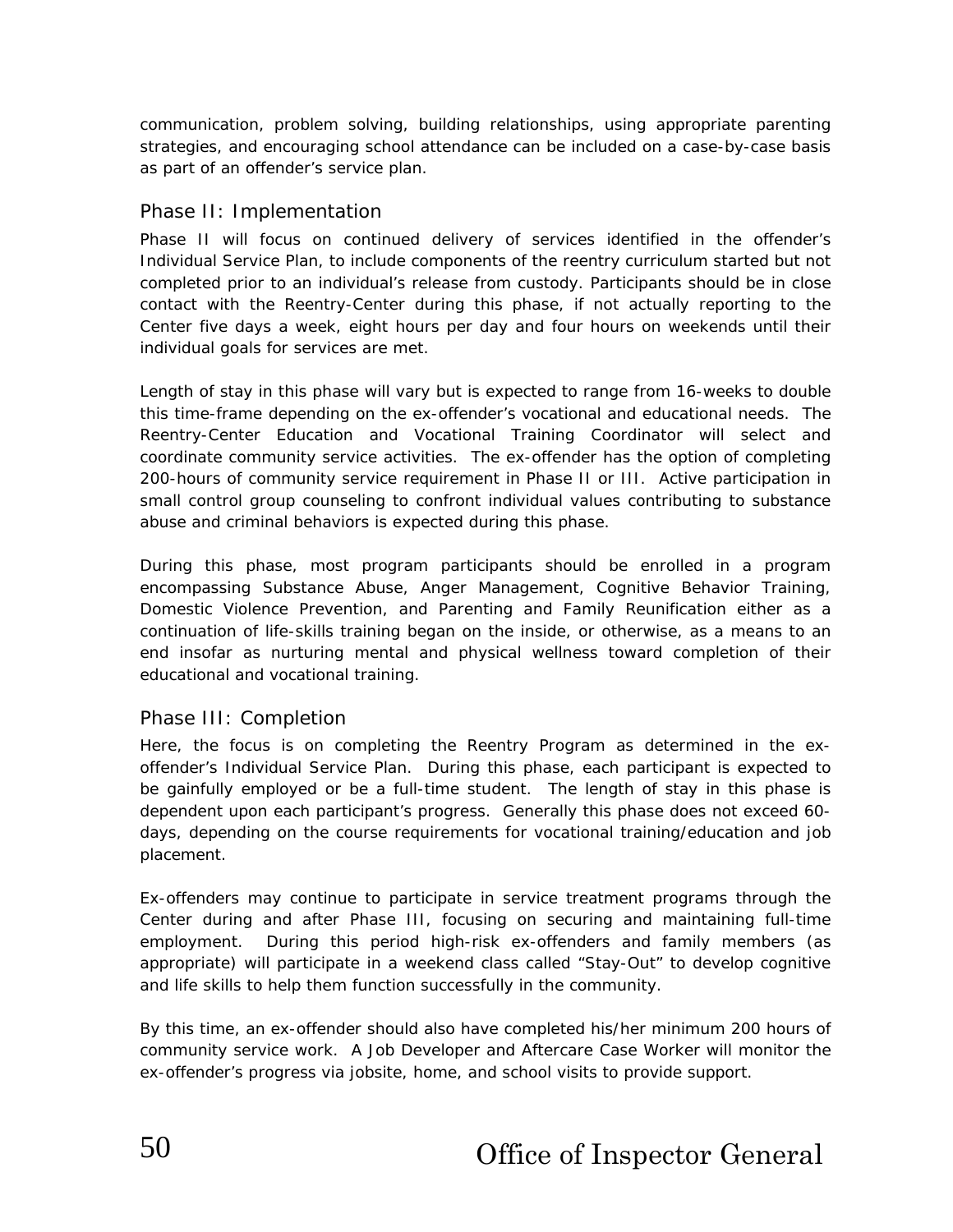communication, problem solving, building relationships, using appropriate parenting strategies, and encouraging school attendance can be included on a case-by-case basis as part of an offender's service plan.

### Phase II: Implementation

Phase II will focus on continued delivery of services identified in the offender's Individual Service Plan, to include components of the reentry curriculum started but not completed prior to an individual's release from custody. Participants should be in close contact with the Reentry-Center during this phase, if not actually reporting to the Center five days a week, eight hours per day and four hours on weekends until their individual goals for services are met.

Length of stay in this phase will vary but is expected to range from 16-weeks to double this time-frame depending on the ex-offender's vocational and educational needs. The Reentry-Center Education and Vocational Training Coordinator will select and coordinate community service activities. The ex-offender has the option of completing 200-hours of community service requirement in Phase II or III. Active participation in small control group counseling to confront individual values contributing to substance abuse and criminal behaviors is expected during this phase.

During this phase, most program participants should be enrolled in a program encompassing Substance Abuse, Anger Management, Cognitive Behavior Training, Domestic Violence Prevention, and Parenting and Family Reunification either as a continuation of life-skills training began on the inside, or otherwise, as a means to an end insofar as nurturing mental and physical wellness toward completion of their educational and vocational training.

### Phase III: Completion

Here, the focus is on completing the Reentry Program as determined in the ex-offender's Individual Service Plan. During this phase, each participant is expected to be gainfully employed or be a full-time student. The length of stay in this phase is dependent upon each participant's progress. Generally this phase does not exceed 60-days, depending on the course requirements for vocational training/education and job placement.

Ex-offenders may continue to participate in service treatment programs through the Center during and after Phase III, focusing on securing and maintaining full-time employment. During this period high-risk ex-offenders and family members (as appropriate) will participate in a weekend class called "Stay-Out" to develop cognitive and life skills to help them function successfully in the community.

By this time, an ex-offender should also have completed his/her minimum 200 hours of community service work. A Job Developer and Aftercare Case Worker will monitor the ex-offender's progress via jobsite, home, and school visits to provide support.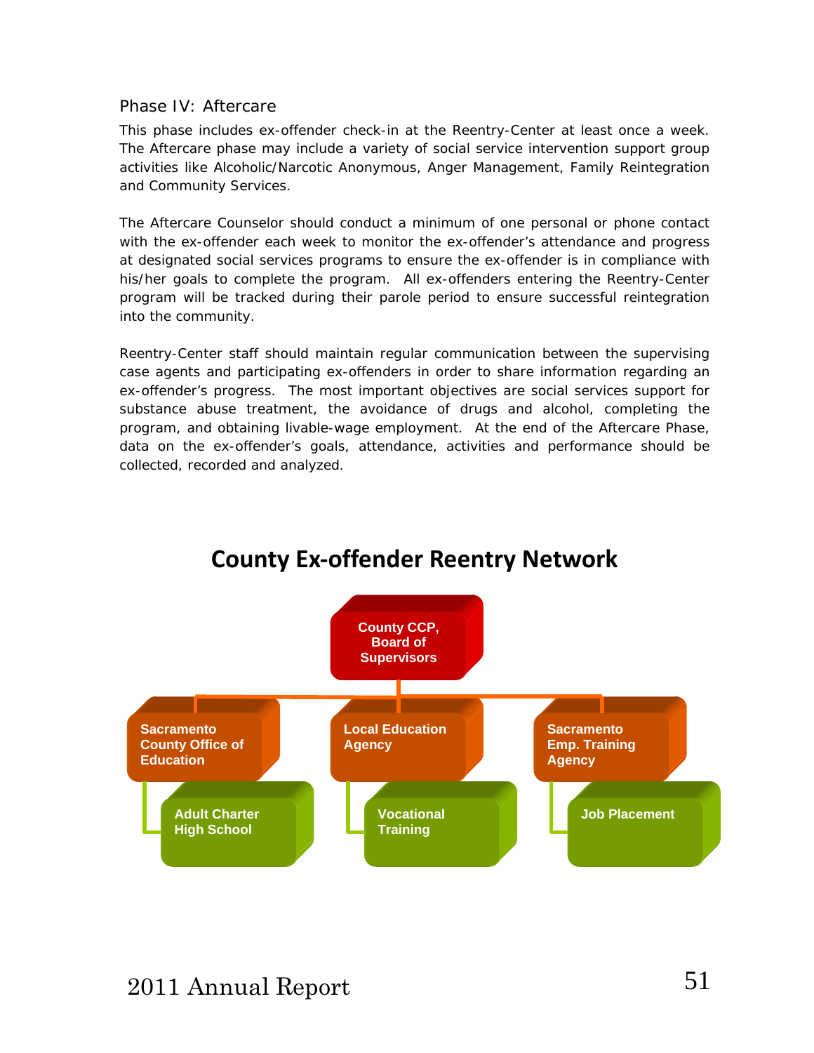### Phase IV: Aftercare

This phase includes ex-offender check-in at the Reentry-Center at least once a week. The Aftercare phase may include a variety of social service intervention support group activities like Alcoholic/Narcotic Anonymous, Anger Management, Family Reintegration and Community Services.

The Aftercare Counselor should conduct a minimum of one personal or phone contact with the ex-offender each week to monitor the ex-offender's attendance and progress at designated social services programs to ensure the ex-offender is in compliance with his/her goals to complete the program. All ex-offenders entering the Reentry-Center program will be tracked during their parole period to ensure successful reintegration into the community.

Reentry-Center staff should maintain regular communication between the supervising case agents and participating ex-offenders in order to share information regarding an ex-offender's progress. The most important objectives are social services support for substance abuse treatment, the avoidance of drugs and alcohol, completing the program, and obtaining livable-wage employment. At the end of the Aftercare Phase, data on the ex-offender's goals, attendance, activities and performance should be collected, recorded and analyzed.

## County Ex-offender Reentry Network

- **County CCP, Board of Supervisors**
  - **Sacramento County Office of Education**
    - Adult Charter High School
  - **Local Education Agency**
    - Vocational Training
  - **Sacramento Emp. Training Agency**
    - Job Placement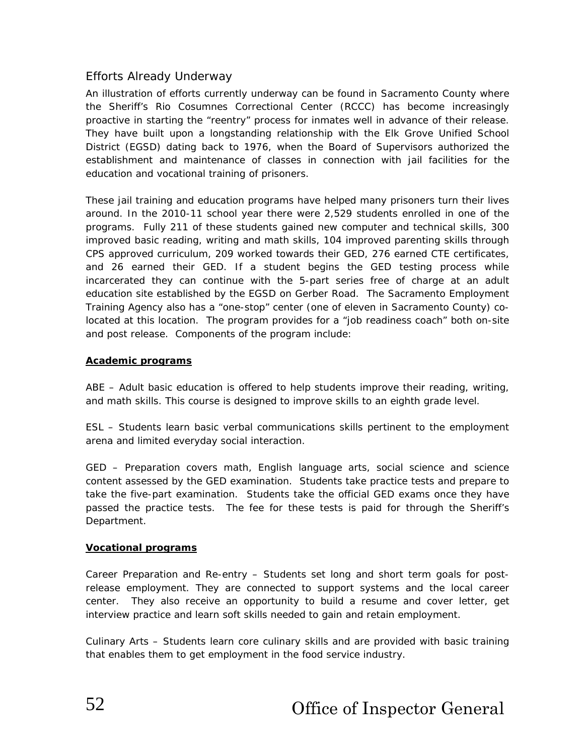## Efforts Already Underway

An illustration of efforts currently underway can be found in Sacramento County where the Sheriff's Rio Cosumnes Correctional Center (RCCC) has become increasingly proactive in starting the "reentry" process for inmates well in advance of their release. They have built upon a longstanding relationship with the Elk Grove Unified School District (EGSD) dating back to 1976, when the Board of Supervisors authorized the establishment and maintenance of classes in connection with jail facilities for the education and vocational training of prisoners.

These jail training and education programs have helped many prisoners turn their lives around. In the 2010-11 school year there were 2,529 students enrolled in one of the programs. Fully 211 of these students gained new computer and technical skills, 300 improved basic reading, writing and math skills, 104 improved parenting skills through CPS approved curriculum, 209 worked towards their GED, 276 earned CTE certificates, and 26 earned their GED. If a student begins the GED testing process while incarcerated they can continue with the 5-part series free of charge at an adult education site established by the EGSD on Gerber Road. The Sacramento Employment Training Agency also has a "one-stop" center (one of eleven in Sacramento County) co-located at this location. The program provides for a "job readiness coach" both on-site and post release. Components of the program include:

**<u>Academic programs</u>**

ABE – Adult basic education is offered to help students improve their reading, writing, and math skills. This course is designed to improve skills to an eighth grade level.

ESL – Students learn basic verbal communications skills pertinent to the employment arena and limited everyday social interaction.

GED – Preparation covers math, English language arts, social science and science content assessed by the GED examination. Students take practice tests and prepare to take the five-part examination. Students take the official GED exams once they have passed the practice tests. The fee for these tests is paid for through the Sheriff's Department.

**<u>Vocational programs</u>**

Career Preparation and Re-entry – Students set long and short term goals for post-release employment. They are connected to support systems and the local career center. They also receive an opportunity to build a resume and cover letter, get interview practice and learn soft skills needed to gain and retain employment.

Culinary Arts – Students learn core culinary skills and are provided with basic training that enables them to get employment in the food service industry.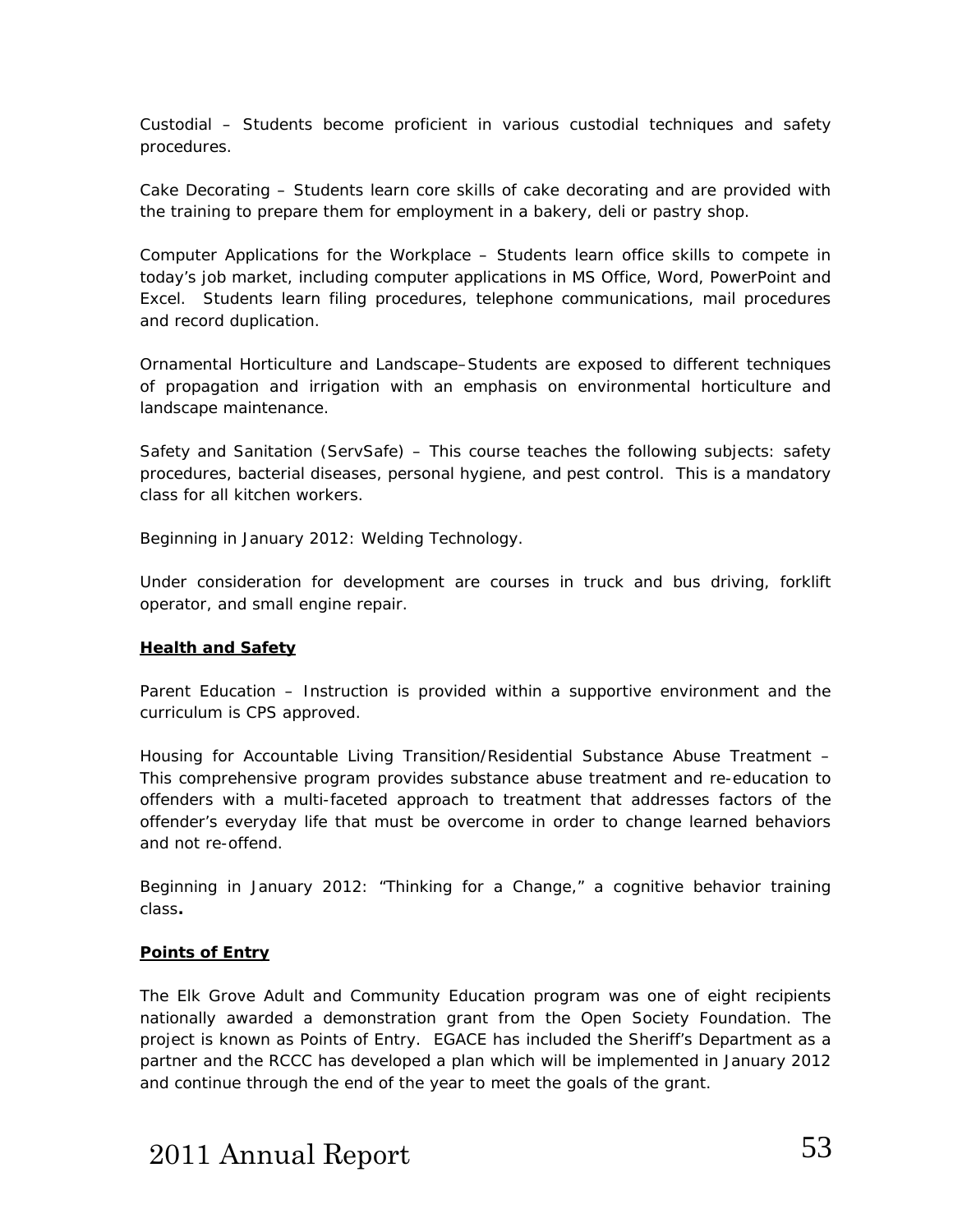Custodial – Students become proficient in various custodial techniques and safety procedures.

Cake Decorating – Students learn core skills of cake decorating and are provided with the training to prepare them for employment in a bakery, deli or pastry shop.

Computer Applications for the Workplace – Students learn office skills to compete in today's job market, including computer applications in MS Office, Word, PowerPoint and Excel. Students learn filing procedures, telephone communications, mail procedures and record duplication.

Ornamental Horticulture and Landscape–Students are exposed to different techniques of propagation and irrigation with an emphasis on environmental horticulture and landscape maintenance.

Safety and Sanitation (ServSafe) – This course teaches the following subjects: safety procedures, bacterial diseases, personal hygiene, and pest control. This is a mandatory class for all kitchen workers.

Beginning in January 2012: Welding Technology.

Under consideration for development are courses in truck and bus driving, forklift operator, and small engine repair.

**Health and Safety**

Parent Education – Instruction is provided within a supportive environment and the curriculum is CPS approved.

Housing for Accountable Living Transition/Residential Substance Abuse Treatment – This comprehensive program provides substance abuse treatment and re-education to offenders with a multi-faceted approach to treatment that addresses factors of the offender's everyday life that must be overcome in order to change learned behaviors and not re-offend.

Beginning in January 2012: "Thinking for a Change," a cognitive behavior training class**.**

**Points of Entry**

The Elk Grove Adult and Community Education program was one of eight recipients nationally awarded a demonstration grant from the Open Society Foundation. The project is known as Points of Entry. EGACE has included the Sheriff's Department as a partner and the RCCC has developed a plan which will be implemented in January 2012 and continue through the end of the year to meet the goals of the grant.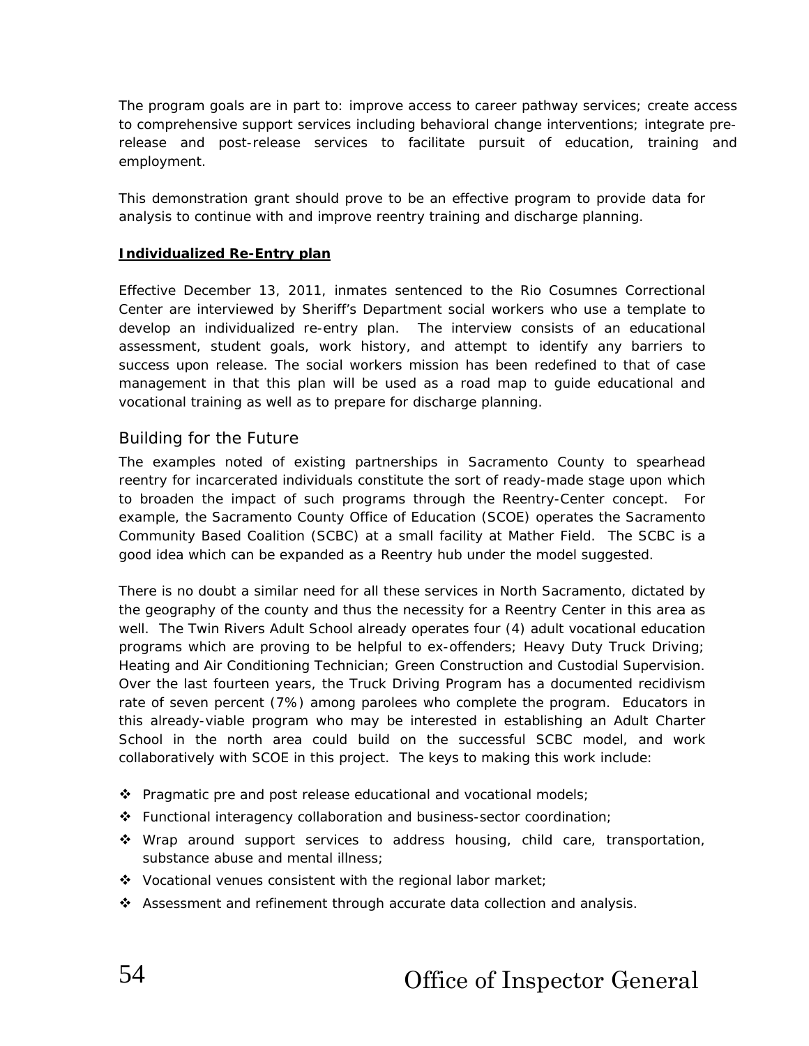The program goals are in part to: improve access to career pathway services; create access to comprehensive support services including behavioral change interventions; integrate pre-release and post-release services to facilitate pursuit of education, training and employment.

This demonstration grant should prove to be an effective program to provide data for analysis to continue with and improve reentry training and discharge planning.

**Individualized Re-Entry plan**

Effective December 13, 2011, inmates sentenced to the Rio Cosumnes Correctional Center are interviewed by Sheriff's Department social workers who use a template to develop an individualized re-entry plan. The interview consists of an educational assessment, student goals, work history, and attempt to identify any barriers to success upon release. The social workers mission has been redefined to that of case management in that this plan will be used as a road map to guide educational and vocational training as well as to prepare for discharge planning.

## Building for the Future

The examples noted of existing partnerships in Sacramento County to spearhead reentry for incarcerated individuals constitute the sort of ready-made stage upon which to broaden the impact of such programs through the Reentry-Center concept. For example, the Sacramento County Office of Education (SCOE) operates the Sacramento Community Based Coalition (SCBC) at a small facility at Mather Field. The SCBC is a good idea which can be expanded as a Reentry hub under the model suggested.

There is no doubt a similar need for all these services in North Sacramento, dictated by the geography of the county and thus the necessity for a Reentry Center in this area as well. The Twin Rivers Adult School already operates four (4) adult vocational education programs which are proving to be helpful to ex-offenders; Heavy Duty Truck Driving; Heating and Air Conditioning Technician; Green Construction and Custodial Supervision. Over the last fourteen years, the Truck Driving Program has a documented recidivism rate of seven percent (7%) among parolees who complete the program. Educators in this already-viable program who may be interested in establishing an Adult Charter School in the north area could build on the successful SCBC model, and work collaboratively with SCOE in this project. The keys to making this work include:

- Pragmatic pre and post release educational and vocational models;
- Functional interagency collaboration and business-sector coordination;
- Wrap around support services to address housing, child care, transportation, substance abuse and mental illness;
- Vocational venues consistent with the regional labor market;
- Assessment and refinement through accurate data collection and analysis.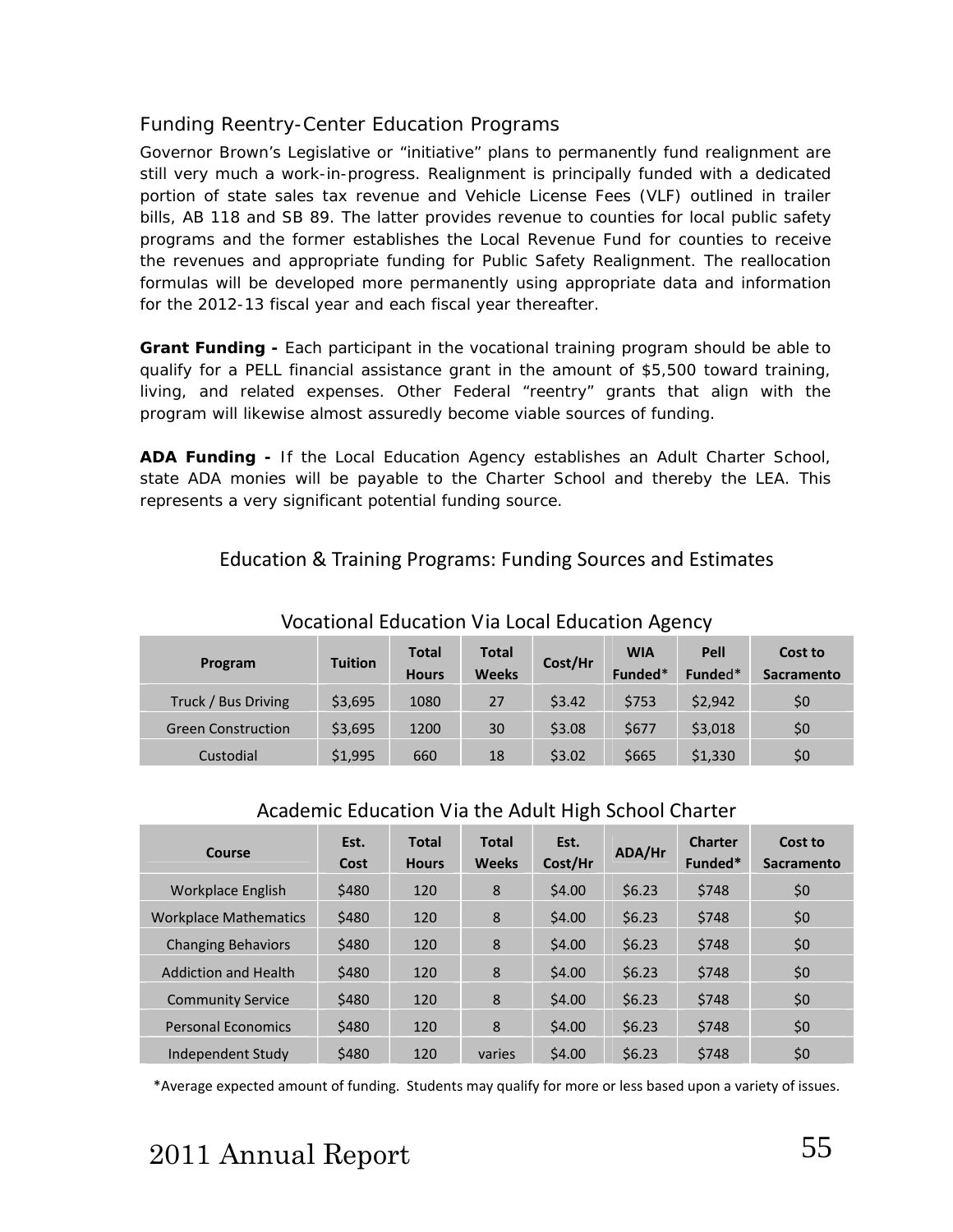## Funding Reentry-Center Education Programs

Governor Brown's Legislative or "initiative" plans to permanently fund realignment are still very much a work-in-progress. Realignment is principally funded with a dedicated portion of state sales tax revenue and Vehicle License Fees (VLF) outlined in trailer bills, AB 118 and SB 89. The latter provides revenue to counties for local public safety programs and the former establishes the Local Revenue Fund for counties to receive the revenues and appropriate funding for Public Safety Realignment. The reallocation formulas will be developed more permanently using appropriate data and information for the 2012-13 fiscal year and each fiscal year thereafter.

**Grant Funding -** Each participant in the vocational training program should be able to qualify for a PELL financial assistance grant in the amount of $5,500 toward training, living, and related expenses. Other Federal "reentry" grants that align with the program will likewise almost assuredly become viable sources of funding.

**ADA Funding -** If the Local Education Agency establishes an Adult Charter School, state ADA monies will be payable to the Charter School and thereby the LEA. This represents a very significant potential funding source.

### Education & Training Programs: Funding Sources and Estimates

#### Vocational Education Via Local Education Agency

| Program | Tuition | Total Hours | Total Weeks | Cost/Hr | WIA Funded* | Pell Funded* | Cost to Sacramento |
|---|---|---|---|---|---|---|---|
| Truck / Bus Driving | $3,695 | 1080 | 27 | $3.42 | $753 | $2,942 | $0 |
| Green Construction | $3,695 | 1200 | 30 | $3.08 | $677 | $3,018 | $0 |
| Custodial | $1,995 | 660 | 18 | $3.02 | $665 | $1,330 | $0 |

#### Academic Education Via the Adult High School Charter

| Course | Est. Cost | Total Hours | Total Weeks | Est. Cost/Hr | ADA/Hr | Charter Funded* | Cost to Sacramento |
|---|---|---|---|---|---|---|---|
| Workplace English | $480 | 120 | 8 | $4.00 | $6.23 | $748 | $0 |
| Workplace Mathematics | $480 | 120 | 8 | $4.00 | $6.23 | $748 | $0 |
| Changing Behaviors | $480 | 120 | 8 | $4.00 | $6.23 | $748 | $0 |
| Addiction and Health | $480 | 120 | 8 | $4.00 | $6.23 | $748 | $0 |
| Community Service | $480 | 120 | 8 | $4.00 | $6.23 | $748 | $0 |
| Personal Economics | $480 | 120 | 8 | $4.00 | $6.23 | $748 | $0 |
| Independent Study | $480 | 120 | varies | $4.00 | $6.23 | $748 | $0 |

*Average expected amount of funding. Students may qualify for more or less based upon a variety of issues.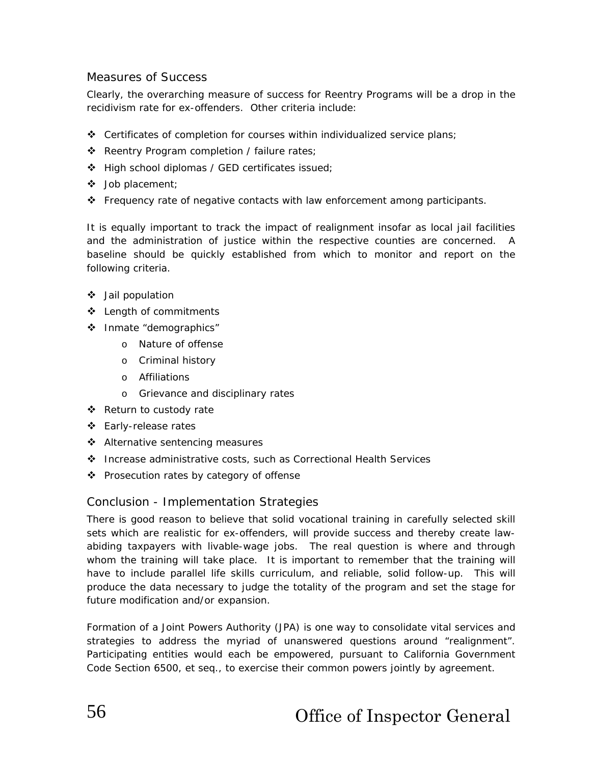## Measures of Success

Clearly, the overarching measure of success for Reentry Programs will be a drop in the recidivism rate for ex-offenders. Other criteria include:

- Certificates of completion for courses within individualized service plans;
- Reentry Program completion / failure rates;
- High school diplomas / GED certificates issued;
- Job placement;
- Frequency rate of negative contacts with law enforcement among participants.

It is equally important to track the impact of realignment insofar as local jail facilities and the administration of justice within the respective counties are concerned. A baseline should be quickly established from which to monitor and report on the following criteria.

- Jail population
- Length of commitments
- Inmate "demographics"
  - Nature of offense
  - Criminal history
  - Affiliations
  - Grievance and disciplinary rates
- Return to custody rate
- Early-release rates
- Alternative sentencing measures
- Increase administrative costs, such as Correctional Health Services
- Prosecution rates by category of offense

## Conclusion - Implementation Strategies

There is good reason to believe that solid vocational training in carefully selected skill sets which are realistic for ex-offenders, will provide success and thereby create law-abiding taxpayers with livable-wage jobs. The real question is where and through whom the training will take place. It is important to remember that the training will have to include parallel life skills curriculum, and reliable, solid follow-up. This will produce the data necessary to judge the totality of the program and set the stage for future modification and/or expansion.

Formation of a Joint Powers Authority (JPA) is one way to consolidate vital services and strategies to address the myriad of unanswered questions around "realignment". Participating entities would each be empowered, pursuant to California Government Code Section 6500, et seq., to exercise their common powers jointly by agreement.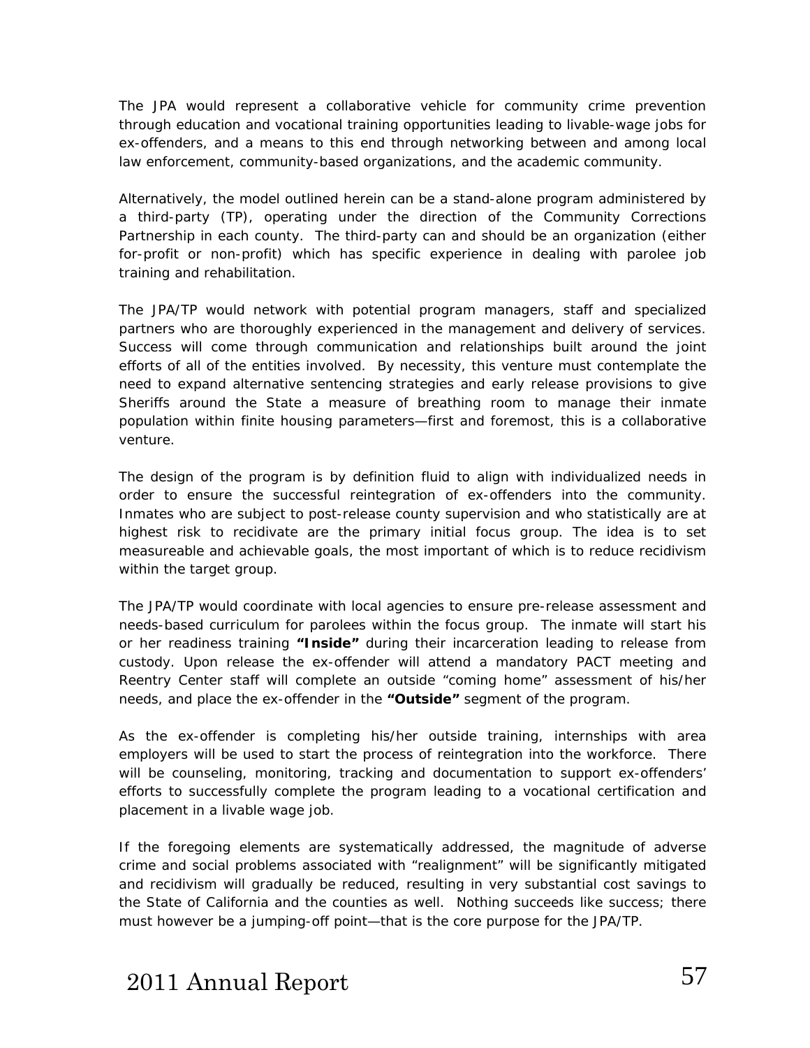The JPA would represent a collaborative vehicle for community crime prevention through education and vocational training opportunities leading to livable-wage jobs for ex-offenders, and a means to this end through networking between and among local law enforcement, community-based organizations, and the academic community.

Alternatively, the model outlined herein can be a stand-alone program administered by a third-party (TP), operating under the direction of the Community Corrections Partnership in each county. The third-party can and should be an organization (either for-profit or non-profit) which has specific experience in dealing with parolee job training and rehabilitation.

The JPA/TP would network with potential program managers, staff and specialized partners who are thoroughly experienced in the management and delivery of services. Success will come through communication and relationships built around the joint efforts of all of the entities involved. By necessity, this venture must contemplate the need to expand alternative sentencing strategies and early release provisions to give Sheriffs around the State a measure of breathing room to manage their inmate population within finite housing parameters—first and foremost, this is a collaborative venture.

The design of the program is by definition fluid to align with individualized needs in order to ensure the successful reintegration of ex-offenders into the community. Inmates who are subject to post-release county supervision and who statistically are at highest risk to recidivate are the primary initial focus group. The idea is to set measureable and achievable goals, the most important of which is to reduce recidivism within the target group.

The JPA/TP would coordinate with local agencies to ensure pre-release assessment and needs-based curriculum for parolees within the focus group. The inmate will start his or her readiness training **"Inside"** during their incarceration leading to release from custody. Upon release the ex-offender will attend a mandatory PACT meeting and Reentry Center staff will complete an outside "coming home" assessment of his/her needs, and place the ex-offender in the **"Outside"** segment of the program.

As the ex-offender is completing his/her outside training, internships with area employers will be used to start the process of reintegration into the workforce. There will be counseling, monitoring, tracking and documentation to support ex-offenders' efforts to successfully complete the program leading to a vocational certification and placement in a livable wage job.

If the foregoing elements are systematically addressed, the magnitude of adverse crime and social problems associated with "realignment" will be significantly mitigated and recidivism will gradually be reduced, resulting in very substantial cost savings to the State of California and the counties as well. Nothing succeeds like success; there must however be a jumping-off point—that is the core purpose for the JPA/TP.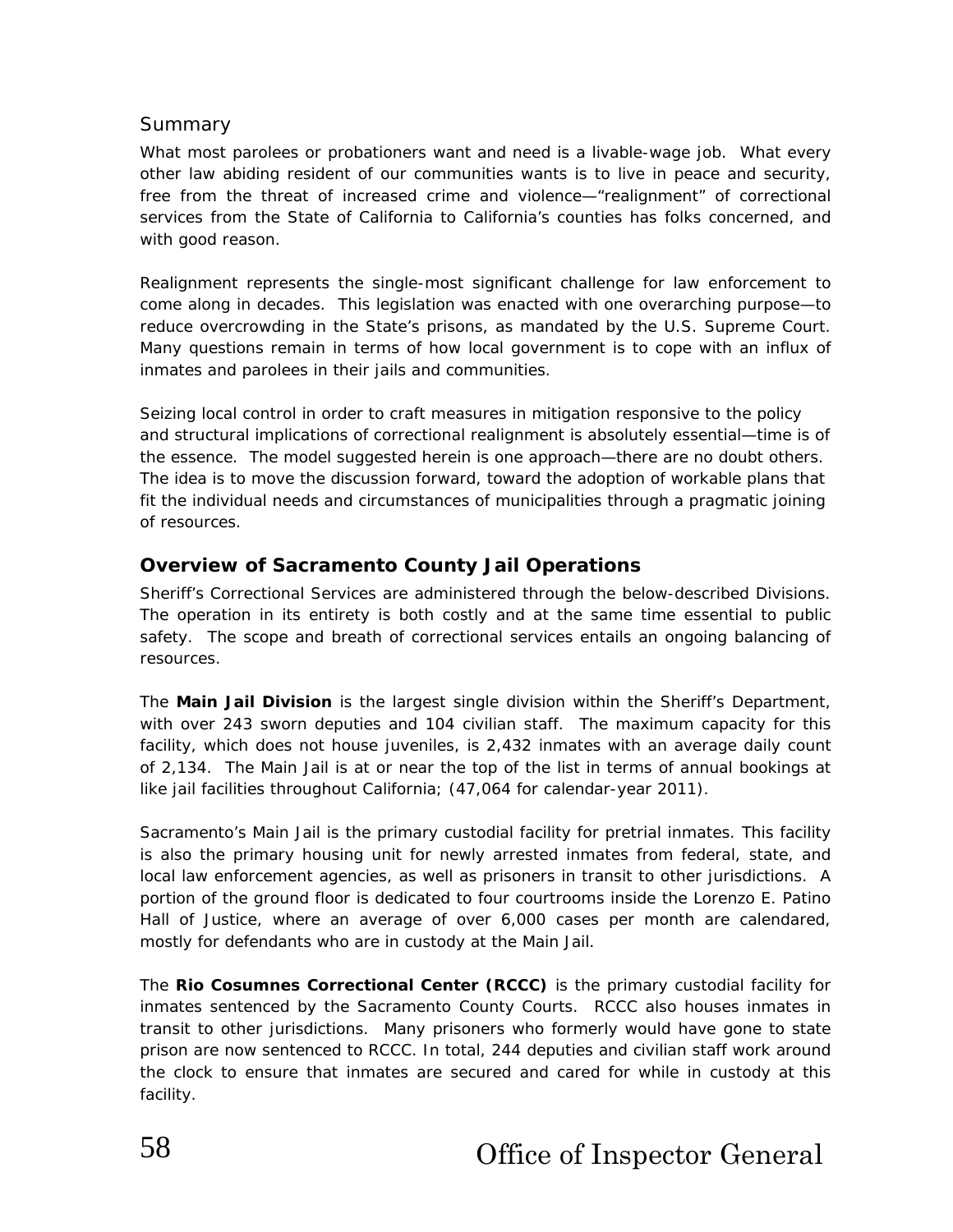### Summary

What most parolees or probationers want and need is a livable-wage job. What every other law abiding resident of our communities wants is to live in peace and security, free from the threat of increased crime and violence—"realignment" of correctional services from the State of California to California's counties has folks concerned, and with good reason.

Realignment represents the single-most significant challenge for law enforcement to come along in decades. This legislation was enacted with one overarching purpose—to reduce overcrowding in the State's prisons, as mandated by the U.S. Supreme Court. Many questions remain in terms of how local government is to cope with an influx of inmates and parolees in their jails and communities.

Seizing local control in order to craft measures in mitigation responsive to the policy and structural implications of correctional realignment is absolutely essential—time is of the essence. The model suggested herein is one approach—there are no doubt others. The idea is to move the discussion forward, toward the adoption of workable plans that fit the individual needs and circumstances of municipalities through a pragmatic joining of resources.

## Overview of Sacramento County Jail Operations

Sheriff's Correctional Services are administered through the below-described Divisions. The operation in its entirety is both costly and at the same time essential to public safety. The scope and breath of correctional services entails an ongoing balancing of resources.

The **Main Jail Division** is the largest single division within the Sheriff's Department, with over 243 sworn deputies and 104 civilian staff. The maximum capacity for this facility, which does not house juveniles, is 2,432 inmates with an average daily count of 2,134. The Main Jail is at or near the top of the list in terms of annual bookings at like jail facilities throughout California; (47,064 for calendar-year 2011).

Sacramento's Main Jail is the primary custodial facility for pretrial inmates. This facility is also the primary housing unit for newly arrested inmates from federal, state, and local law enforcement agencies, as well as prisoners in transit to other jurisdictions. A portion of the ground floor is dedicated to four courtrooms inside the Lorenzo E. Patino Hall of Justice, where an average of over 6,000 cases per month are calendared, mostly for defendants who are in custody at the Main Jail.

The **Rio Cosumnes Correctional Center (RCCC)** is the primary custodial facility for inmates sentenced by the Sacramento County Courts. RCCC also houses inmates in transit to other jurisdictions. Many prisoners who formerly would have gone to state prison are now sentenced to RCCC. In total, 244 deputies and civilian staff work around the clock to ensure that inmates are secured and cared for while in custody at this facility.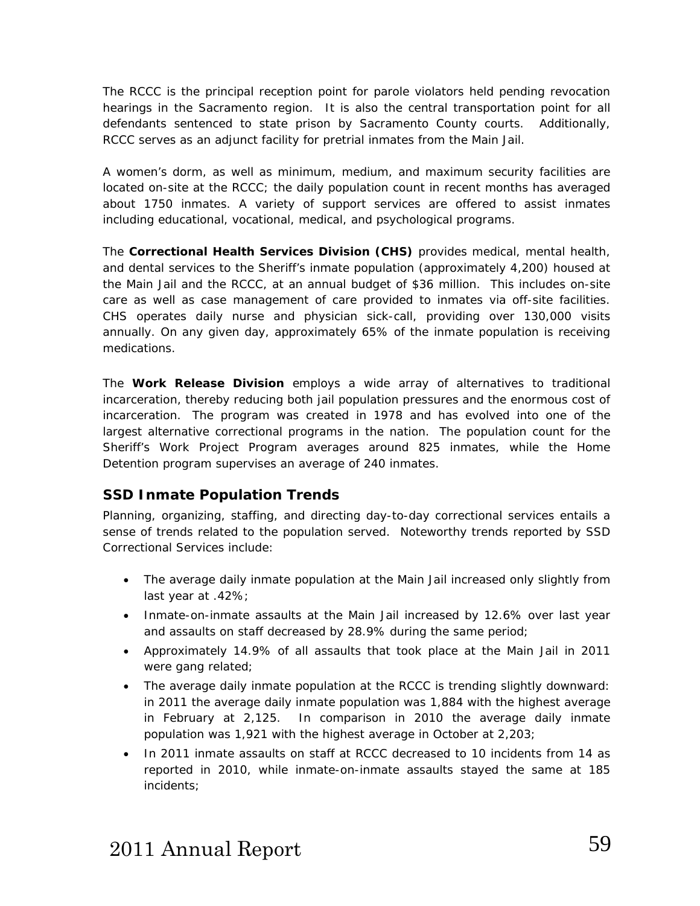The RCCC is the principal reception point for parole violators held pending revocation hearings in the Sacramento region. It is also the central transportation point for all defendants sentenced to state prison by Sacramento County courts. Additionally, RCCC serves as an adjunct facility for pretrial inmates from the Main Jail.

A women's dorm, as well as minimum, medium, and maximum security facilities are located on-site at the RCCC; the daily population count in recent months has averaged about 1750 inmates. A variety of support services are offered to assist inmates including educational, vocational, medical, and psychological programs.

The **Correctional Health Services Division (CHS)** provides medical, mental health, and dental services to the Sheriff's inmate population (approximately 4,200) housed at the Main Jail and the RCCC, at an annual budget of $36 million. This includes on-site care as well as case management of care provided to inmates via off-site facilities. CHS operates daily nurse and physician sick-call, providing over 130,000 visits annually. On any given day, approximately 65% of the inmate population is receiving medications.

The **Work Release Division** employs a wide array of alternatives to traditional incarceration, thereby reducing both jail population pressures and the enormous cost of incarceration. The program was created in 1978 and has evolved into one of the largest alternative correctional programs in the nation. The population count for the Sheriff's Work Project Program averages around 825 inmates, while the Home Detention program supervises an average of 240 inmates.

### SSD Inmate Population Trends

Planning, organizing, staffing, and directing day-to-day correctional services entails a sense of trends related to the population served. Noteworthy trends reported by SSD Correctional Services include:

- The average daily inmate population at the Main Jail increased only slightly from last year at .42%;
- Inmate-on-inmate assaults at the Main Jail increased by 12.6% over last year and assaults on staff decreased by 28.9% during the same period;
- Approximately 14.9% of all assaults that took place at the Main Jail in 2011 were gang related;
- The average daily inmate population at the RCCC is trending slightly downward: in 2011 the average daily inmate population was 1,884 with the highest average in February at 2,125. In comparison in 2010 the average daily inmate population was 1,921 with the highest average in October at 2,203;
- In 2011 inmate assaults on staff at RCCC decreased to 10 incidents from 14 as reported in 2010, while inmate-on-inmate assaults stayed the same at 185 incidents;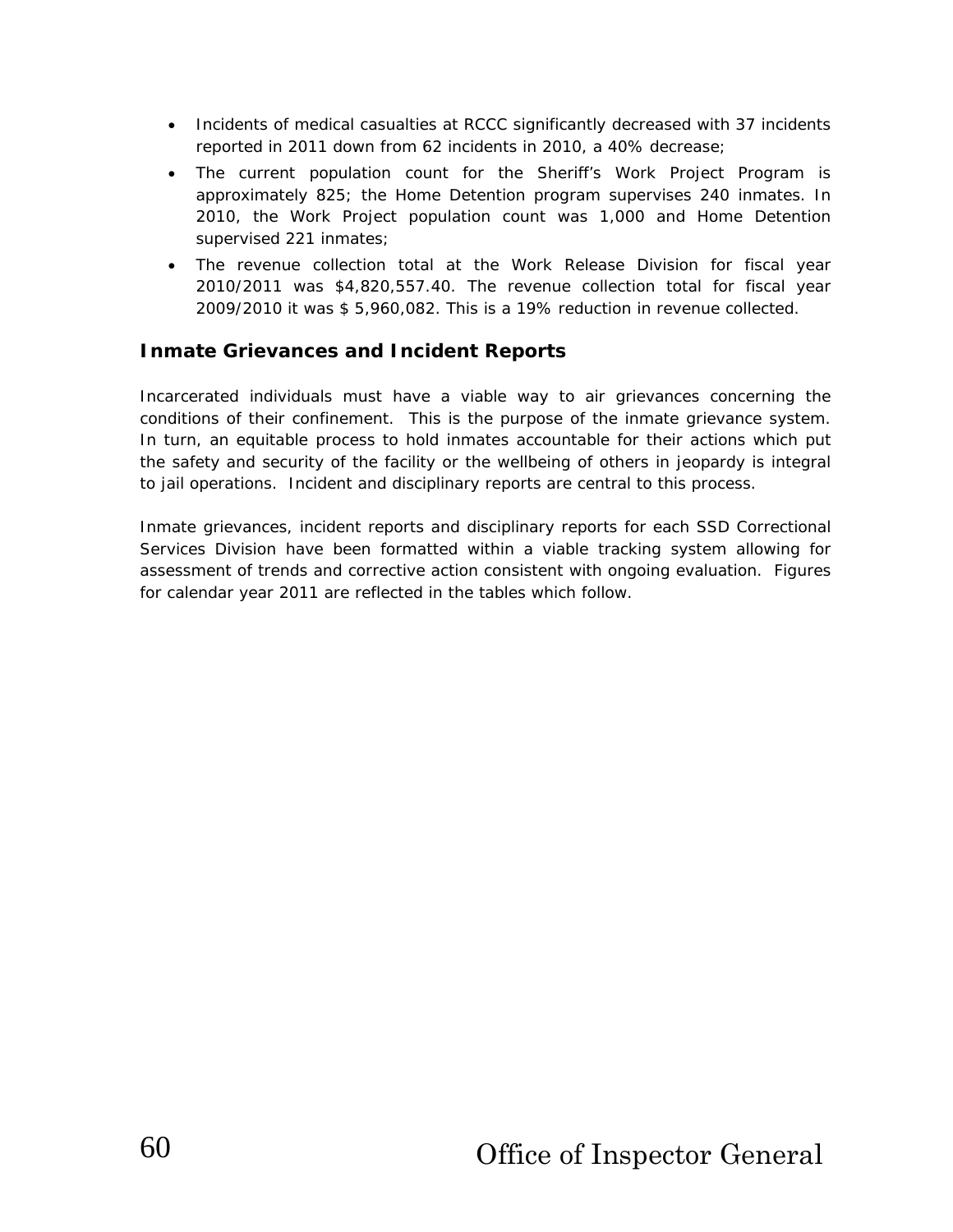- Incidents of medical casualties at RCCC significantly decreased with 37 incidents reported in 2011 down from 62 incidents in 2010, a 40% decrease;
- The current population count for the Sheriff's Work Project Program is approximately 825; the Home Detention program supervises 240 inmates. In 2010, the Work Project population count was 1,000 and Home Detention supervised 221 inmates;
- The revenue collection total at the Work Release Division for fiscal year 2010/2011 was $4,820,557.40. The revenue collection total for fiscal year 2009/2010 it was $ 5,960,082. This is a 19% reduction in revenue collected.

### Inmate Grievances and Incident Reports

Incarcerated individuals must have a viable way to air grievances concerning the conditions of their confinement. This is the purpose of the inmate grievance system. In turn, an equitable process to hold inmates accountable for their actions which put the safety and security of the facility or the wellbeing of others in jeopardy is integral to jail operations. Incident and disciplinary reports are central to this process.

Inmate grievances, incident reports and disciplinary reports for each SSD Correctional Services Division have been formatted within a viable tracking system allowing for assessment of trends and corrective action consistent with ongoing evaluation. Figures for calendar year 2011 are reflected in the tables which follow.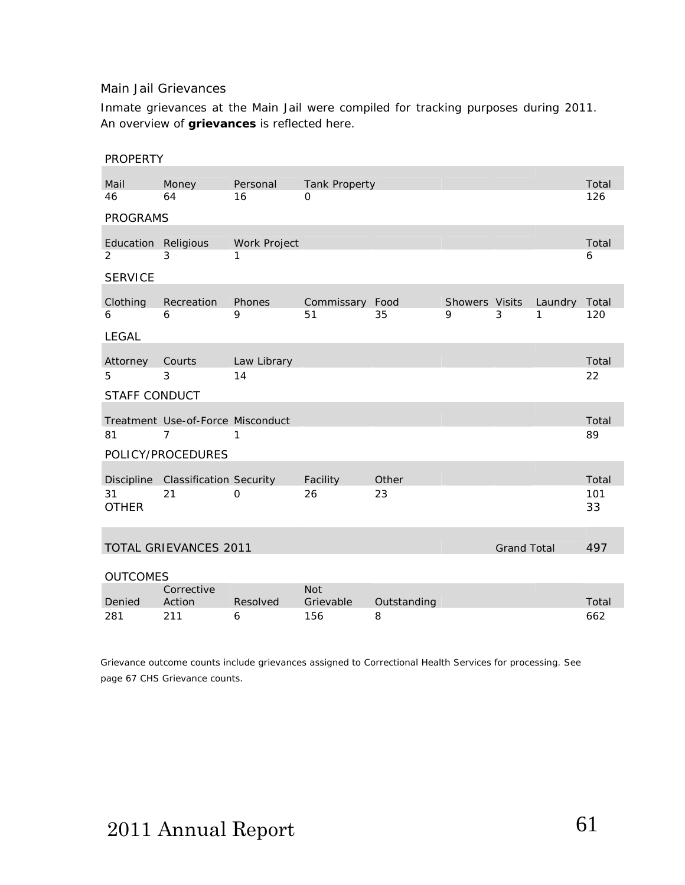## Main Jail Grievances

Inmate grievances at the Main Jail were compiled for tracking purposes during 2011. An overview of **grievances** is reflected here.

**PROPERTY**

| Mail | Money | Personal | Tank Property | | | | | Total |
|---|---|---|---|---|---|---|---|---|
| 46 | 64 | 16 | 0 | | | | | 126 |

**PROGRAMS**

| Education | Religious | Work Project | | | | | | Total |
|---|---|---|---|---|---|---|---|---|
| 2 | 3 | 1 | | | | | | 6 |

**SERVICE**

| Clothing | Recreation | Phones | Commissary | Food | Showers | Visits | Laundry | Total |
|---|---|---|---|---|---|---|---|---|
| 6 | 6 | 9 | 51 | 35 | 9 | 3 | 1 | 120 |

**LEGAL**

| Attorney | Courts | Law Library | | | | | | Total |
|---|---|---|---|---|---|---|---|---|
| 5 | 3 | 14 | | | | | | 22 |

**STAFF CONDUCT**

| Treatment | Use-of-Force | Misconduct | | | | | | Total |
|---|---|---|---|---|---|---|---|---|
| 81 | 7 | 1 | | | | | | 89 |

**POLICY/PROCEDURES**

| Discipline | Classification | Security | Facility | Other | | | | Total |
|---|---|---|---|---|---|---|---|---|
| 31 | 21 | 0 | 26 | 23 | | | | 101 |
| **OTHER** | | | | | | | | 33 |

| TOTAL GRIEVANCES 2011 | | | | | | Grand Total | | 497 |
|---|---|---|---|---|---|---|---|---|

**OUTCOMES**

| Denied | Corrective Action | Resolved | Not Grievable | Outstanding | | | | Total |
|---|---|---|---|---|---|---|---|---|
| 281 | 211 | 6 | 156 | 8 | | | | 662 |

Grievance outcome counts include grievances assigned to Correctional Health Services for processing. See page 67 CHS Grievance counts.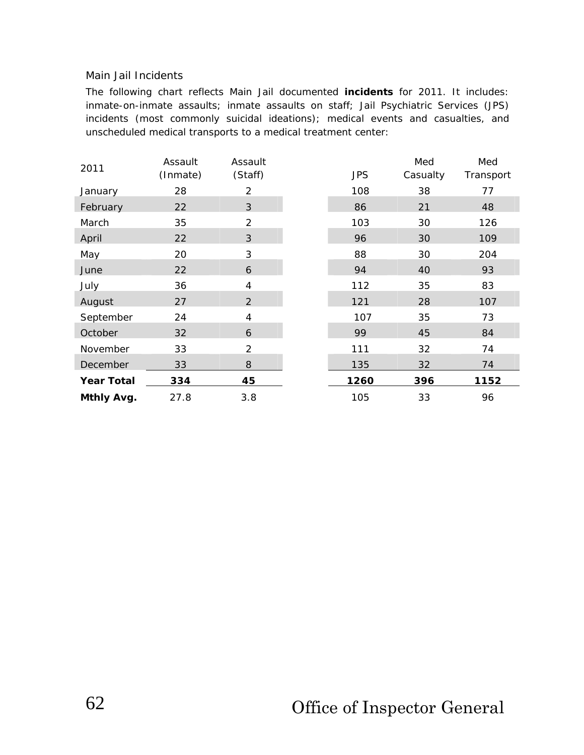## Main Jail Incidents

The following chart reflects Main Jail documented **incidents** for 2011. It includes: inmate-on-inmate assaults; inmate assaults on staff; Jail Psychiatric Services (JPS) incidents (most commonly suicidal ideations); medical events and casualties, and unscheduled medical transports to a medical treatment center:

| 2011 | Assault (Inmate) | Assault (Staff) | JPS | Med Casualty | Med Transport |
|---|---|---|---|---|---|
| January | 28 | 2 | 108 | 38 | 77 |
| February | 22 | 3 | 86 | 21 | 48 |
| March | 35 | 2 | 103 | 30 | 126 |
| April | 22 | 3 | 96 | 30 | 109 |
| May | 20 | 3 | 88 | 30 | 204 |
| June | 22 | 6 | 94 | 40 | 93 |
| July | 36 | 4 | 112 | 35 | 83 |
| August | 27 | 2 | 121 | 28 | 107 |
| September | 24 | 4 | 107 | 35 | 73 |
| October | 32 | 6 | 99 | 45 | 84 |
| November | 33 | 2 | 111 | 32 | 74 |
| December | 33 | 8 | 135 | 32 | 74 |
| **Year Total** | **334** | **45** | **1260** | **396** | **1152** |
| **Mthly Avg.** | 27.8 | 3.8 | 105 | 33 | 96 |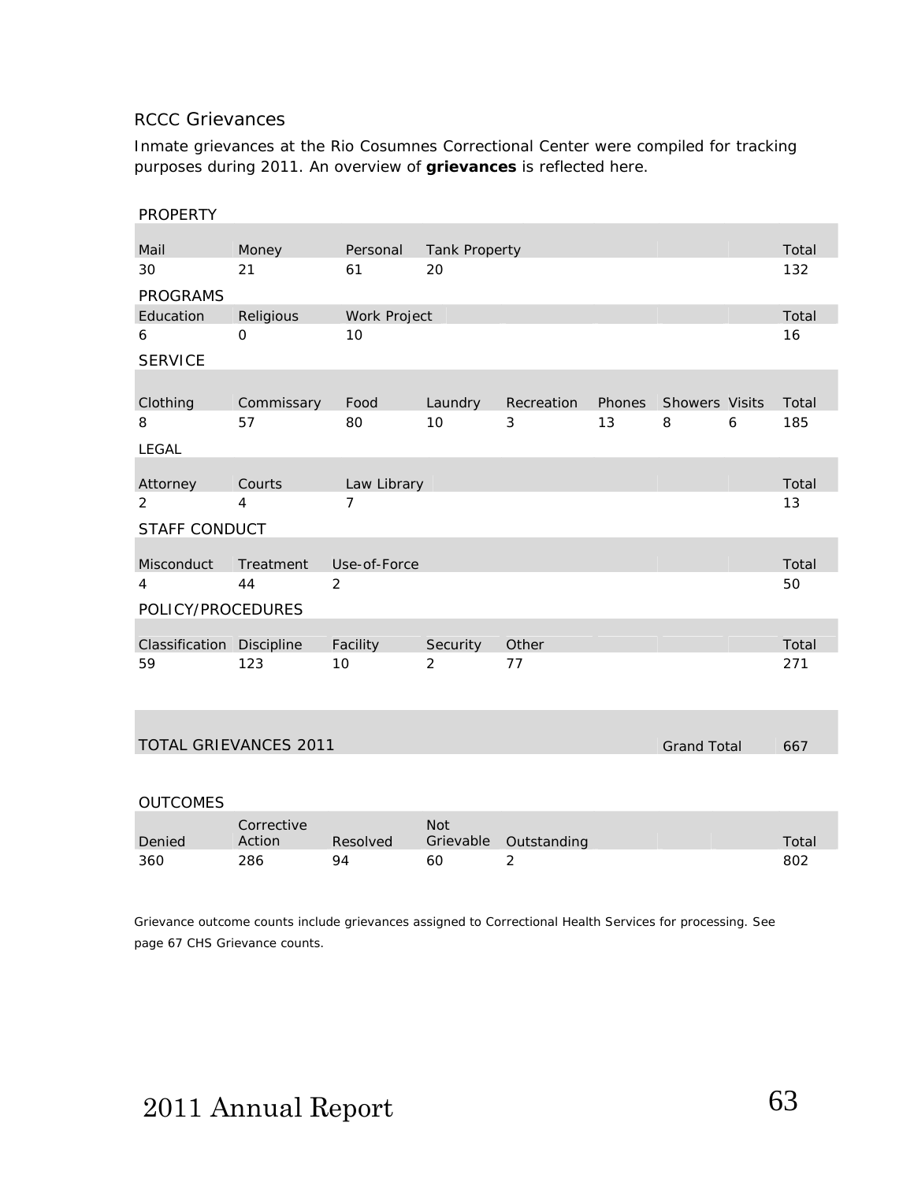## RCCC Grievances

Inmate grievances at the Rio Cosumnes Correctional Center were compiled for tracking purposes during 2011. An overview of **grievances** is reflected here.

PROPERTY

| Mail | Money | Personal | Tank Property | | | | | Total |
|---|---|---|---|---|---|---|---|---|
| 30 | 21 | 61 | 20 | | | | | 132 |

PROGRAMS

| Education | Religious | Work Project | | | | | | Total |
|---|---|---|---|---|---|---|---|---|
| 6 | 0 | 10 | | | | | | 16 |

SERVICE

| Clothing | Commissary | Food | Laundry | Recreation | Phones | Showers | Visits | Total |
|---|---|---|---|---|---|---|---|---|
| 8 | 57 | 80 | 10 | 3 | 13 | 8 | 6 | 185 |

LEGAL

| Attorney | Courts | Law Library | | | | | | Total |
|---|---|---|---|---|---|---|---|---|
| 2 | 4 | 7 | | | | | | 13 |

STAFF CONDUCT

| Misconduct | Treatment | Use-of-Force | | | | | | Total |
|---|---|---|---|---|---|---|---|---|
| 4 | 44 | 2 | | | | | | 50 |

POLICY/PROCEDURES

| Classification | Discipline | Facility | Security | Other | | | | Total |
|---|---|---|---|---|---|---|---|---|
| 59 | 123 | 10 | 2 | 77 | | | | 271 |

| TOTAL GRIEVANCES 2011 | Grand Total | 667 |
|---|---|---|

OUTCOMES

| Denied | Corrective Action | Resolved | Not Grievable | Outstanding | | Total |
|---|---|---|---|---|---|---|
| 360 | 286 | 94 | 60 | 2 | | 802 |

Grievance outcome counts include grievances assigned to Correctional Health Services for processing. See page 67 CHS Grievance counts.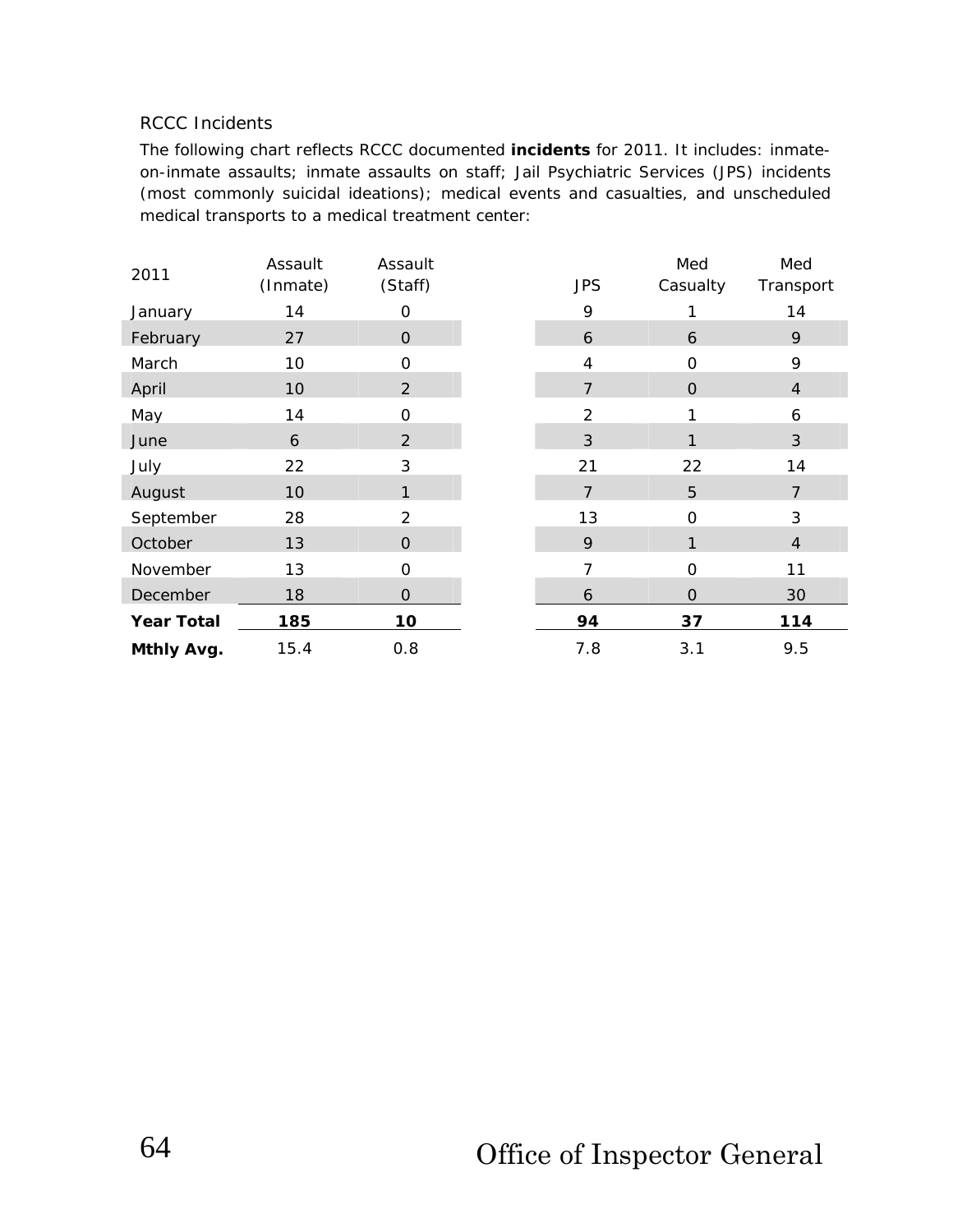RCCC Incidents

The following chart reflects RCCC documented **incidents** for 2011. It includes: inmate-on-inmate assaults; inmate assaults on staff; Jail Psychiatric Services (JPS) incidents (most commonly suicidal ideations); medical events and casualties, and unscheduled medical transports to a medical treatment center:

| 2011 | Assault (Inmate) | Assault (Staff) | JPS | Med Casualty | Med Transport |
|---|---|---|---|---|---|
| January | 14 | 0 | 9 | 1 | 14 |
| February | 27 | 0 | 6 | 6 | 9 |
| March | 10 | 0 | 4 | 0 | 9 |
| April | 10 | 2 | 7 | 0 | 4 |
| May | 14 | 0 | 2 | 1 | 6 |
| June | 6 | 2 | 3 | 1 | 3 |
| July | 22 | 3 | 21 | 22 | 14 |
| August | 10 | 1 | 7 | 5 | 7 |
| September | 28 | 2 | 13 | 0 | 3 |
| October | 13 | 0 | 9 | 1 | 4 |
| November | 13 | 0 | 7 | 0 | 11 |
| December | 18 | 0 | 6 | 0 | 30 |
| **Year Total** | **185** | **10** | **94** | **37** | **114** |
| **Mthly Avg.** | 15.4 | 0.8 | 7.8 | 3.1 | 9.5 |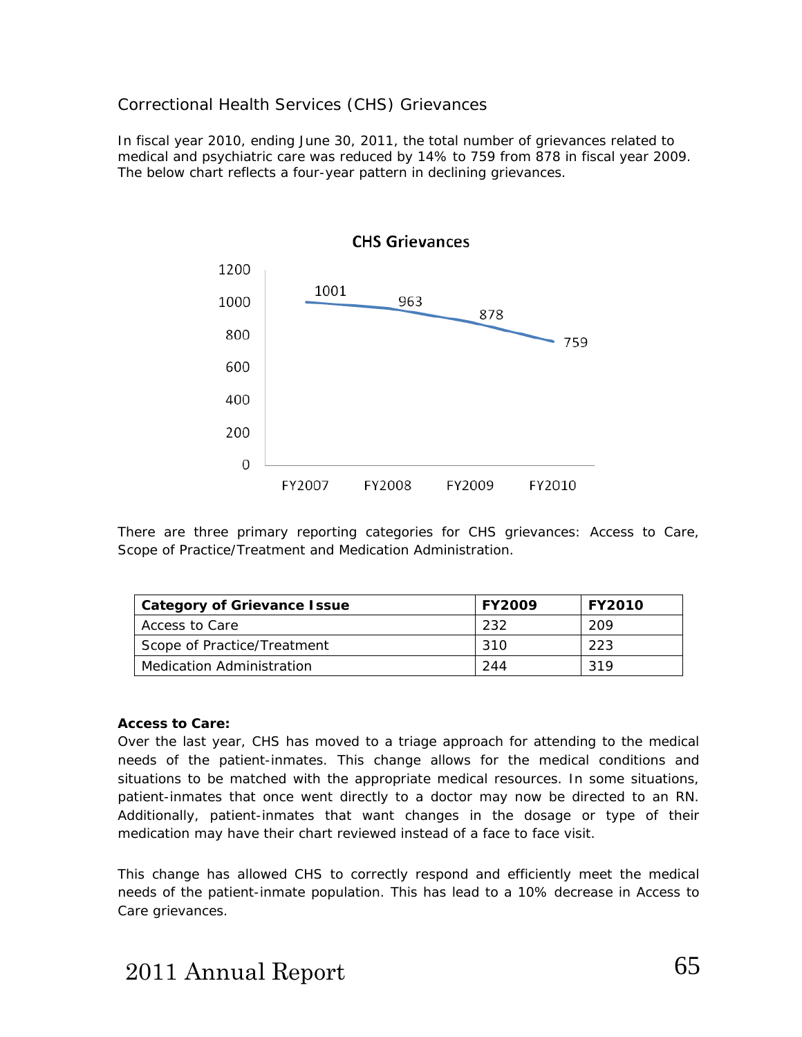## Correctional Health Services (CHS) Grievances

In fiscal year 2010, ending June 30, 2011, the total number of grievances related to medical and psychiatric care was reduced by 14% to 759 from 878 in fiscal year 2009. The below chart reflects a four-year pattern in declining grievances.

**CHS Grievances**

| Fiscal Year | Grievances |
|---|---|
| FY2007 | 1001 |
| FY2008 | 963 |
| FY2009 | 878 |
| FY2010 | 759 |

There are three primary reporting categories for CHS grievances: Access to Care, Scope of Practice/Treatment and Medication Administration.

| Category of Grievance Issue | FY2009 | FY2010 |
|---|---|---|
| Access to Care | 232 | 209 |
| Scope of Practice/Treatment | 310 | 223 |
| Medication Administration | 244 | 319 |

**Access to Care:**

Over the last year, CHS has moved to a triage approach for attending to the medical needs of the patient-inmates. This change allows for the medical conditions and situations to be matched with the appropriate medical resources. In some situations, patient-inmates that once went directly to a doctor may now be directed to an RN. Additionally, patient-inmates that want changes in the dosage or type of their medication may have their chart reviewed instead of a face to face visit.

This change has allowed CHS to correctly respond and efficiently meet the medical needs of the patient-inmate population. This has lead to a 10% decrease in Access to Care grievances.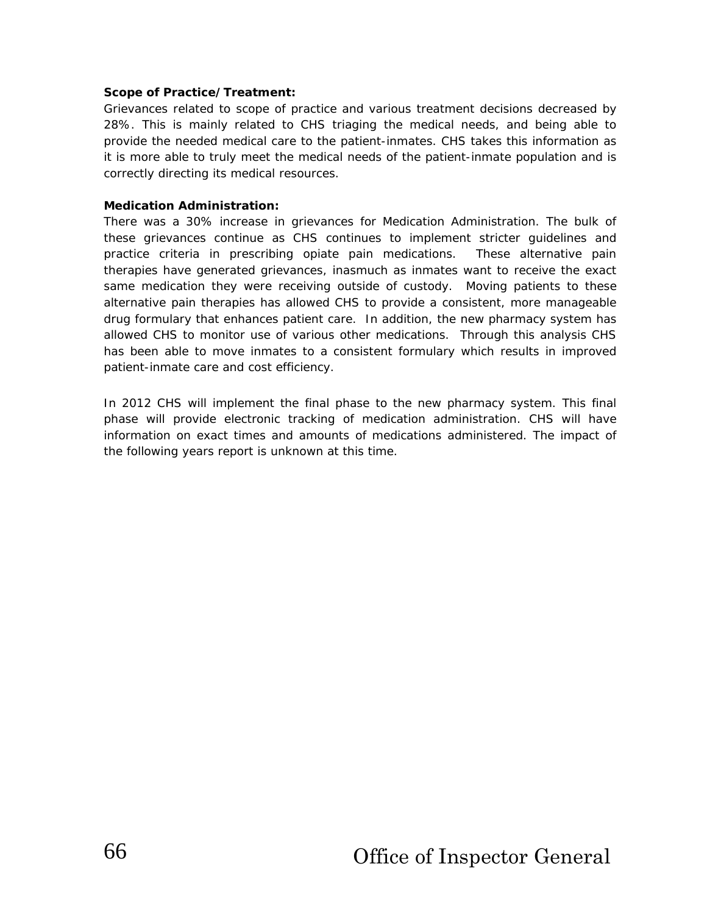**Scope of Practice/Treatment:**

Grievances related to scope of practice and various treatment decisions decreased by 28%. This is mainly related to CHS triaging the medical needs, and being able to provide the needed medical care to the patient-inmates. CHS takes this information as it is more able to truly meet the medical needs of the patient-inmate population and is correctly directing its medical resources.

**Medication Administration:**

There was a 30% increase in grievances for Medication Administration. The bulk of these grievances continue as CHS continues to implement stricter guidelines and practice criteria in prescribing opiate pain medications. These alternative pain therapies have generated grievances, inasmuch as inmates want to receive the exact same medication they were receiving outside of custody. Moving patients to these alternative pain therapies has allowed CHS to provide a consistent, more manageable drug formulary that enhances patient care. In addition, the new pharmacy system has allowed CHS to monitor use of various other medications. Through this analysis CHS has been able to move inmates to a consistent formulary which results in improved patient-inmate care and cost efficiency.

In 2012 CHS will implement the final phase to the new pharmacy system. This final phase will provide electronic tracking of medication administration. CHS will have information on exact times and amounts of medications administered. The impact of the following years report is unknown at this time.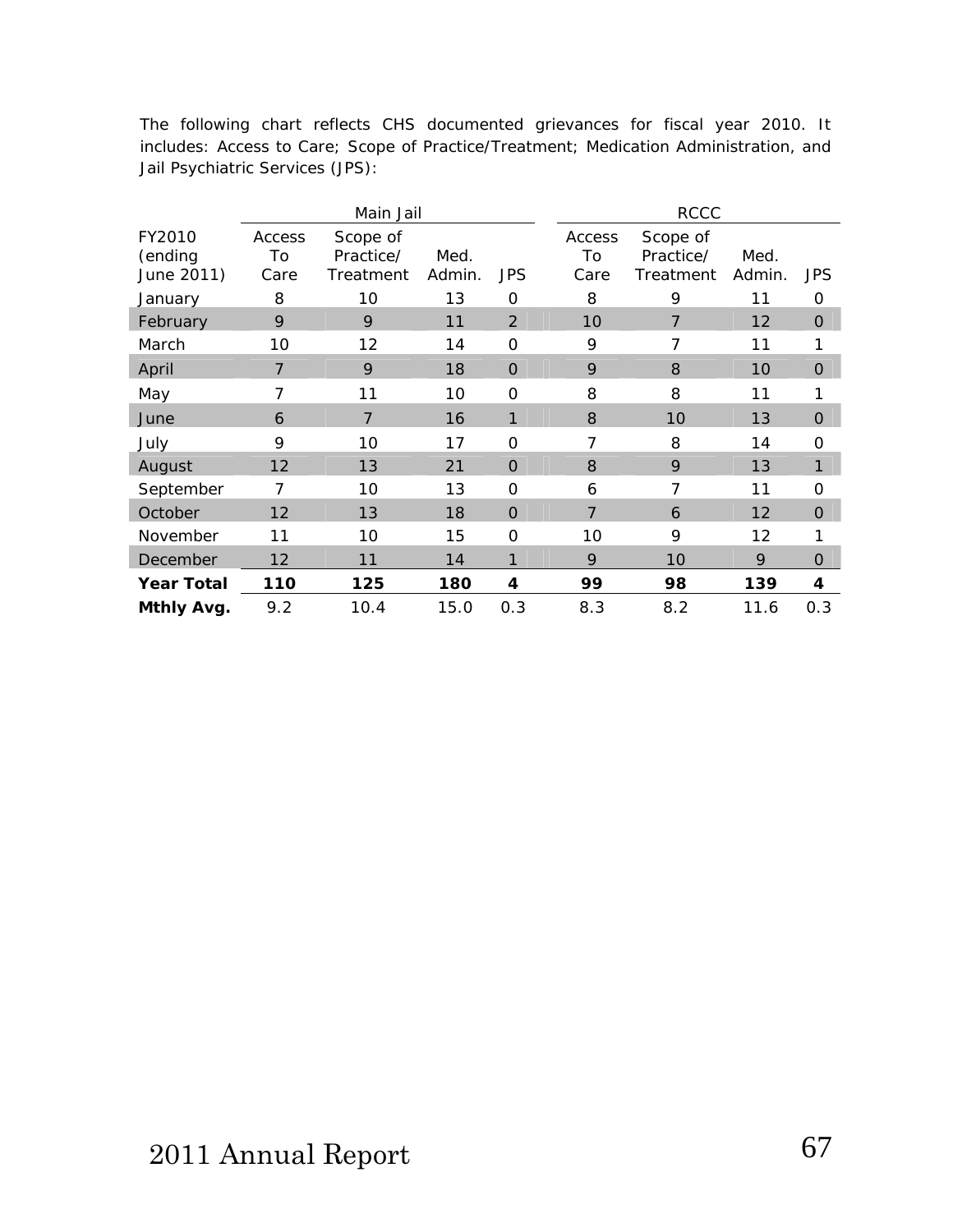The following chart reflects CHS documented grievances for fiscal year 2010. It includes: Access to Care; Scope of Practice/Treatment; Medication Administration, and Jail Psychiatric Services (JPS):

| | Main Jail | | | | RCCC | | | |
|---|---|---|---|---|---|---|---|---|
| FY2010 (ending June 2011) | Access To Care | Scope of Practice/ Treatment | Med. Admin. | JPS | Access To Care | Scope of Practice/ Treatment | Med. Admin. | JPS |
| January | 8 | 10 | 13 | 0 | 8 | 9 | 11 | 0 |
| February | 9 | 9 | 11 | 2 | 10 | 7 | 12 | 0 |
| March | 10 | 12 | 14 | 0 | 9 | 7 | 11 | 1 |
| April | 7 | 9 | 18 | 0 | 9 | 8 | 10 | 0 |
| May | 7 | 11 | 10 | 0 | 8 | 8 | 11 | 1 |
| June | 6 | 7 | 16 | 1 | 8 | 10 | 13 | 0 |
| July | 9 | 10 | 17 | 0 | 7 | 8 | 14 | 0 |
| August | 12 | 13 | 21 | 0 | 8 | 9 | 13 | 1 |
| September | 7 | 10 | 13 | 0 | 6 | 7 | 11 | 0 |
| October | 12 | 13 | 18 | 0 | 7 | 6 | 12 | 0 |
| November | 11 | 10 | 15 | 0 | 10 | 9 | 12 | 1 |
| December | 12 | 11 | 14 | 1 | 9 | 10 | 9 | 0 |
| **Year Total** | **110** | **125** | **180** | **4** | **99** | **98** | **139** | **4** |
| **Mthly Avg.** | 9.2 | 10.4 | 15.0 | 0.3 | 8.3 | 8.2 | 11.6 | 0.3 |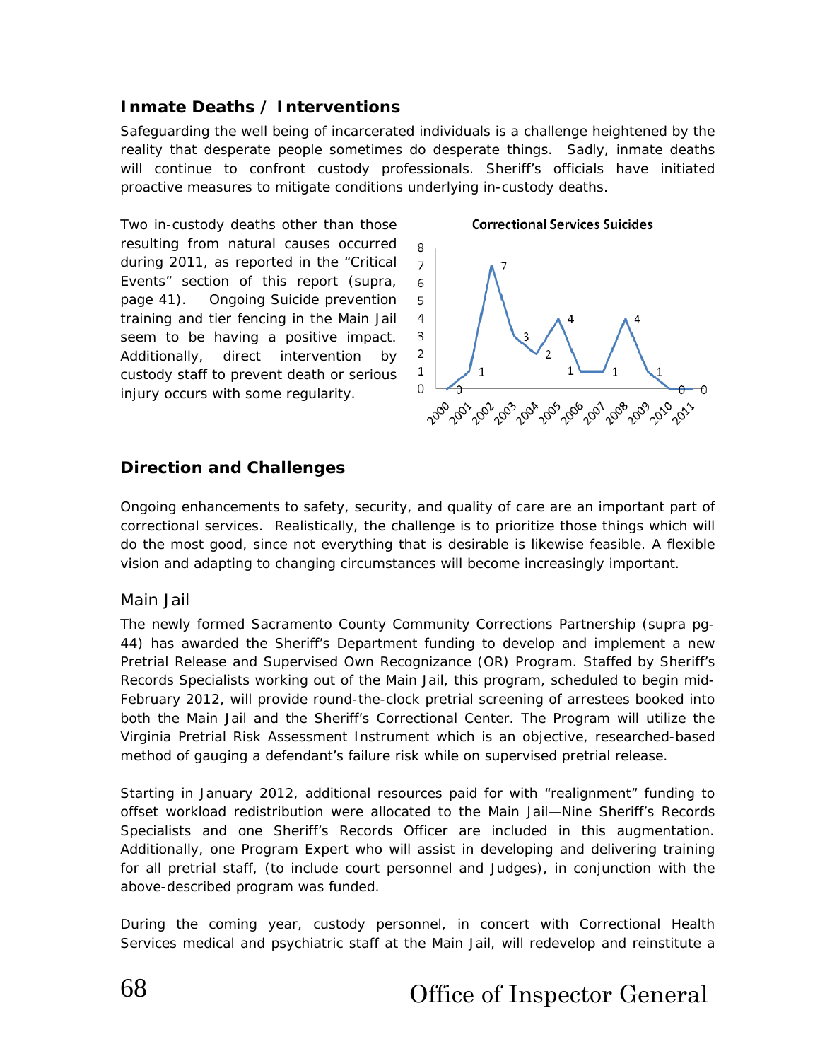## Inmate Deaths / Interventions

Safeguarding the well being of incarcerated individuals is a challenge heightened by the reality that desperate people sometimes do desperate things. Sadly, inmate deaths will continue to confront custody professionals. Sheriff's officials have initiated proactive measures to mitigate conditions underlying in-custody deaths.

Two in-custody deaths other than those resulting from natural causes occurred during 2011, as reported in the "Critical Events" section of this report (supra, page 41). Ongoing Suicide prevention training and tier fencing in the Main Jail seem to be having a positive impact. Additionally, direct intervention by custody staff to prevent death or serious injury occurs with some regularity.

**Correctional Services Suicides**

| Year | Suicides |
|---|---|
| 2000 | 0 |
| 2001 | 1 |
| 2002 | 7 |
| 2003 | 3 |
| 2004 | 2 |
| 2005 | 4 |
| 2006 | 1 |
| 2007 | 1 |
| 2008 | 4 |
| 2009 | 1 |
| 2010 | 0 |
| 2011 | 0 |

## Direction and Challenges

Ongoing enhancements to safety, security, and quality of care are an important part of correctional services. Realistically, the challenge is to prioritize those things which will do the most good, since not everything that is desirable is likewise feasible. A flexible vision and adapting to changing circumstances will become increasingly important.

### Main Jail

The newly formed Sacramento County Community Corrections Partnership (supra pg-44) has awarded the Sheriff's Department funding to develop and implement a new Pretrial Release and Supervised Own Recognizance (OR) Program. Staffed by Sheriff's Records Specialists working out of the Main Jail, this program, scheduled to begin mid-February 2012, will provide round-the-clock pretrial screening of arrestees booked into both the Main Jail and the Sheriff's Correctional Center. The Program will utilize the Virginia Pretrial Risk Assessment Instrument which is an objective, researched-based method of gauging a defendant's failure risk while on supervised pretrial release.

Starting in January 2012, additional resources paid for with "realignment" funding to offset workload redistribution were allocated to the Main Jail—Nine Sheriff's Records Specialists and one Sheriff's Records Officer are included in this augmentation. Additionally, one Program Expert who will assist in developing and delivering training for all pretrial staff, (to include court personnel and Judges), in conjunction with the above-described program was funded.

During the coming year, custody personnel, in concert with Correctional Health Services medical and psychiatric staff at the Main Jail, will redevelop and reinstitute a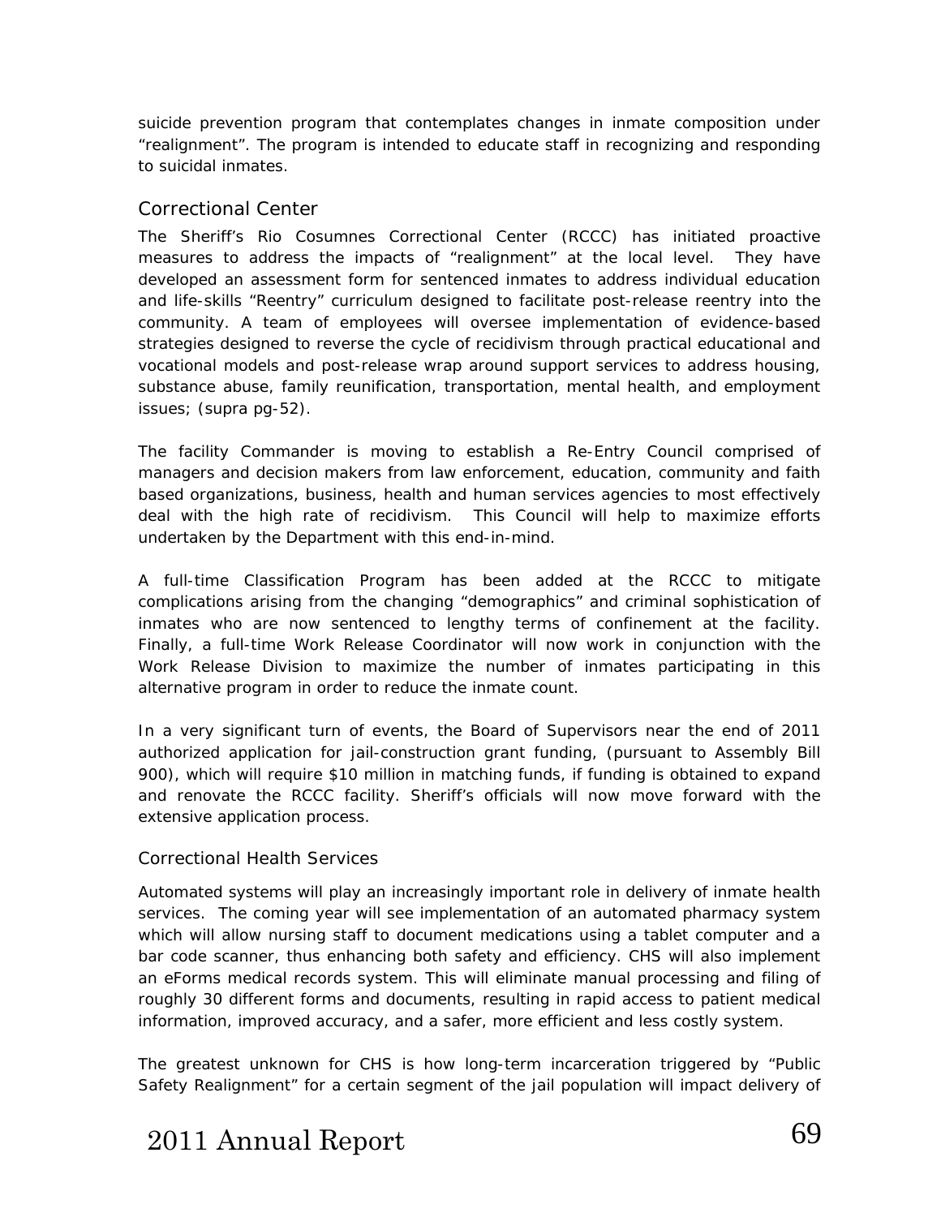suicide prevention program that contemplates changes in inmate composition under "realignment". The program is intended to educate staff in recognizing and responding to suicidal inmates.

## Correctional Center

The Sheriff's Rio Cosumnes Correctional Center (RCCC) has initiated proactive measures to address the impacts of "realignment" at the local level. They have developed an assessment form for sentenced inmates to address individual education and life-skills "Reentry" curriculum designed to facilitate post-release reentry into the community. A team of employees will oversee implementation of evidence-based strategies designed to reverse the cycle of recidivism through practical educational and vocational models and post-release wrap around support services to address housing, substance abuse, family reunification, transportation, mental health, and employment issues; (supra pg-52).

The facility Commander is moving to establish a Re-Entry Council comprised of managers and decision makers from law enforcement, education, community and faith based organizations, business, health and human services agencies to most effectively deal with the high rate of recidivism. This Council will help to maximize efforts undertaken by the Department with this end-in-mind.

A full-time Classification Program has been added at the RCCC to mitigate complications arising from the changing "demographics" and criminal sophistication of inmates who are now sentenced to lengthy terms of confinement at the facility. Finally, a full-time Work Release Coordinator will now work in conjunction with the Work Release Division to maximize the number of inmates participating in this alternative program in order to reduce the inmate count.

In a very significant turn of events, the Board of Supervisors near the end of 2011 authorized application for jail-construction grant funding, (pursuant to Assembly Bill 900), which will require $10 million in matching funds, if funding is obtained to expand and renovate the RCCC facility. Sheriff's officials will now move forward with the extensive application process.

### Correctional Health Services

Automated systems will play an increasingly important role in delivery of inmate health services. The coming year will see implementation of an automated pharmacy system which will allow nursing staff to document medications using a tablet computer and a bar code scanner, thus enhancing both safety and efficiency. CHS will also implement an eForms medical records system. This will eliminate manual processing and filing of roughly 30 different forms and documents, resulting in rapid access to patient medical information, improved accuracy, and a safer, more efficient and less costly system.

The greatest unknown for CHS is how long-term incarceration triggered by "Public Safety Realignment" for a certain segment of the jail population will impact delivery of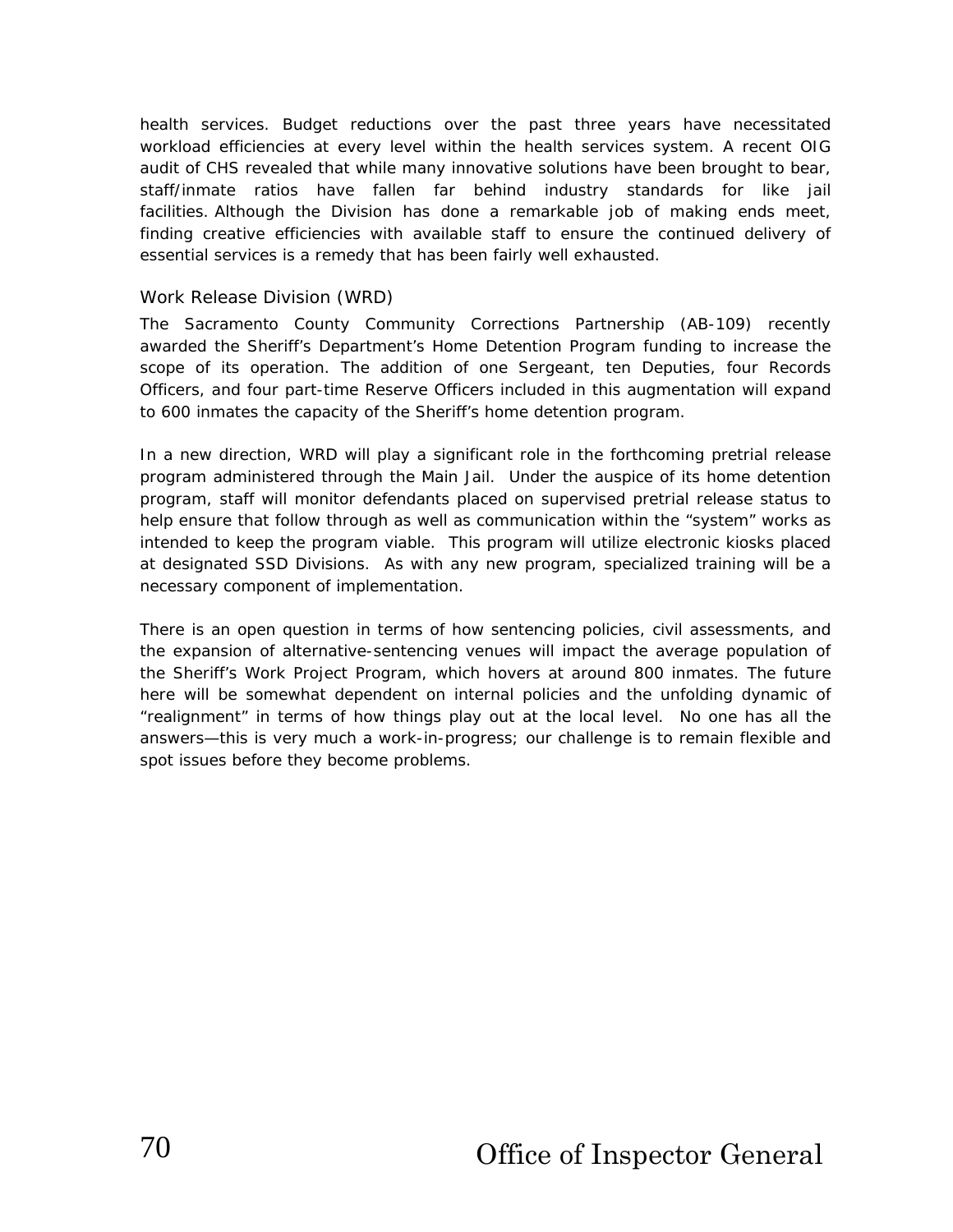health services. Budget reductions over the past three years have necessitated workload efficiencies at every level within the health services system. A recent OIG audit of CHS revealed that while many innovative solutions have been brought to bear, staff/inmate ratios have fallen far behind industry standards for like jail facilities. Although the Division has done a remarkable job of making ends meet, finding creative efficiencies with available staff to ensure the continued delivery of essential services is a remedy that has been fairly well exhausted.

### Work Release Division (WRD)

The Sacramento County Community Corrections Partnership (AB-109) recently awarded the Sheriff's Department's Home Detention Program funding to increase the scope of its operation. The addition of one Sergeant, ten Deputies, four Records Officers, and four part-time Reserve Officers included in this augmentation will expand to 600 inmates the capacity of the Sheriff's home detention program.

In a new direction, WRD will play a significant role in the forthcoming pretrial release program administered through the Main Jail. Under the auspice of its home detention program, staff will monitor defendants placed on supervised pretrial release status to help ensure that follow through as well as communication within the "system" works as intended to keep the program viable. This program will utilize electronic kiosks placed at designated SSD Divisions. As with any new program, specialized training will be a necessary component of implementation.

There is an open question in terms of how sentencing policies, civil assessments, and the expansion of alternative-sentencing venues will impact the average population of the Sheriff's Work Project Program, which hovers at around 800 inmates. The future here will be somewhat dependent on internal policies and the unfolding dynamic of "realignment" in terms of how things play out at the local level. No one has all the answers—this is very much a work-in-progress; our challenge is to remain flexible and spot issues before they become problems.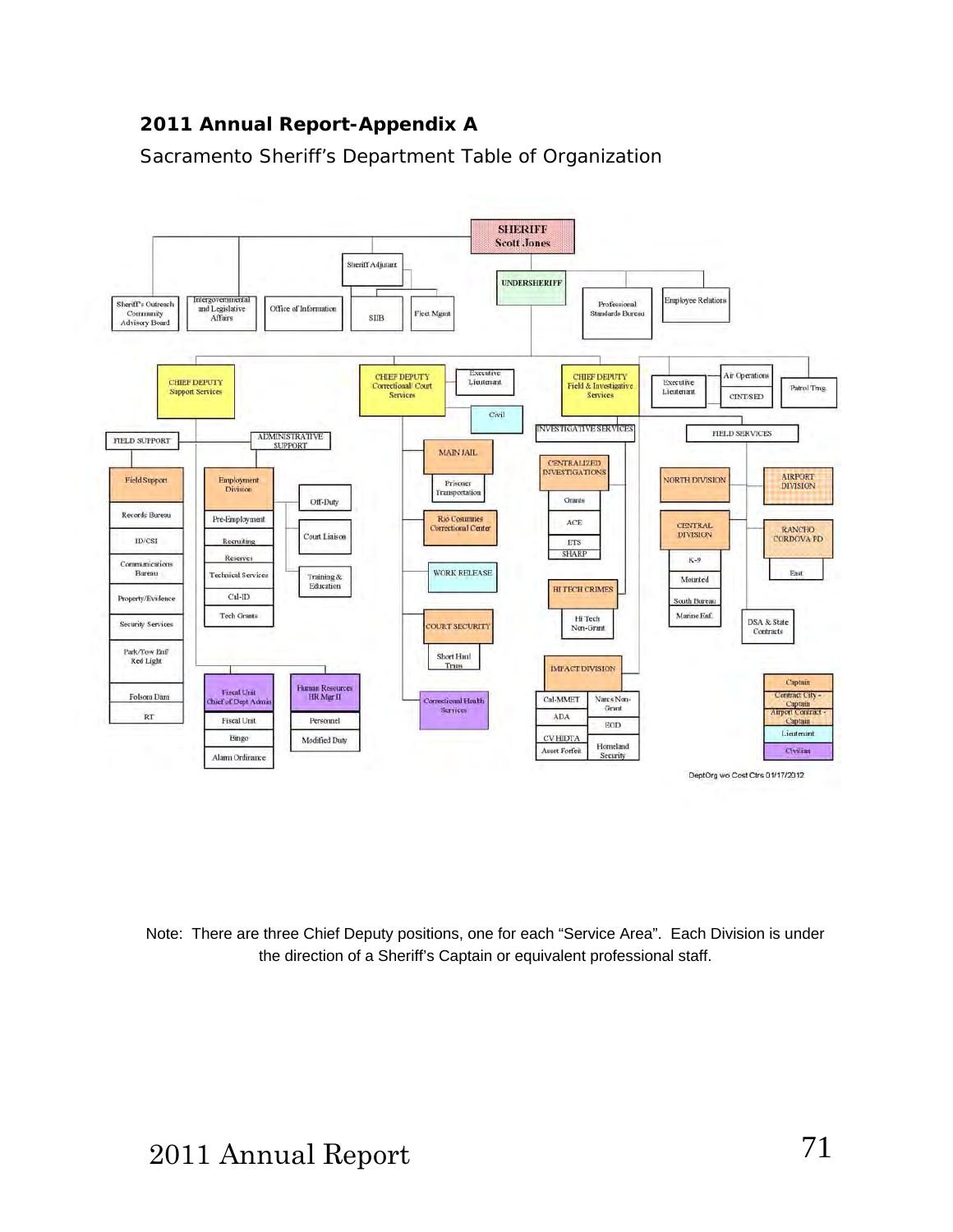**2011 Annual Report-Appendix A**

Sacramento Sheriff's Department Table of Organization

- **SHERIFF** Scott Jones
  - Sheriff's Outreach Community Advisory Board
  - Intergovernmental and Legislative Affairs
  - Office of Information
  - Sheriff Adjutant
    - SIIB
    - Fleet Mgmt
  - UNDERSHERIFF
    - Professional Standards Bureau
    - Employee Relations
    - CHIEF DEPUTY Support Services
      - FIELD SUPPORT
        - Field Support
        - Records Bureau
        - ID/CSI
        - Communications Bureau
        - Property/Evidence
        - Security Services
        - Park/Tow Enf/ Red Light
        - Folsom Dam
        - RT
      - ADMINISTRATIVE SUPPORT
        - Employment Division
          - Pre-Employment
          - Recruiting
          - Reserves
          - Technical Services
          - Cal-ID
          - Tech Grants
          - Off-Duty
          - Court Liaison
          - Training & Education
        - Fiscal Unit Chief of Dept Admin
          - Fiscal Unit
          - Bingo
          - Alarm Ordinance
        - Human Resources HR Mgr II
          - Personnel
          - Modified Duty
    - CHIEF DEPUTY Correctional/ Court Services
      - Executive Lieutenant
      - Civil
      - MAIN JAIL
        - Prisoner Transportation
      - Rio Cosumnes Correctional Center
      - WORK RELEASE
      - COURT SECURITY
        - Short Haul Trans
      - Correctional Health Services
    - CHIEF DEPUTY Field & Investigative Services
      - Executive Lieutenant
      - Air Operations
        - CINT/SED
      - Patrol Trng
      - INVESTIGATIVE SERVICES
        - CENTRALIZED INVESTIGATIONS
          - Grants
          - ACE
          - ETS
          - SHARP
        - HI TECH CRIMES
          - Hi Tech Non-Grant
        - IMPACT DIVISION
          - Cal-MMET
          - ADA
          - CV HIDTA
          - Asset Forfeit
          - Narcs Non-Grant
          - EOD
          - Homeland Security
      - FIELD SERVICES
        - NORTH DIVISION
        - CENTRAL DIVISION
          - K-9
          - Mounted
          - South Bureau
          - Marine Enf.
        - AIRPORT DIVISION
        - RANCHO CORDOVA PD
          - East
        - DSA & State Contracts

Legend: Captain; Contract City - Captain; Airport Contract - Captain; Lieutenant; Civilian

DeptOrg wo Cost Ctrs 01/17/2012

Note: There are three Chief Deputy positions, one for each "Service Area". Each Division is under the direction of a Sheriff's Captain or equivalent professional staff.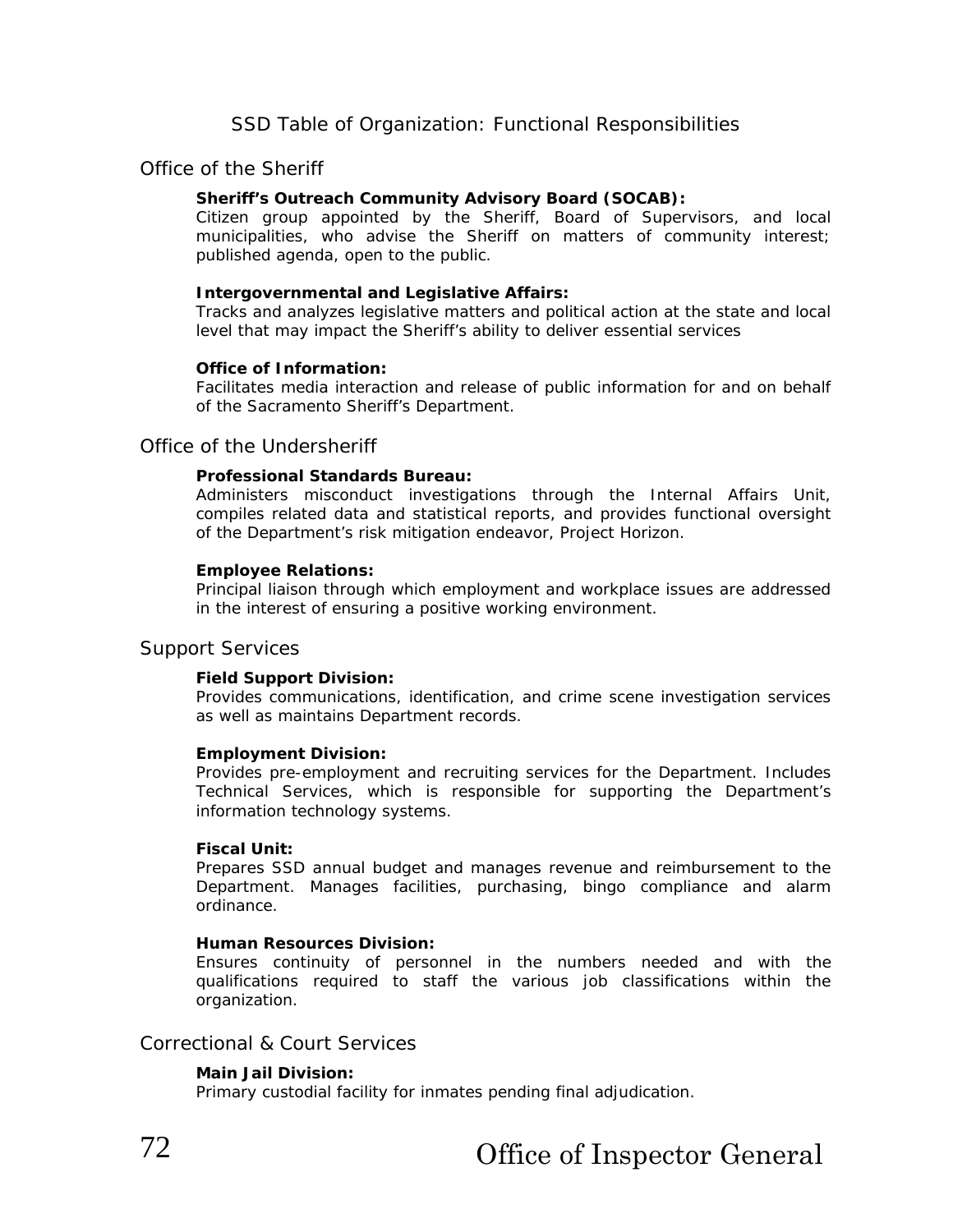# SSD Table of Organization: Functional Responsibilities

## Office of the Sheriff

**Sheriff's Outreach Community Advisory Board (SOCAB):**
Citizen group appointed by the Sheriff, Board of Supervisors, and local municipalities, who advise the Sheriff on matters of community interest; published agenda, open to the public.

**Intergovernmental and Legislative Affairs:**
Tracks and analyzes legislative matters and political action at the state and local level that may impact the Sheriff's ability to deliver essential services

**Office of Information:**
Facilitates media interaction and release of public information for and on behalf of the Sacramento Sheriff's Department.

## Office of the Undersheriff

**Professional Standards Bureau:**
Administers misconduct investigations through the Internal Affairs Unit, compiles related data and statistical reports, and provides functional oversight of the Department's risk mitigation endeavor, Project Horizon.

**Employee Relations:**
Principal liaison through which employment and workplace issues are addressed in the interest of ensuring a positive working environment.

## Support Services

**Field Support Division:**
Provides communications, identification, and crime scene investigation services as well as maintains Department records.

**Employment Division:**
Provides pre-employment and recruiting services for the Department. Includes Technical Services, which is responsible for supporting the Department's information technology systems.

**Fiscal Unit:**
Prepares SSD annual budget and manages revenue and reimbursement to the Department. Manages facilities, purchasing, bingo compliance and alarm ordinance.

**Human Resources Division:**
Ensures continuity of personnel in the numbers needed and with the qualifications required to staff the various job classifications within the organization.

## Correctional & Court Services

**Main Jail Division:**
Primary custodial facility for inmates pending final adjudication.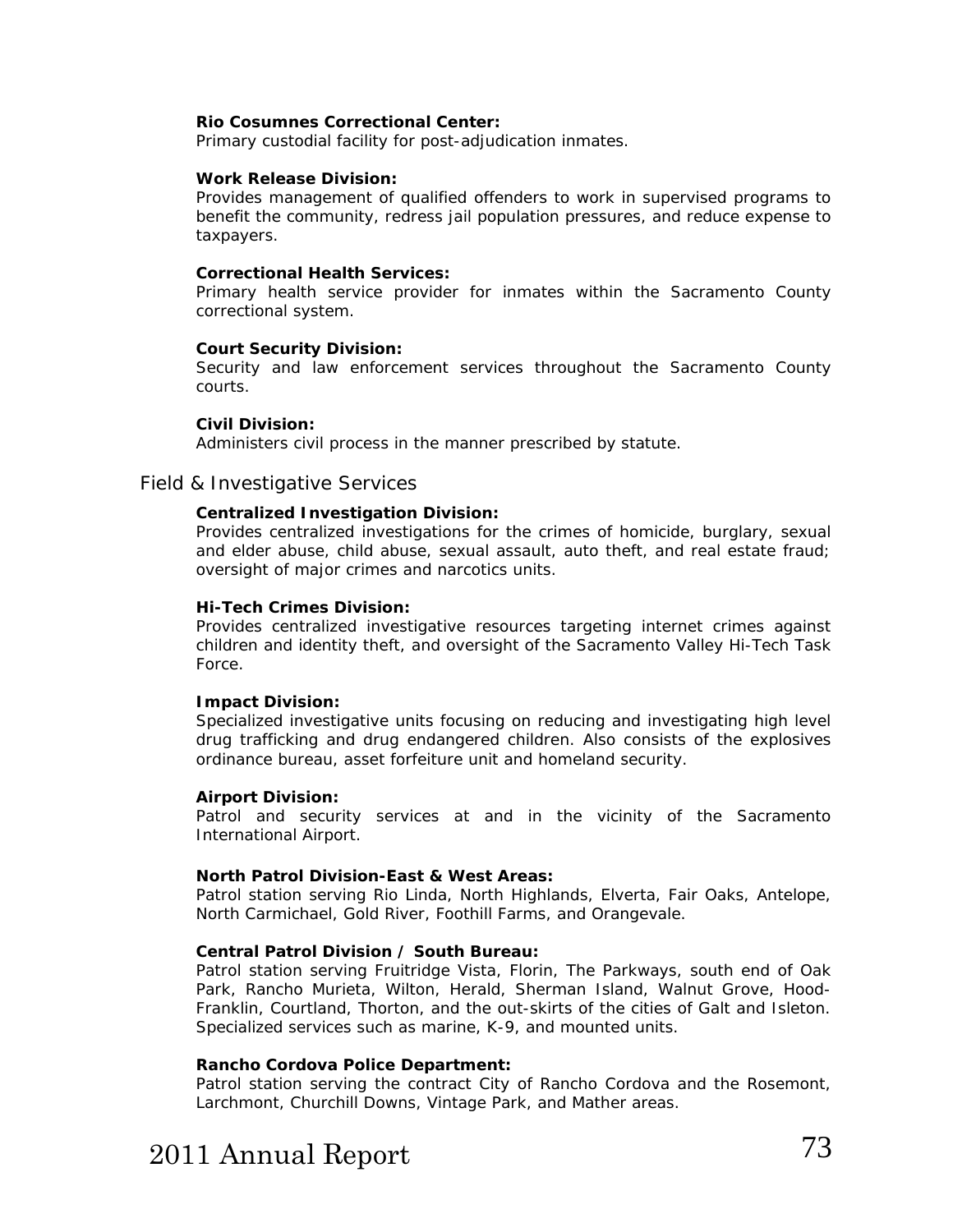**Rio Cosumnes Correctional Center:**
Primary custodial facility for post-adjudication inmates.

**Work Release Division:**
Provides management of qualified offenders to work in supervised programs to benefit the community, redress jail population pressures, and reduce expense to taxpayers.

**Correctional Health Services:**
Primary health service provider for inmates within the Sacramento County correctional system.

**Court Security Division:**
Security and law enforcement services throughout the Sacramento County courts.

**Civil Division:**
Administers civil process in the manner prescribed by statute.

## Field & Investigative Services

**Centralized Investigation Division:**
Provides centralized investigations for the crimes of homicide, burglary, sexual and elder abuse, child abuse, sexual assault, auto theft, and real estate fraud; oversight of major crimes and narcotics units.

**Hi-Tech Crimes Division:**
Provides centralized investigative resources targeting internet crimes against children and identity theft, and oversight of the Sacramento Valley Hi-Tech Task Force.

**Impact Division:**
Specialized investigative units focusing on reducing and investigating high level drug trafficking and drug endangered children. Also consists of the explosives ordinance bureau, asset forfeiture unit and homeland security.

**Airport Division:**
Patrol and security services at and in the vicinity of the Sacramento International Airport.

**North Patrol Division-East & West Areas:**
Patrol station serving Rio Linda, North Highlands, Elverta, Fair Oaks, Antelope, North Carmichael, Gold River, Foothill Farms, and Orangevale.

**Central Patrol Division / South Bureau:**
Patrol station serving Fruitridge Vista, Florin, The Parkways, south end of Oak Park, Rancho Murieta, Wilton, Herald, Sherman Island, Walnut Grove, Hood-Franklin, Courtland, Thorton, and the out-skirts of the cities of Galt and Isleton. Specialized services such as marine, K-9, and mounted units.

**Rancho Cordova Police Department:**
Patrol station serving the contract City of Rancho Cordova and the Rosemont, Larchmont, Churchill Downs, Vintage Park, and Mather areas.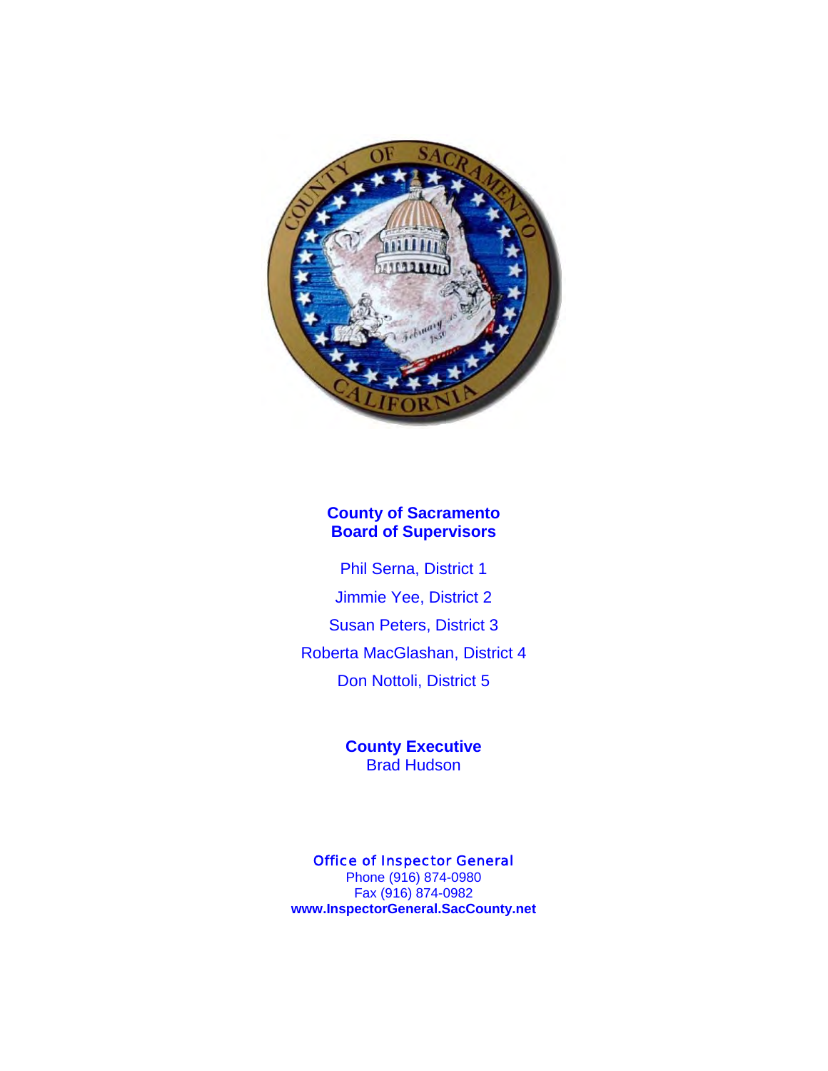**County of Sacramento**
**Board of Supervisors**

Phil Serna, District 1

Jimmie Yee, District 2

Susan Peters, District 3

Roberta MacGlashan, District 4

Don Nottoli, District 5

**County Executive**
Brad Hudson

Office of Inspector General
Phone (916) 874-0980
Fax (916) 874-0982
**www.InspectorGeneral.SacCounty.net**